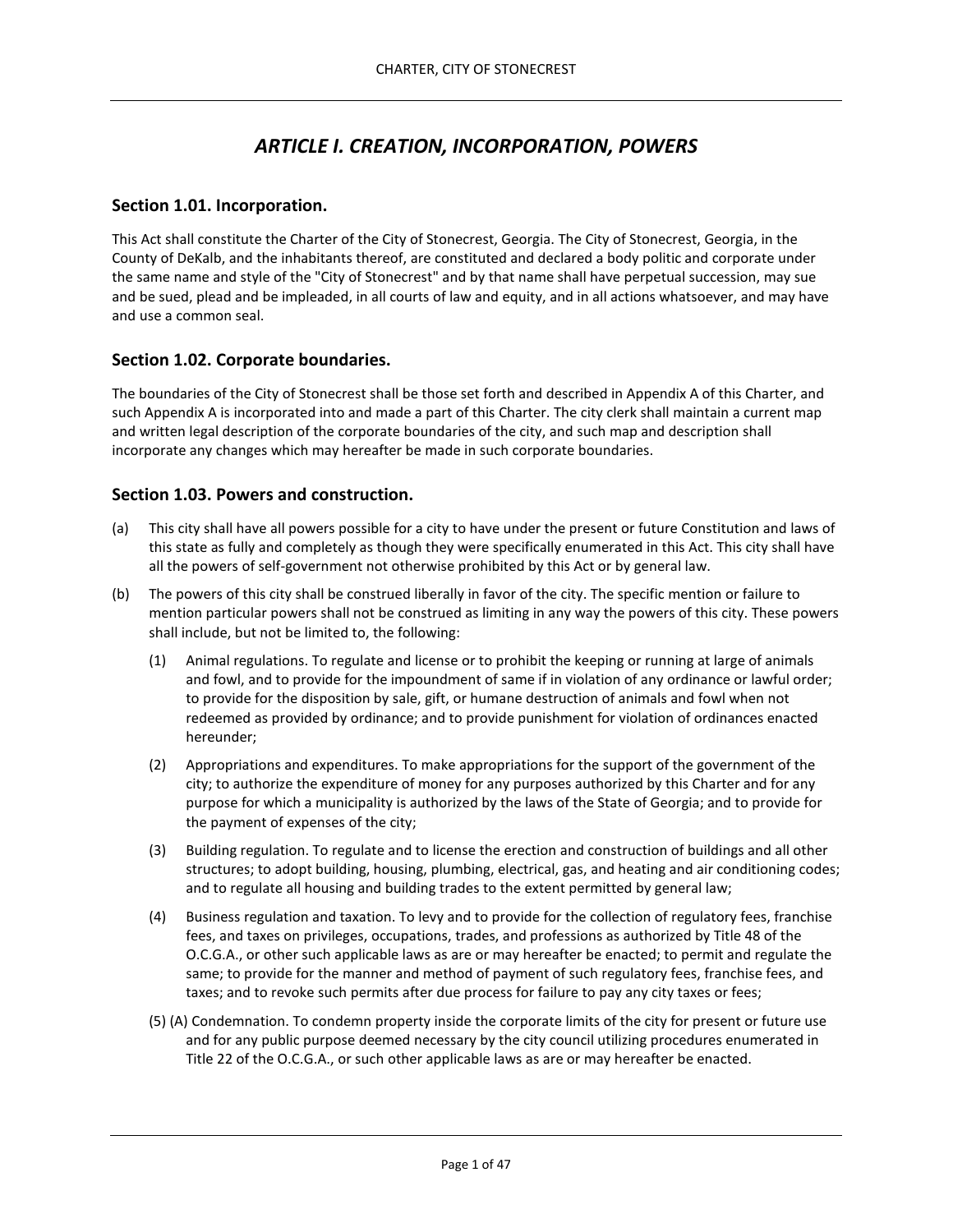# *ARTICLE I. CREATION, INCORPORATION, POWERS*

### Section 1.01. Incorporation.

This Act shall constitute the Charter of the City of Stonecrest, Georgia. The City of Stonecrest, Georgia, in the County of DeKalb, and the inhabitants thereof, are constituted and declared a body politic and corporate under the same name and style of the "City of Stonecrest" and by that name shall have perpetual succession, may sue and be sued, plead and be impleaded, in all courts of law and equity, and in all actions whatsoever, and may have and use a common seal.

### Section 1.02. Corporate boundaries.

The boundaries of the City of Stonecrest shall be those set forth and described in Appendix A of this Charter, and such Appendix A is incorporated into and made a part of this Charter. The city clerk shall maintain a current map and written legal description of the corporate boundaries of the city, and such map and description shall incorporate any changes which may hereafter be made in such corporate boundaries.

### Section 1.03. Powers and construction.

(a) This city shall have all powers possible for a city to have under the present or future Constitution and laws of this state as fully and completely as though they were specifically enumerated in this Act. This city shall have all the powers of self-government not otherwise prohibited by this Act or by general law.

(b) The powers of this city shall be construed liberally in favor of the city. The specific mention or failure to mention particular powers shall not be construed as limiting in any way the powers of this city. These powers shall include, but not be limited to, the following:

(1) Animal regulations. To regulate and license or to prohibit the keeping or running at large of animals and fowl, and to provide for the impoundment of same if in violation of any ordinance or lawful order; to provide for the disposition by sale, gift, or humane destruction of animals and fowl when not redeemed as provided by ordinance; and to provide punishment for violation of ordinances enacted hereunder;

(2) Appropriations and expenditures. To make appropriations for the support of the government of the city; to authorize the expenditure of money for any purposes authorized by this Charter and for any purpose for which a municipality is authorized by the laws of the State of Georgia; and to provide for the payment of expenses of the city;

(3) Building regulation. To regulate and to license the erection and construction of buildings and all other structures; to adopt building, housing, plumbing, electrical, gas, and heating and air conditioning codes; and to regulate all housing and building trades to the extent permitted by general law;

(4) Business regulation and taxation. To levy and to provide for the collection of regulatory fees, franchise fees, and taxes on privileges, occupations, trades, and professions as authorized by Title 48 of the O.C.G.A., or other such applicable laws as are or may hereafter be enacted; to permit and regulate the same; to provide for the manner and method of payment of such regulatory fees, franchise fees, and taxes; and to revoke such permits after due process for failure to pay any city taxes or fees;

(5) (A) Condemnation. To condemn property inside the corporate limits of the city for present or future use and for any public purpose deemed necessary by the city council utilizing procedures enumerated in Title 22 of the O.C.G.A., or such other applicable laws as are or may hereafter be enacted.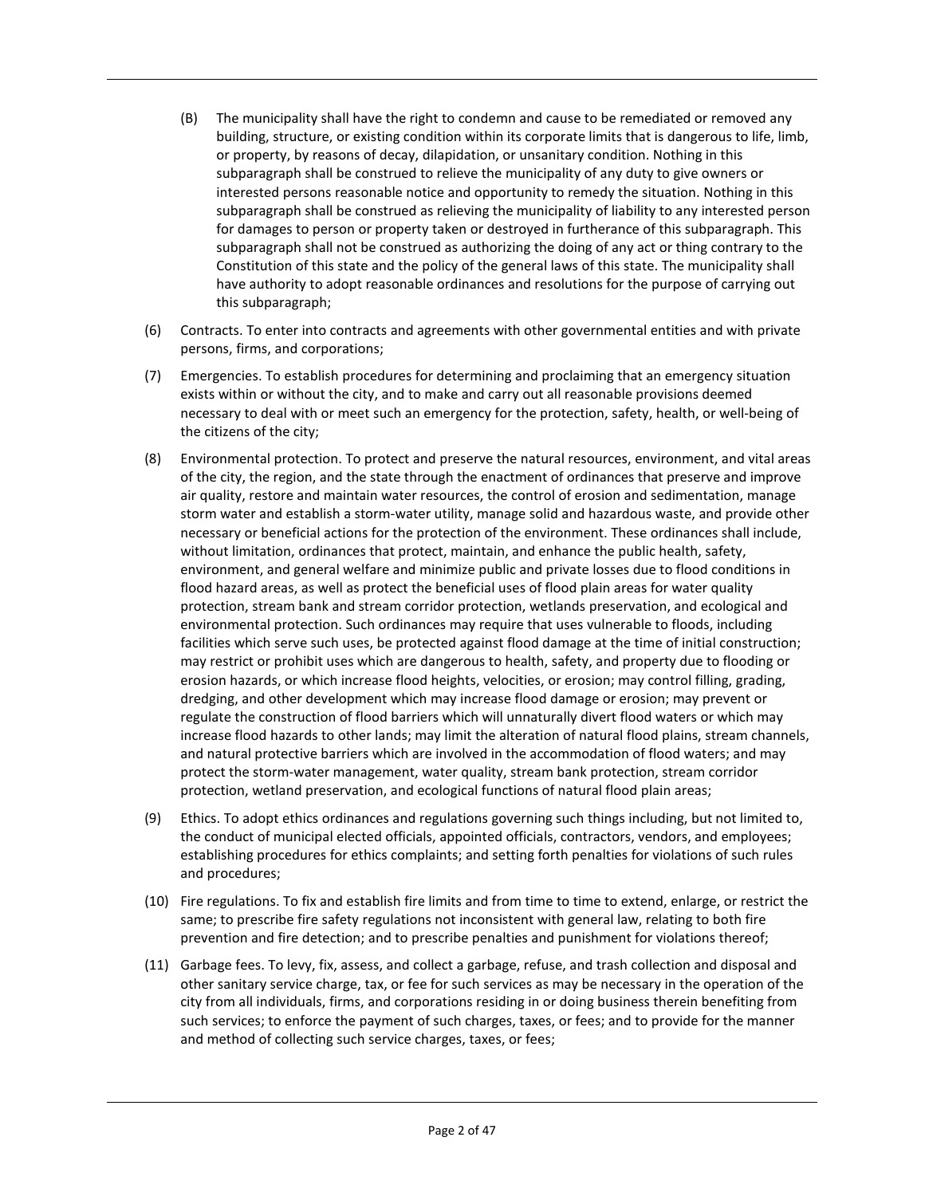(B) The municipality shall have the right to condemn and cause to be remediated or removed any building, structure, or existing condition within its corporate limits that is dangerous to life, limb, or property, by reasons of decay, dilapidation, or unsanitary condition. Nothing in this subparagraph shall be construed to relieve the municipality of any duty to give owners or interested persons reasonable notice and opportunity to remedy the situation. Nothing in this subparagraph shall be construed as relieving the municipality of liability to any interested person for damages to person or property taken or destroyed in furtherance of this subparagraph. This subparagraph shall not be construed as authorizing the doing of any act or thing contrary to the Constitution of this state and the policy of the general laws of this state. The municipality shall have authority to adopt reasonable ordinances and resolutions for the purpose of carrying out this subparagraph;

(6) Contracts. To enter into contracts and agreements with other governmental entities and with private persons, firms, and corporations;

(7) Emergencies. To establish procedures for determining and proclaiming that an emergency situation exists within or without the city, and to make and carry out all reasonable provisions deemed necessary to deal with or meet such an emergency for the protection, safety, health, or well-being of the citizens of the city;

(8) Environmental protection. To protect and preserve the natural resources, environment, and vital areas of the city, the region, and the state through the enactment of ordinances that preserve and improve air quality, restore and maintain water resources, the control of erosion and sedimentation, manage storm water and establish a storm-water utility, manage solid and hazardous waste, and provide other necessary or beneficial actions for the protection of the environment. These ordinances shall include, without limitation, ordinances that protect, maintain, and enhance the public health, safety, environment, and general welfare and minimize public and private losses due to flood conditions in flood hazard areas, as well as protect the beneficial uses of flood plain areas for water quality protection, stream bank and stream corridor protection, wetlands preservation, and ecological and environmental protection. Such ordinances may require that uses vulnerable to floods, including facilities which serve such uses, be protected against flood damage at the time of initial construction; may restrict or prohibit uses which are dangerous to health, safety, and property due to flooding or erosion hazards, or which increase flood heights, velocities, or erosion; may control filling, grading, dredging, and other development which may increase flood damage or erosion; may prevent or regulate the construction of flood barriers which will unnaturally divert flood waters or which may increase flood hazards to other lands; may limit the alteration of natural flood plains, stream channels, and natural protective barriers which are involved in the accommodation of flood waters; and may protect the storm-water management, water quality, stream bank protection, stream corridor protection, wetland preservation, and ecological functions of natural flood plain areas;

(9) Ethics. To adopt ethics ordinances and regulations governing such things including, but not limited to, the conduct of municipal elected officials, appointed officials, contractors, vendors, and employees; establishing procedures for ethics complaints; and setting forth penalties for violations of such rules and procedures;

(10) Fire regulations. To fix and establish fire limits and from time to time to extend, enlarge, or restrict the same; to prescribe fire safety regulations not inconsistent with general law, relating to both fire prevention and fire detection; and to prescribe penalties and punishment for violations thereof;

(11) Garbage fees. To levy, fix, assess, and collect a garbage, refuse, and trash collection and disposal and other sanitary service charge, tax, or fee for such services as may be necessary in the operation of the city from all individuals, firms, and corporations residing in or doing business therein benefiting from such services; to enforce the payment of such charges, taxes, or fees; and to provide for the manner and method of collecting such service charges, taxes, or fees;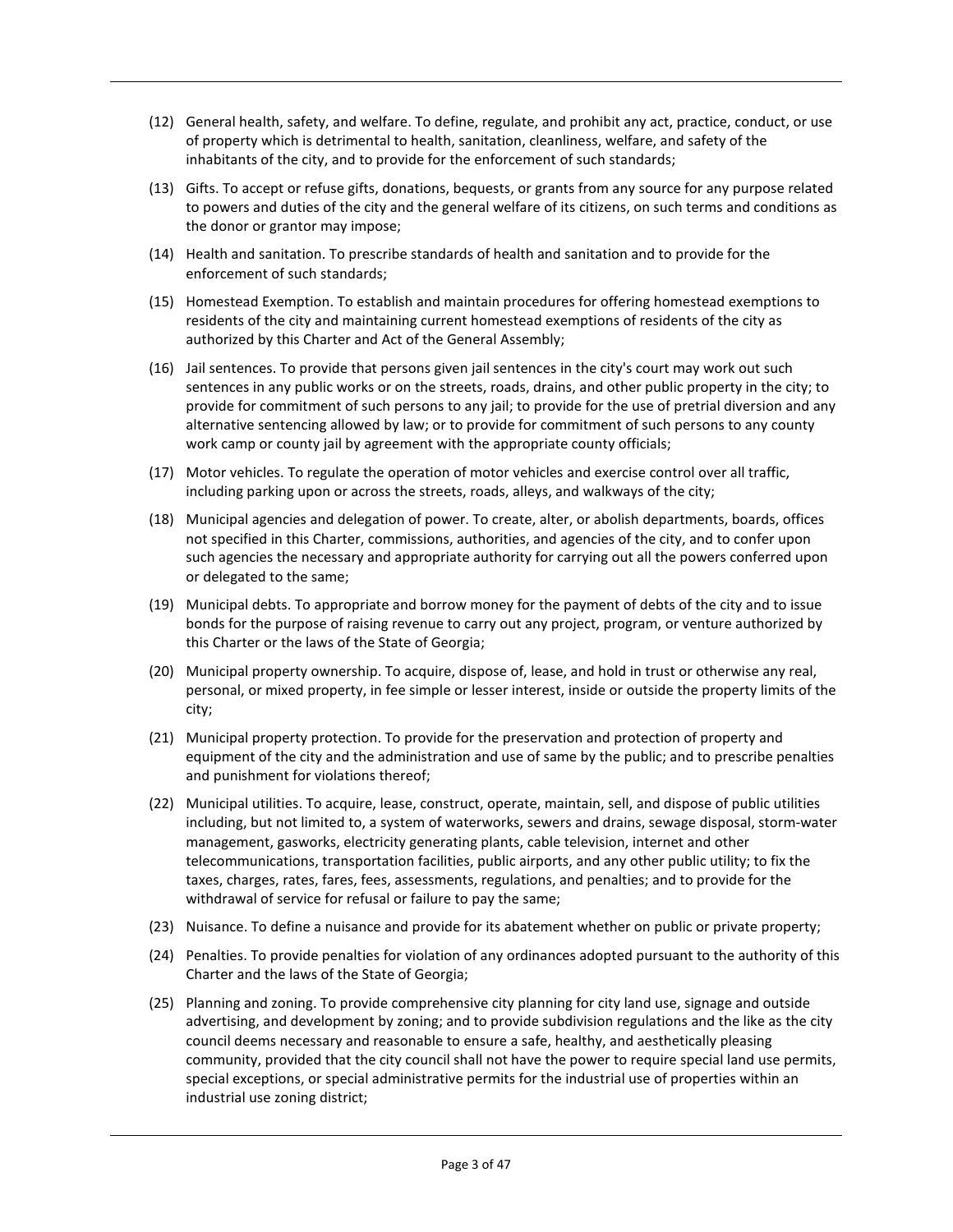(12) General health, safety, and welfare. To define, regulate, and prohibit any act, practice, conduct, or use of property which is detrimental to health, sanitation, cleanliness, welfare, and safety of the inhabitants of the city, and to provide for the enforcement of such standards;

(13) Gifts. To accept or refuse gifts, donations, bequests, or grants from any source for any purpose related to powers and duties of the city and the general welfare of its citizens, on such terms and conditions as the donor or grantor may impose;

(14) Health and sanitation. To prescribe standards of health and sanitation and to provide for the enforcement of such standards;

(15) Homestead Exemption. To establish and maintain procedures for offering homestead exemptions to residents of the city and maintaining current homestead exemptions of residents of the city as authorized by this Charter and Act of the General Assembly;

(16) Jail sentences. To provide that persons given jail sentences in the city's court may work out such sentences in any public works or on the streets, roads, drains, and other public property in the city; to provide for commitment of such persons to any jail; to provide for the use of pretrial diversion and any alternative sentencing allowed by law; or to provide for commitment of such persons to any county work camp or county jail by agreement with the appropriate county officials;

(17) Motor vehicles. To regulate the operation of motor vehicles and exercise control over all traffic, including parking upon or across the streets, roads, alleys, and walkways of the city;

(18) Municipal agencies and delegation of power. To create, alter, or abolish departments, boards, offices not specified in this Charter, commissions, authorities, and agencies of the city, and to confer upon such agencies the necessary and appropriate authority for carrying out all the powers conferred upon or delegated to the same;

(19) Municipal debts. To appropriate and borrow money for the payment of debts of the city and to issue bonds for the purpose of raising revenue to carry out any project, program, or venture authorized by this Charter or the laws of the State of Georgia;

(20) Municipal property ownership. To acquire, dispose of, lease, and hold in trust or otherwise any real, personal, or mixed property, in fee simple or lesser interest, inside or outside the property limits of the city;

(21) Municipal property protection. To provide for the preservation and protection of property and equipment of the city and the administration and use of same by the public; and to prescribe penalties and punishment for violations thereof;

(22) Municipal utilities. To acquire, lease, construct, operate, maintain, sell, and dispose of public utilities including, but not limited to, a system of waterworks, sewers and drains, sewage disposal, storm-water management, gasworks, electricity generating plants, cable television, internet and other telecommunications, transportation facilities, public airports, and any other public utility; to fix the taxes, charges, rates, fares, fees, assessments, regulations, and penalties; and to provide for the withdrawal of service for refusal or failure to pay the same;

(23) Nuisance. To define a nuisance and provide for its abatement whether on public or private property;

(24) Penalties. To provide penalties for violation of any ordinances adopted pursuant to the authority of this Charter and the laws of the State of Georgia;

(25) Planning and zoning. To provide comprehensive city planning for city land use, signage and outside advertising, and development by zoning; and to provide subdivision regulations and the like as the city council deems necessary and reasonable to ensure a safe, healthy, and aesthetically pleasing community, provided that the city council shall not have the power to require special land use permits, special exceptions, or special administrative permits for the industrial use of properties within an industrial use zoning district;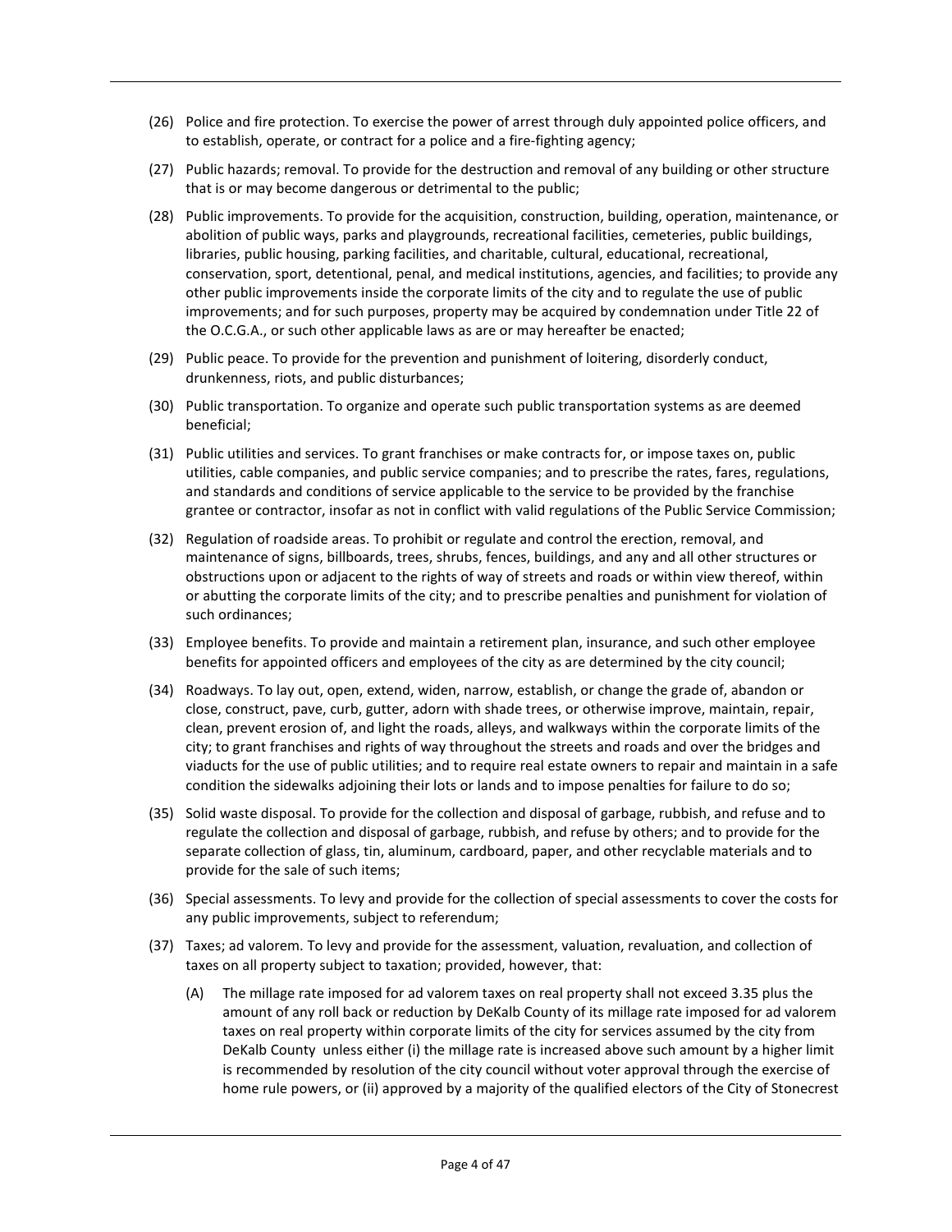(26) Police and fire protection. To exercise the power of arrest through duly appointed police officers, and to establish, operate, or contract for a police and a fire-fighting agency;

(27) Public hazards; removal. To provide for the destruction and removal of any building or other structure that is or may become dangerous or detrimental to the public;

(28) Public improvements. To provide for the acquisition, construction, building, operation, maintenance, or abolition of public ways, parks and playgrounds, recreational facilities, cemeteries, public buildings, libraries, public housing, parking facilities, and charitable, cultural, educational, recreational, conservation, sport, detentional, penal, and medical institutions, agencies, and facilities; to provide any other public improvements inside the corporate limits of the city and to regulate the use of public improvements; and for such purposes, property may be acquired by condemnation under Title 22 of the O.C.G.A., or such other applicable laws as are or may hereafter be enacted;

(29) Public peace. To provide for the prevention and punishment of loitering, disorderly conduct, drunkenness, riots, and public disturbances;

(30) Public transportation. To organize and operate such public transportation systems as are deemed beneficial;

(31) Public utilities and services. To grant franchises or make contracts for, or impose taxes on, public utilities, cable companies, and public service companies; and to prescribe the rates, fares, regulations, and standards and conditions of service applicable to the service to be provided by the franchise grantee or contractor, insofar as not in conflict with valid regulations of the Public Service Commission;

(32) Regulation of roadside areas. To prohibit or regulate and control the erection, removal, and maintenance of signs, billboards, trees, shrubs, fences, buildings, and any and all other structures or obstructions upon or adjacent to the rights of way of streets and roads or within view thereof, within or abutting the corporate limits of the city; and to prescribe penalties and punishment for violation of such ordinances;

(33) Employee benefits. To provide and maintain a retirement plan, insurance, and such other employee benefits for appointed officers and employees of the city as are determined by the city council;

(34) Roadways. To lay out, open, extend, widen, narrow, establish, or change the grade of, abandon or close, construct, pave, curb, gutter, adorn with shade trees, or otherwise improve, maintain, repair, clean, prevent erosion of, and light the roads, alleys, and walkways within the corporate limits of the city; to grant franchises and rights of way throughout the streets and roads and over the bridges and viaducts for the use of public utilities; and to require real estate owners to repair and maintain in a safe condition the sidewalks adjoining their lots or lands and to impose penalties for failure to do so;

(35) Solid waste disposal. To provide for the collection and disposal of garbage, rubbish, and refuse and to regulate the collection and disposal of garbage, rubbish, and refuse by others; and to provide for the separate collection of glass, tin, aluminum, cardboard, paper, and other recyclable materials and to provide for the sale of such items;

(36) Special assessments. To levy and provide for the collection of special assessments to cover the costs for any public improvements, subject to referendum;

(37) Taxes; ad valorem. To levy and provide for the assessment, valuation, revaluation, and collection of taxes on all property subject to taxation; provided, however, that:

   (A) The millage rate imposed for ad valorem taxes on real property shall not exceed 3.35 plus the amount of any roll back or reduction by DeKalb County of its millage rate imposed for ad valorem taxes on real property within corporate limits of the city for services assumed by the city from DeKalb County unless either (i) the millage rate is increased above such amount by a higher limit is recommended by resolution of the city council without voter approval through the exercise of home rule powers, or (ii) approved by a majority of the qualified electors of the City of Stonecrest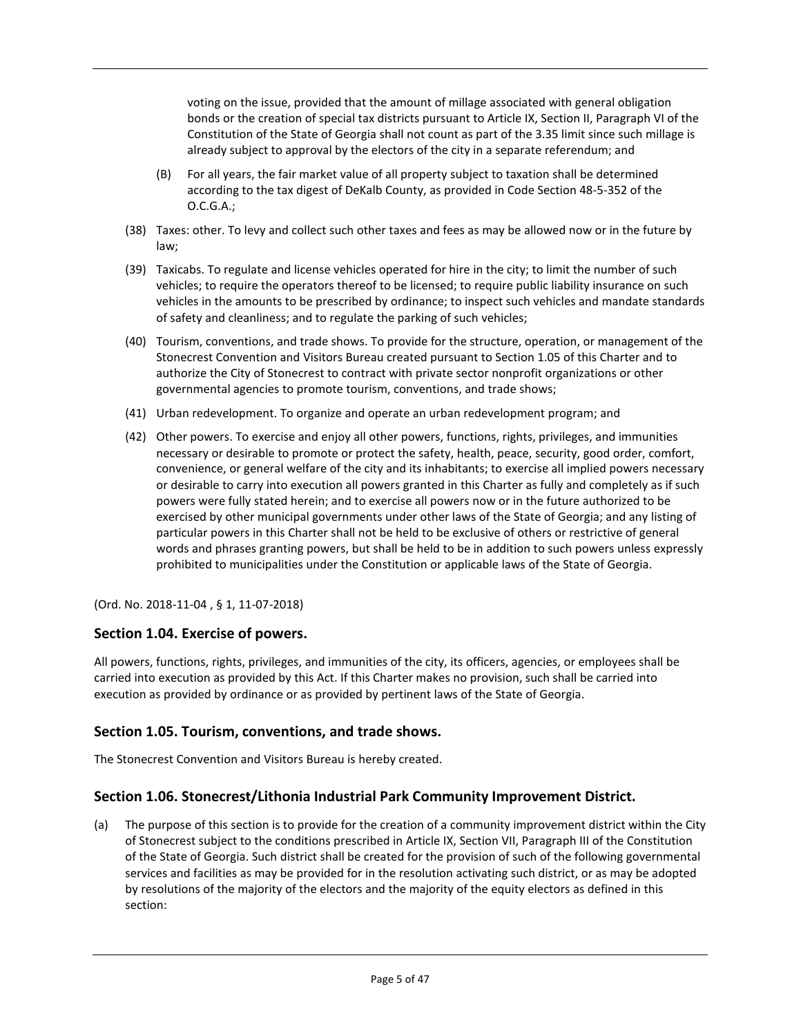voting on the issue, provided that the amount of millage associated with general obligation bonds or the creation of special tax districts pursuant to Article IX, Section II, Paragraph VI of the Constitution of the State of Georgia shall not count as part of the 3.35 limit since such millage is already subject to approval by the electors of the city in a separate referendum; and

(B) For all years, the fair market value of all property subject to taxation shall be determined according to the tax digest of DeKalb County, as provided in Code Section 48-5-352 of the O.C.G.A.;

(38) Taxes: other. To levy and collect such other taxes and fees as may be allowed now or in the future by law;

(39) Taxicabs. To regulate and license vehicles operated for hire in the city; to limit the number of such vehicles; to require the operators thereof to be licensed; to require public liability insurance on such vehicles in the amounts to be prescribed by ordinance; to inspect such vehicles and mandate standards of safety and cleanliness; and to regulate the parking of such vehicles;

(40) Tourism, conventions, and trade shows. To provide for the structure, operation, or management of the Stonecrest Convention and Visitors Bureau created pursuant to Section 1.05 of this Charter and to authorize the City of Stonecrest to contract with private sector nonprofit organizations or other governmental agencies to promote tourism, conventions, and trade shows;

(41) Urban redevelopment. To organize and operate an urban redevelopment program; and

(42) Other powers. To exercise and enjoy all other powers, functions, rights, privileges, and immunities necessary or desirable to promote or protect the safety, health, peace, security, good order, comfort, convenience, or general welfare of the city and its inhabitants; to exercise all implied powers necessary or desirable to carry into execution all powers granted in this Charter as fully and completely as if such powers were fully stated herein; and to exercise all powers now or in the future authorized to be exercised by other municipal governments under other laws of the State of Georgia; and any listing of particular powers in this Charter shall not be held to be exclusive of others or restrictive of general words and phrases granting powers, but shall be held to be in addition to such powers unless expressly prohibited to municipalities under the Constitution or applicable laws of the State of Georgia.

(Ord. No. 2018-11-04 , § 1, 11-07-2018)

### Section 1.04. Exercise of powers.

All powers, functions, rights, privileges, and immunities of the city, its officers, agencies, or employees shall be carried into execution as provided by this Act. If this Charter makes no provision, such shall be carried into execution as provided by ordinance or as provided by pertinent laws of the State of Georgia.

### Section 1.05. Tourism, conventions, and trade shows.

The Stonecrest Convention and Visitors Bureau is hereby created.

### Section 1.06. Stonecrest/Lithonia Industrial Park Community Improvement District.

(a) The purpose of this section is to provide for the creation of a community improvement district within the City of Stonecrest subject to the conditions prescribed in Article IX, Section VII, Paragraph III of the Constitution of the State of Georgia. Such district shall be created for the provision of such of the following governmental services and facilities as may be provided for in the resolution activating such district, or as may be adopted by resolutions of the majority of the electors and the majority of the equity electors as defined in this section: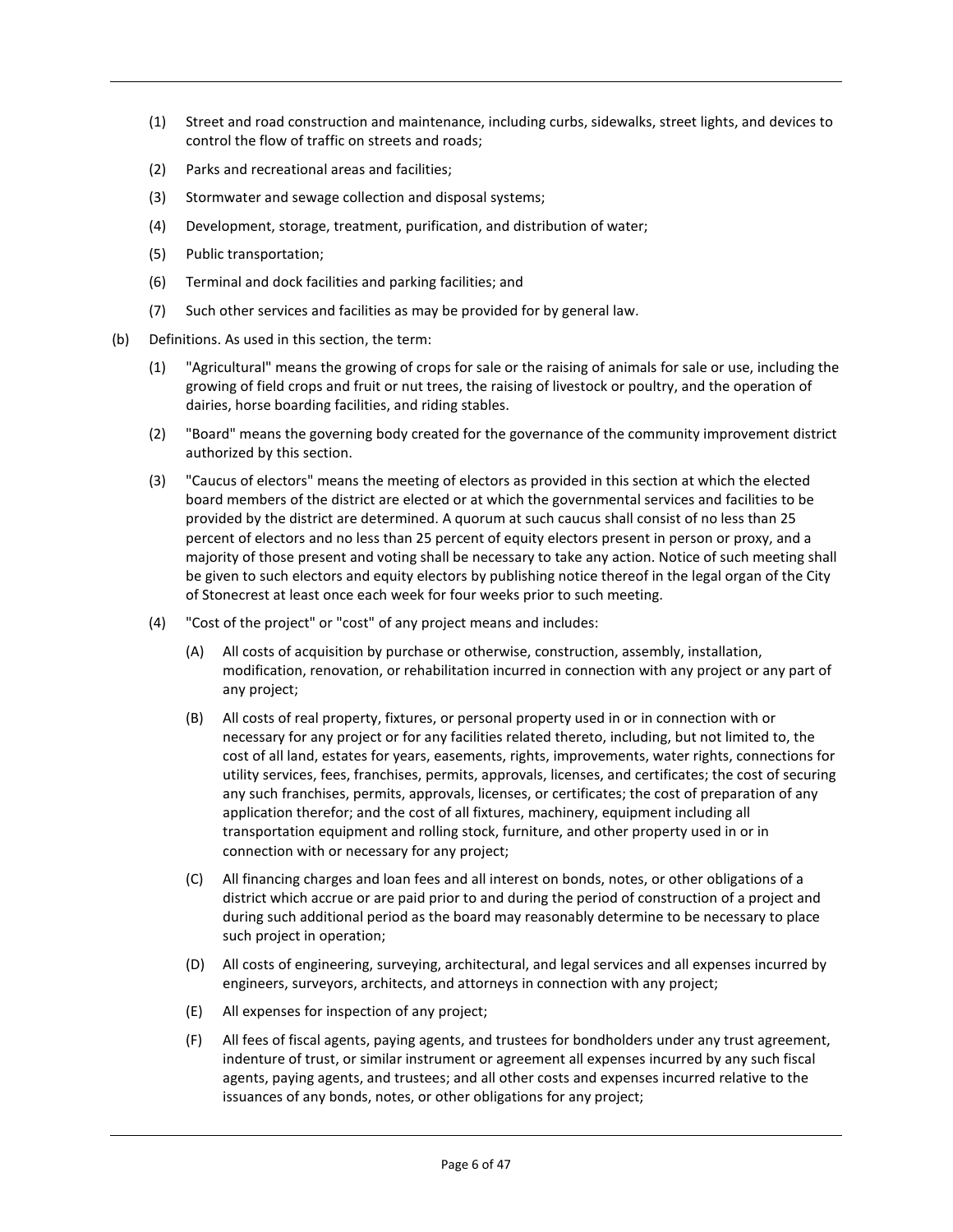(1) Street and road construction and maintenance, including curbs, sidewalks, street lights, and devices to control the flow of traffic on streets and roads;

(2) Parks and recreational areas and facilities;

(3) Stormwater and sewage collection and disposal systems;

(4) Development, storage, treatment, purification, and distribution of water;

(5) Public transportation;

(6) Terminal and dock facilities and parking facilities; and

(7) Such other services and facilities as may be provided for by general law.

(b) Definitions. As used in this section, the term:

(1) "Agricultural" means the growing of crops for sale or the raising of animals for sale or use, including the growing of field crops and fruit or nut trees, the raising of livestock or poultry, and the operation of dairies, horse boarding facilities, and riding stables.

(2) "Board" means the governing body created for the governance of the community improvement district authorized by this section.

(3) "Caucus of electors" means the meeting of electors as provided in this section at which the elected board members of the district are elected or at which the governmental services and facilities to be provided by the district are determined. A quorum at such caucus shall consist of no less than 25 percent of electors and no less than 25 percent of equity electors present in person or proxy, and a majority of those present and voting shall be necessary to take any action. Notice of such meeting shall be given to such electors and equity electors by publishing notice thereof in the legal organ of the City of Stonecrest at least once each week for four weeks prior to such meeting.

(4) "Cost of the project" or "cost" of any project means and includes:

(A) All costs of acquisition by purchase or otherwise, construction, assembly, installation, modification, renovation, or rehabilitation incurred in connection with any project or any part of any project;

(B) All costs of real property, fixtures, or personal property used in or in connection with or necessary for any project or for any facilities related thereto, including, but not limited to, the cost of all land, estates for years, easements, rights, improvements, water rights, connections for utility services, fees, franchises, permits, approvals, licenses, and certificates; the cost of securing any such franchises, permits, approvals, licenses, or certificates; the cost of preparation of any application therefor; and the cost of all fixtures, machinery, equipment including all transportation equipment and rolling stock, furniture, and other property used in or in connection with or necessary for any project;

(C) All financing charges and loan fees and all interest on bonds, notes, or other obligations of a district which accrue or are paid prior to and during the period of construction of a project and during such additional period as the board may reasonably determine to be necessary to place such project in operation;

(D) All costs of engineering, surveying, architectural, and legal services and all expenses incurred by engineers, surveyors, architects, and attorneys in connection with any project;

(E) All expenses for inspection of any project;

(F) All fees of fiscal agents, paying agents, and trustees for bondholders under any trust agreement, indenture of trust, or similar instrument or agreement all expenses incurred by any such fiscal agents, paying agents, and trustees; and all other costs and expenses incurred relative to the issuances of any bonds, notes, or other obligations for any project;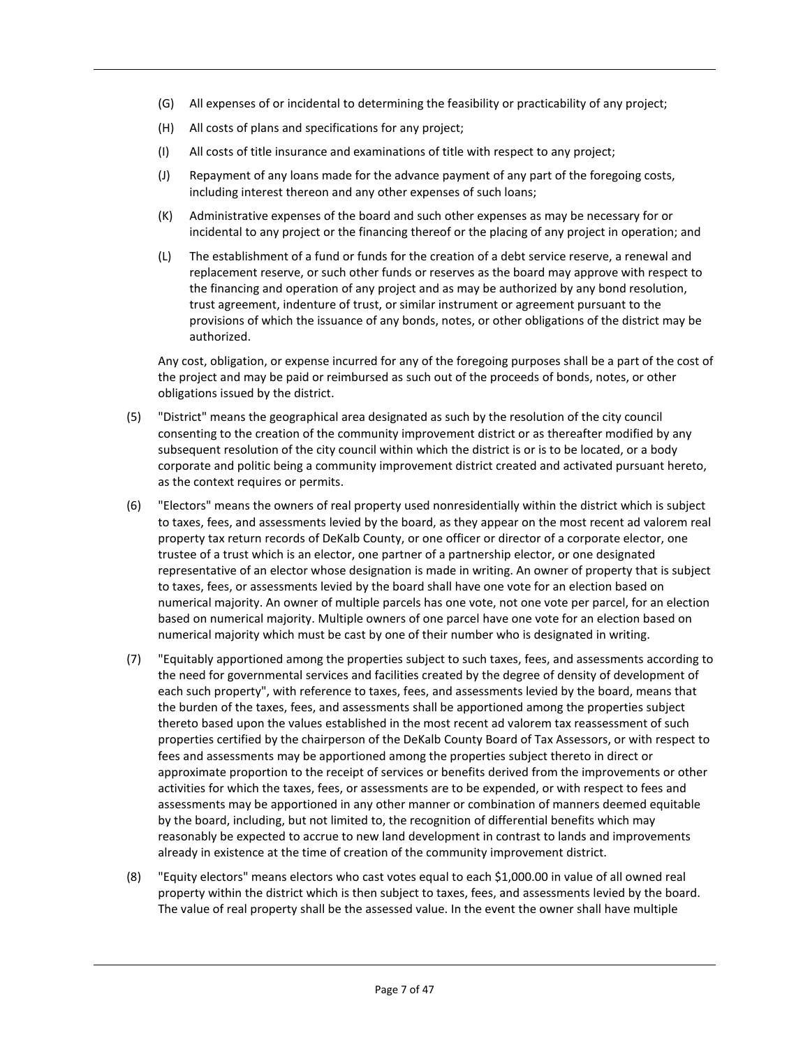(G) All expenses of or incidental to determining the feasibility or practicability of any project;

(H) All costs of plans and specifications for any project;

(I) All costs of title insurance and examinations of title with respect to any project;

(J) Repayment of any loans made for the advance payment of any part of the foregoing costs, including interest thereon and any other expenses of such loans;

(K) Administrative expenses of the board and such other expenses as may be necessary for or incidental to any project or the financing thereof or the placing of any project in operation; and

(L) The establishment of a fund or funds for the creation of a debt service reserve, a renewal and replacement reserve, or such other funds or reserves as the board may approve with respect to the financing and operation of any project and as may be authorized by any bond resolution, trust agreement, indenture of trust, or similar instrument or agreement pursuant to the provisions of which the issuance of any bonds, notes, or other obligations of the district may be authorized.

Any cost, obligation, or expense incurred for any of the foregoing purposes shall be a part of the cost of the project and may be paid or reimbursed as such out of the proceeds of bonds, notes, or other obligations issued by the district.

(5) "District" means the geographical area designated as such by the resolution of the city council consenting to the creation of the community improvement district or as thereafter modified by any subsequent resolution of the city council within which the district is or is to be located, or a body corporate and politic being a community improvement district created and activated pursuant hereto, as the context requires or permits.

(6) "Electors" means the owners of real property used nonresidentially within the district which is subject to taxes, fees, and assessments levied by the board, as they appear on the most recent ad valorem real property tax return records of DeKalb County, or one officer or director of a corporate elector, one trustee of a trust which is an elector, one partner of a partnership elector, or one designated representative of an elector whose designation is made in writing. An owner of property that is subject to taxes, fees, or assessments levied by the board shall have one vote for an election based on numerical majority. An owner of multiple parcels has one vote, not one vote per parcel, for an election based on numerical majority. Multiple owners of one parcel have one vote for an election based on numerical majority which must be cast by one of their number who is designated in writing.

(7) "Equitably apportioned among the properties subject to such taxes, fees, and assessments according to the need for governmental services and facilities created by the degree of density of development of each such property", with reference to taxes, fees, and assessments levied by the board, means that the burden of the taxes, fees, and assessments shall be apportioned among the properties subject thereto based upon the values established in the most recent ad valorem tax reassessment of such properties certified by the chairperson of the DeKalb County Board of Tax Assessors, or with respect to fees and assessments may be apportioned among the properties subject thereto in direct or approximate proportion to the receipt of services or benefits derived from the improvements or other activities for which the taxes, fees, or assessments are to be expended, or with respect to fees and assessments may be apportioned in any other manner or combination of manners deemed equitable by the board, including, but not limited to, the recognition of differential benefits which may reasonably be expected to accrue to new land development in contrast to lands and improvements already in existence at the time of creation of the community improvement district.

(8) "Equity electors" means electors who cast votes equal to each $1,000.00 in value of all owned real property within the district which is then subject to taxes, fees, and assessments levied by the board. The value of real property shall be the assessed value. In the event the owner shall have multiple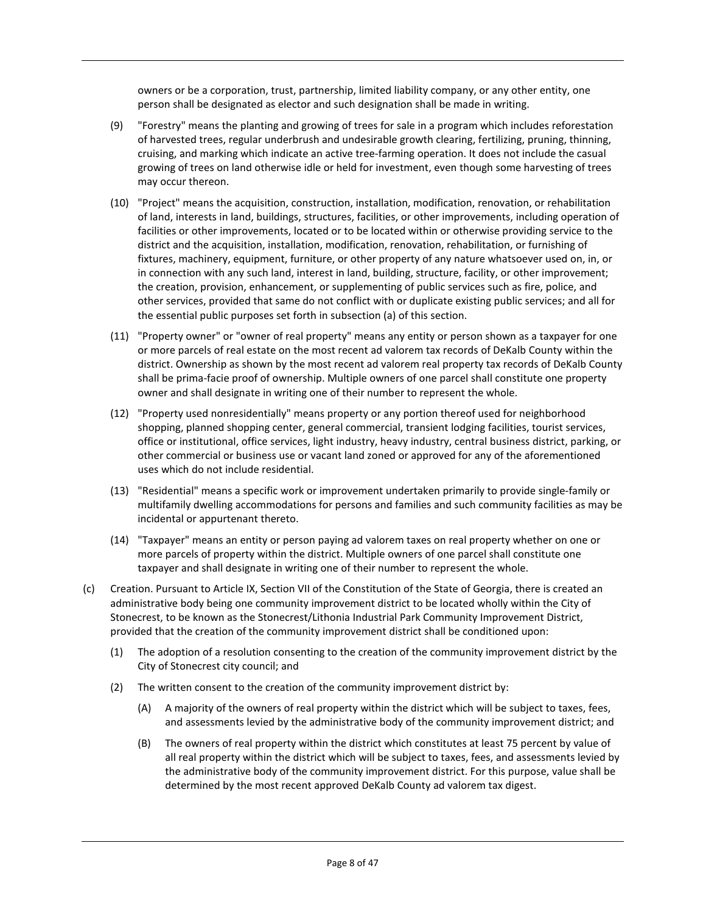owners or be a corporation, trust, partnership, limited liability company, or any other entity, one person shall be designated as elector and such designation shall be made in writing.

(9) "Forestry" means the planting and growing of trees for sale in a program which includes reforestation of harvested trees, regular underbrush and undesirable growth clearing, fertilizing, pruning, thinning, cruising, and marking which indicate an active tree-farming operation. It does not include the casual growing of trees on land otherwise idle or held for investment, even though some harvesting of trees may occur thereon.

(10) "Project" means the acquisition, construction, installation, modification, renovation, or rehabilitation of land, interests in land, buildings, structures, facilities, or other improvements, including operation of facilities or other improvements, located or to be located within or otherwise providing service to the district and the acquisition, installation, modification, renovation, rehabilitation, or furnishing of fixtures, machinery, equipment, furniture, or other property of any nature whatsoever used on, in, or in connection with any such land, interest in land, building, structure, facility, or other improvement; the creation, provision, enhancement, or supplementing of public services such as fire, police, and other services, provided that same do not conflict with or duplicate existing public services; and all for the essential public purposes set forth in subsection (a) of this section.

(11) "Property owner" or "owner of real property" means any entity or person shown as a taxpayer for one or more parcels of real estate on the most recent ad valorem tax records of DeKalb County within the district. Ownership as shown by the most recent ad valorem real property tax records of DeKalb County shall be prima-facie proof of ownership. Multiple owners of one parcel shall constitute one property owner and shall designate in writing one of their number to represent the whole.

(12) "Property used nonresidentially" means property or any portion thereof used for neighborhood shopping, planned shopping center, general commercial, transient lodging facilities, tourist services, office or institutional, office services, light industry, heavy industry, central business district, parking, or other commercial or business use or vacant land zoned or approved for any of the aforementioned uses which do not include residential.

(13) "Residential" means a specific work or improvement undertaken primarily to provide single-family or multifamily dwelling accommodations for persons and families and such community facilities as may be incidental or appurtenant thereto.

(14) "Taxpayer" means an entity or person paying ad valorem taxes on real property whether on one or more parcels of property within the district. Multiple owners of one parcel shall constitute one taxpayer and shall designate in writing one of their number to represent the whole.

(c) Creation. Pursuant to Article IX, Section VII of the Constitution of the State of Georgia, there is created an administrative body being one community improvement district to be located wholly within the City of Stonecrest, to be known as the Stonecrest/Lithonia Industrial Park Community Improvement District, provided that the creation of the community improvement district shall be conditioned upon:

(1) The adoption of a resolution consenting to the creation of the community improvement district by the City of Stonecrest city council; and

(2) The written consent to the creation of the community improvement district by:

(A) A majority of the owners of real property within the district which will be subject to taxes, fees, and assessments levied by the administrative body of the community improvement district; and

(B) The owners of real property within the district which constitutes at least 75 percent by value of all real property within the district which will be subject to taxes, fees, and assessments levied by the administrative body of the community improvement district. For this purpose, value shall be determined by the most recent approved DeKalb County ad valorem tax digest.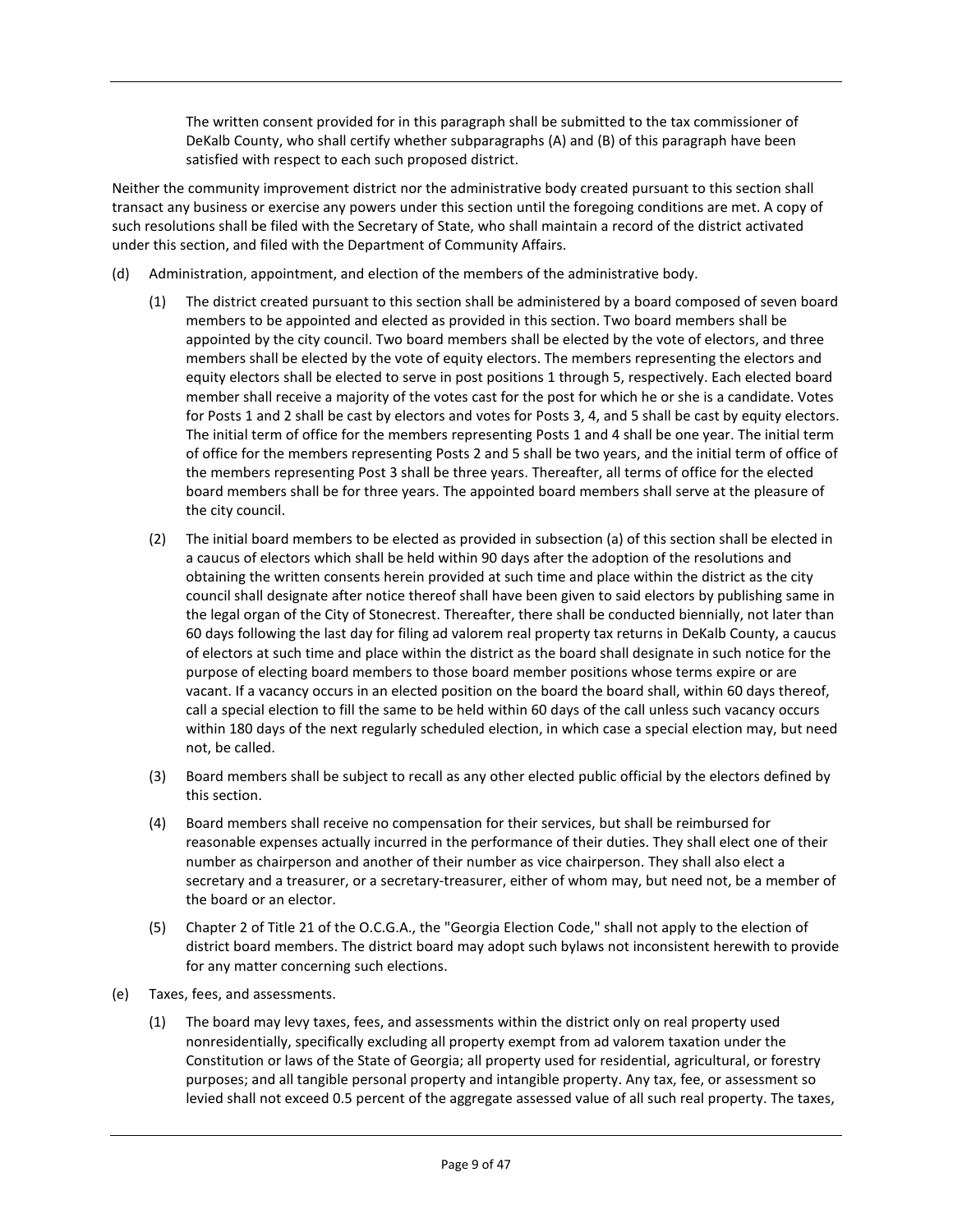The written consent provided for in this paragraph shall be submitted to the tax commissioner of DeKalb County, who shall certify whether subparagraphs (A) and (B) of this paragraph have been satisfied with respect to each such proposed district.

Neither the community improvement district nor the administrative body created pursuant to this section shall transact any business or exercise any powers under this section until the foregoing conditions are met. A copy of such resolutions shall be filed with the Secretary of State, who shall maintain a record of the district activated under this section, and filed with the Department of Community Affairs.

(d) Administration, appointment, and election of the members of the administrative body.

(1) The district created pursuant to this section shall be administered by a board composed of seven board members to be appointed and elected as provided in this section. Two board members shall be appointed by the city council. Two board members shall be elected by the vote of electors, and three members shall be elected by the vote of equity electors. The members representing the electors and equity electors shall be elected to serve in post positions 1 through 5, respectively. Each elected board member shall receive a majority of the votes cast for the post for which he or she is a candidate. Votes for Posts 1 and 2 shall be cast by electors and votes for Posts 3, 4, and 5 shall be cast by equity electors. The initial term of office for the members representing Posts 1 and 4 shall be one year. The initial term of office for the members representing Posts 2 and 5 shall be two years, and the initial term of office of the members representing Post 3 shall be three years. Thereafter, all terms of office for the elected board members shall be for three years. The appointed board members shall serve at the pleasure of the city council.

(2) The initial board members to be elected as provided in subsection (a) of this section shall be elected in a caucus of electors which shall be held within 90 days after the adoption of the resolutions and obtaining the written consents herein provided at such time and place within the district as the city council shall designate after notice thereof shall have been given to said electors by publishing same in the legal organ of the City of Stonecrest. Thereafter, there shall be conducted biennially, not later than 60 days following the last day for filing ad valorem real property tax returns in DeKalb County, a caucus of electors at such time and place within the district as the board shall designate in such notice for the purpose of electing board members to those board member positions whose terms expire or are vacant. If a vacancy occurs in an elected position on the board the board shall, within 60 days thereof, call a special election to fill the same to be held within 60 days of the call unless such vacancy occurs within 180 days of the next regularly scheduled election, in which case a special election may, but need not, be called.

(3) Board members shall be subject to recall as any other elected public official by the electors defined by this section.

(4) Board members shall receive no compensation for their services, but shall be reimbursed for reasonable expenses actually incurred in the performance of their duties. They shall elect one of their number as chairperson and another of their number as vice chairperson. They shall also elect a secretary and a treasurer, or a secretary-treasurer, either of whom may, but need not, be a member of the board or an elector.

(5) Chapter 2 of Title 21 of the O.C.G.A., the "Georgia Election Code," shall not apply to the election of district board members. The district board may adopt such bylaws not inconsistent herewith to provide for any matter concerning such elections.

(e) Taxes, fees, and assessments.

(1) The board may levy taxes, fees, and assessments within the district only on real property used nonresidentially, specifically excluding all property exempt from ad valorem taxation under the Constitution or laws of the State of Georgia; all property used for residential, agricultural, or forestry purposes; and all tangible personal property and intangible property. Any tax, fee, or assessment so levied shall not exceed 0.5 percent of the aggregate assessed value of all such real property. The taxes,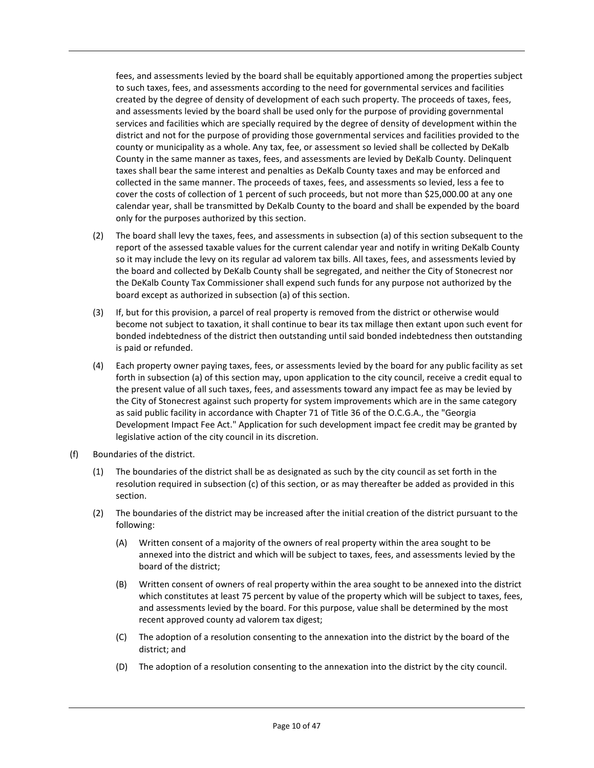fees, and assessments levied by the board shall be equitably apportioned among the properties subject to such taxes, fees, and assessments according to the need for governmental services and facilities created by the degree of density of development of each such property. The proceeds of taxes, fees, and assessments levied by the board shall be used only for the purpose of providing governmental services and facilities which are specially required by the degree of density of development within the district and not for the purpose of providing those governmental services and facilities provided to the county or municipality as a whole. Any tax, fee, or assessment so levied shall be collected by DeKalb County in the same manner as taxes, fees, and assessments are levied by DeKalb County. Delinquent taxes shall bear the same interest and penalties as DeKalb County taxes and may be enforced and collected in the same manner. The proceeds of taxes, fees, and assessments so levied, less a fee to cover the costs of collection of 1 percent of such proceeds, but not more than $25,000.00 at any one calendar year, shall be transmitted by DeKalb County to the board and shall be expended by the board only for the purposes authorized by this section.

(2) The board shall levy the taxes, fees, and assessments in subsection (a) of this section subsequent to the report of the assessed taxable values for the current calendar year and notify in writing DeKalb County so it may include the levy on its regular ad valorem tax bills. All taxes, fees, and assessments levied by the board and collected by DeKalb County shall be segregated, and neither the City of Stonecrest nor the DeKalb County Tax Commissioner shall expend such funds for any purpose not authorized by the board except as authorized in subsection (a) of this section.

(3) If, but for this provision, a parcel of real property is removed from the district or otherwise would become not subject to taxation, it shall continue to bear its tax millage then extant upon such event for bonded indebtedness of the district then outstanding until said bonded indebtedness then outstanding is paid or refunded.

(4) Each property owner paying taxes, fees, or assessments levied by the board for any public facility as set forth in subsection (a) of this section may, upon application to the city council, receive a credit equal to the present value of all such taxes, fees, and assessments toward any impact fee as may be levied by the City of Stonecrest against such property for system improvements which are in the same category as said public facility in accordance with Chapter 71 of Title 36 of the O.C.G.A., the "Georgia Development Impact Fee Act." Application for such development impact fee credit may be granted by legislative action of the city council in its discretion.

(f) Boundaries of the district.

(1) The boundaries of the district shall be as designated as such by the city council as set forth in the resolution required in subsection (c) of this section, or as may thereafter be added as provided in this section.

(2) The boundaries of the district may be increased after the initial creation of the district pursuant to the following:

(A) Written consent of a majority of the owners of real property within the area sought to be annexed into the district and which will be subject to taxes, fees, and assessments levied by the board of the district;

(B) Written consent of owners of real property within the area sought to be annexed into the district which constitutes at least 75 percent by value of the property which will be subject to taxes, fees, and assessments levied by the board. For this purpose, value shall be determined by the most recent approved county ad valorem tax digest;

(C) The adoption of a resolution consenting to the annexation into the district by the board of the district; and

(D) The adoption of a resolution consenting to the annexation into the district by the city council.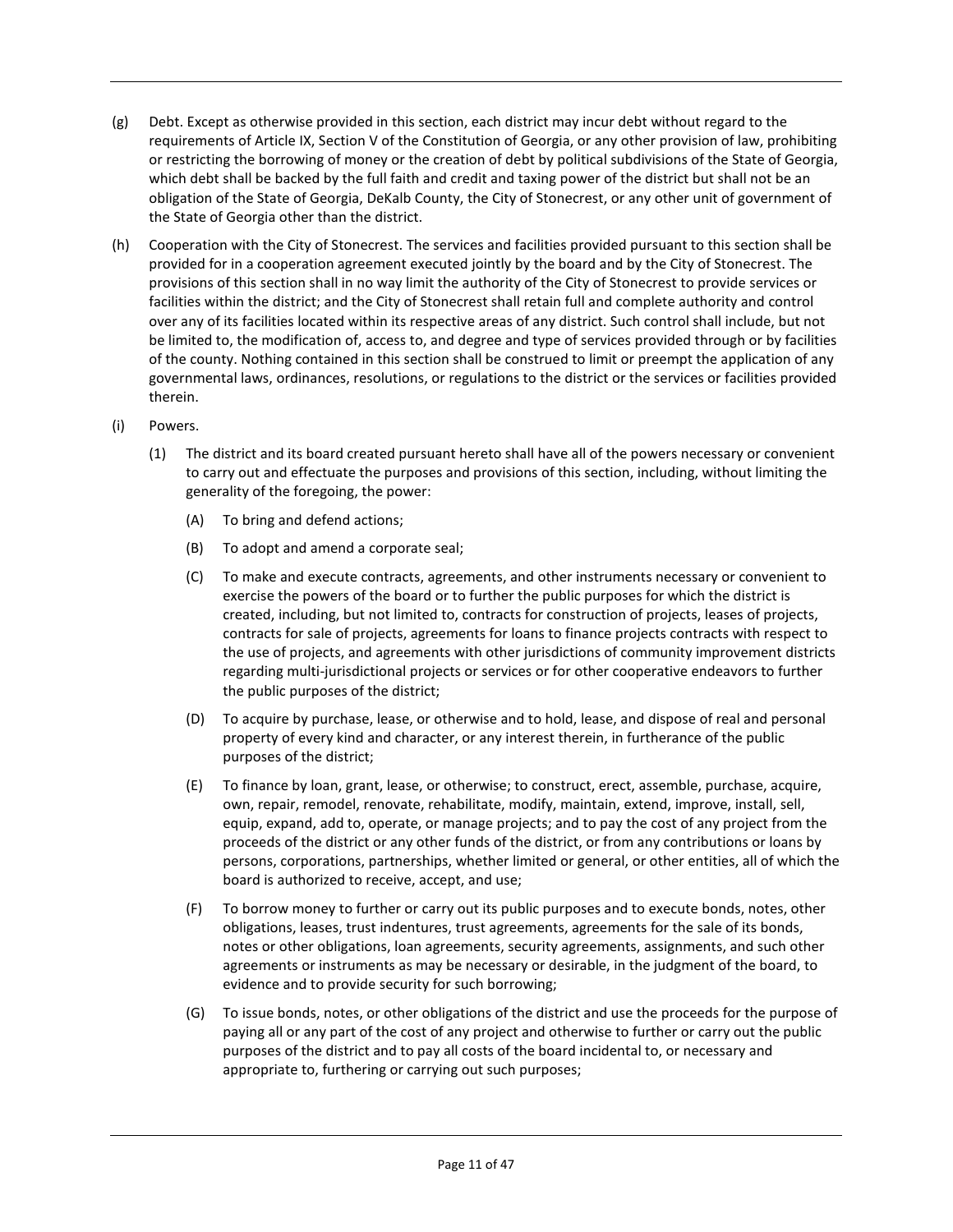(g) Debt. Except as otherwise provided in this section, each district may incur debt without regard to the requirements of Article IX, Section V of the Constitution of Georgia, or any other provision of law, prohibiting or restricting the borrowing of money or the creation of debt by political subdivisions of the State of Georgia, which debt shall be backed by the full faith and credit and taxing power of the district but shall not be an obligation of the State of Georgia, DeKalb County, the City of Stonecrest, or any other unit of government of the State of Georgia other than the district.

(h) Cooperation with the City of Stonecrest. The services and facilities provided pursuant to this section shall be provided for in a cooperation agreement executed jointly by the board and by the City of Stonecrest. The provisions of this section shall in no way limit the authority of the City of Stonecrest to provide services or facilities within the district; and the City of Stonecrest shall retain full and complete authority and control over any of its facilities located within its respective areas of any district. Such control shall include, but not be limited to, the modification of, access to, and degree and type of services provided through or by facilities of the county. Nothing contained in this section shall be construed to limit or preempt the application of any governmental laws, ordinances, resolutions, or regulations to the district or the services or facilities provided therein.

(i) Powers.

(1) The district and its board created pursuant hereto shall have all of the powers necessary or convenient to carry out and effectuate the purposes and provisions of this section, including, without limiting the generality of the foregoing, the power:

(A) To bring and defend actions;

(B) To adopt and amend a corporate seal;

(C) To make and execute contracts, agreements, and other instruments necessary or convenient to exercise the powers of the board or to further the public purposes for which the district is created, including, but not limited to, contracts for construction of projects, leases of projects, contracts for sale of projects, agreements for loans to finance projects contracts with respect to the use of projects, and agreements with other jurisdictions of community improvement districts regarding multi-jurisdictional projects or services or for other cooperative endeavors to further the public purposes of the district;

(D) To acquire by purchase, lease, or otherwise and to hold, lease, and dispose of real and personal property of every kind and character, or any interest therein, in furtherance of the public purposes of the district;

(E) To finance by loan, grant, lease, or otherwise; to construct, erect, assemble, purchase, acquire, own, repair, remodel, renovate, rehabilitate, modify, maintain, extend, improve, install, sell, equip, expand, add to, operate, or manage projects; and to pay the cost of any project from the proceeds of the district or any other funds of the district, or from any contributions or loans by persons, corporations, partnerships, whether limited or general, or other entities, all of which the board is authorized to receive, accept, and use;

(F) To borrow money to further or carry out its public purposes and to execute bonds, notes, other obligations, leases, trust indentures, trust agreements, agreements for the sale of its bonds, notes or other obligations, loan agreements, security agreements, assignments, and such other agreements or instruments as may be necessary or desirable, in the judgment of the board, to evidence and to provide security for such borrowing;

(G) To issue bonds, notes, or other obligations of the district and use the proceeds for the purpose of paying all or any part of the cost of any project and otherwise to further or carry out the public purposes of the district and to pay all costs of the board incidental to, or necessary and appropriate to, furthering or carrying out such purposes;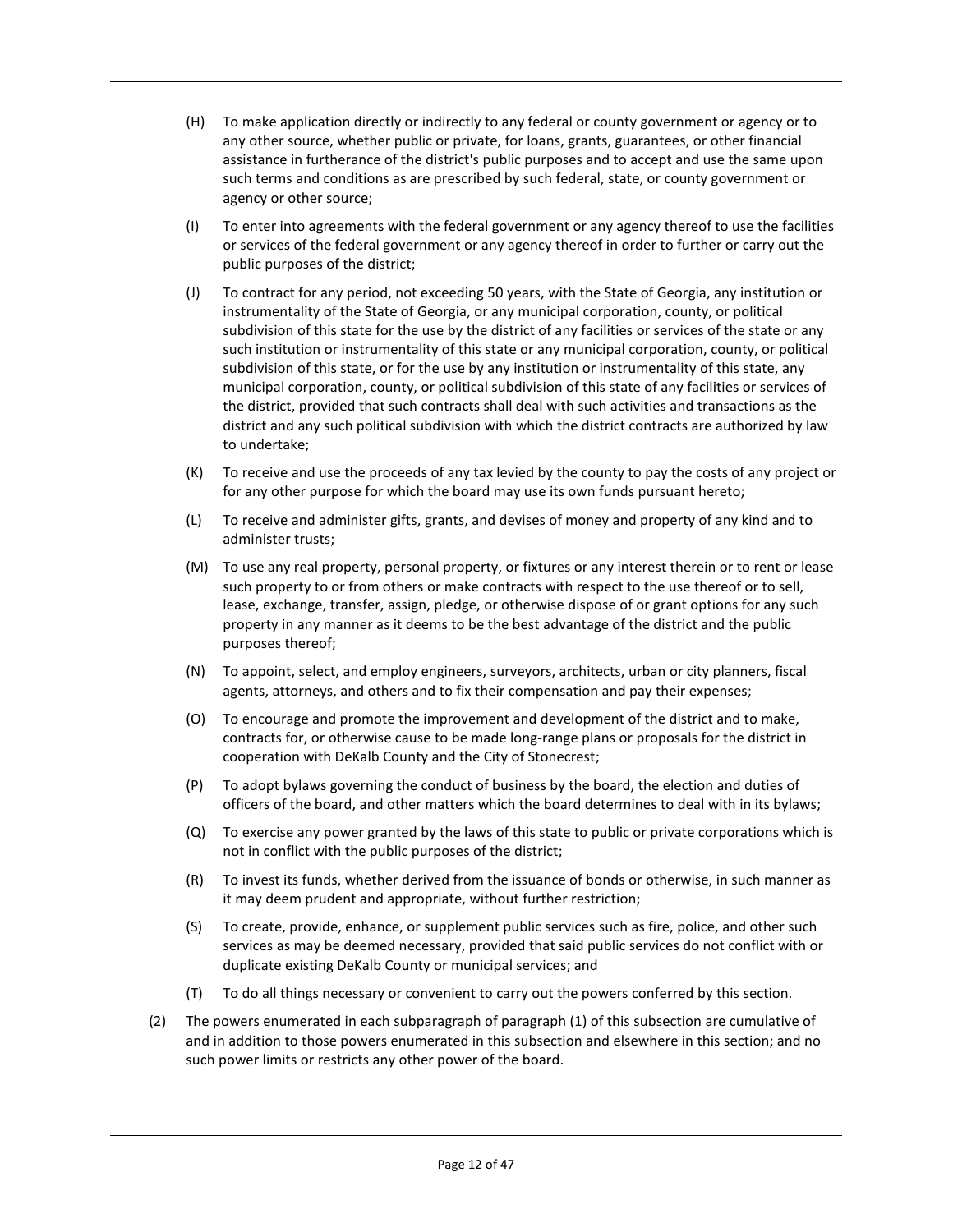(H) To make application directly or indirectly to any federal or county government or agency or to any other source, whether public or private, for loans, grants, guarantees, or other financial assistance in furtherance of the district's public purposes and to accept and use the same upon such terms and conditions as are prescribed by such federal, state, or county government or agency or other source;

(I) To enter into agreements with the federal government or any agency thereof to use the facilities or services of the federal government or any agency thereof in order to further or carry out the public purposes of the district;

(J) To contract for any period, not exceeding 50 years, with the State of Georgia, any institution or instrumentality of the State of Georgia, or any municipal corporation, county, or political subdivision of this state for the use by the district of any facilities or services of the state or any such institution or instrumentality of this state or any municipal corporation, county, or political subdivision of this state, or for the use by any institution or instrumentality of this state, any municipal corporation, county, or political subdivision of this state of any facilities or services of the district, provided that such contracts shall deal with such activities and transactions as the district and any such political subdivision with which the district contracts are authorized by law to undertake;

(K) To receive and use the proceeds of any tax levied by the county to pay the costs of any project or for any other purpose for which the board may use its own funds pursuant hereto;

(L) To receive and administer gifts, grants, and devises of money and property of any kind and to administer trusts;

(M) To use any real property, personal property, or fixtures or any interest therein or to rent or lease such property to or from others or make contracts with respect to the use thereof or to sell, lease, exchange, transfer, assign, pledge, or otherwise dispose of or grant options for any such property in any manner as it deems to be the best advantage of the district and the public purposes thereof;

(N) To appoint, select, and employ engineers, surveyors, architects, urban or city planners, fiscal agents, attorneys, and others and to fix their compensation and pay their expenses;

(O) To encourage and promote the improvement and development of the district and to make, contracts for, or otherwise cause to be made long-range plans or proposals for the district in cooperation with DeKalb County and the City of Stonecrest;

(P) To adopt bylaws governing the conduct of business by the board, the election and duties of officers of the board, and other matters which the board determines to deal with in its bylaws;

(Q) To exercise any power granted by the laws of this state to public or private corporations which is not in conflict with the public purposes of the district;

(R) To invest its funds, whether derived from the issuance of bonds or otherwise, in such manner as it may deem prudent and appropriate, without further restriction;

(S) To create, provide, enhance, or supplement public services such as fire, police, and other such services as may be deemed necessary, provided that said public services do not conflict with or duplicate existing DeKalb County or municipal services; and

(T) To do all things necessary or convenient to carry out the powers conferred by this section.

(2) The powers enumerated in each subparagraph of paragraph (1) of this subsection are cumulative of and in addition to those powers enumerated in this subsection and elsewhere in this section; and no such power limits or restricts any other power of the board.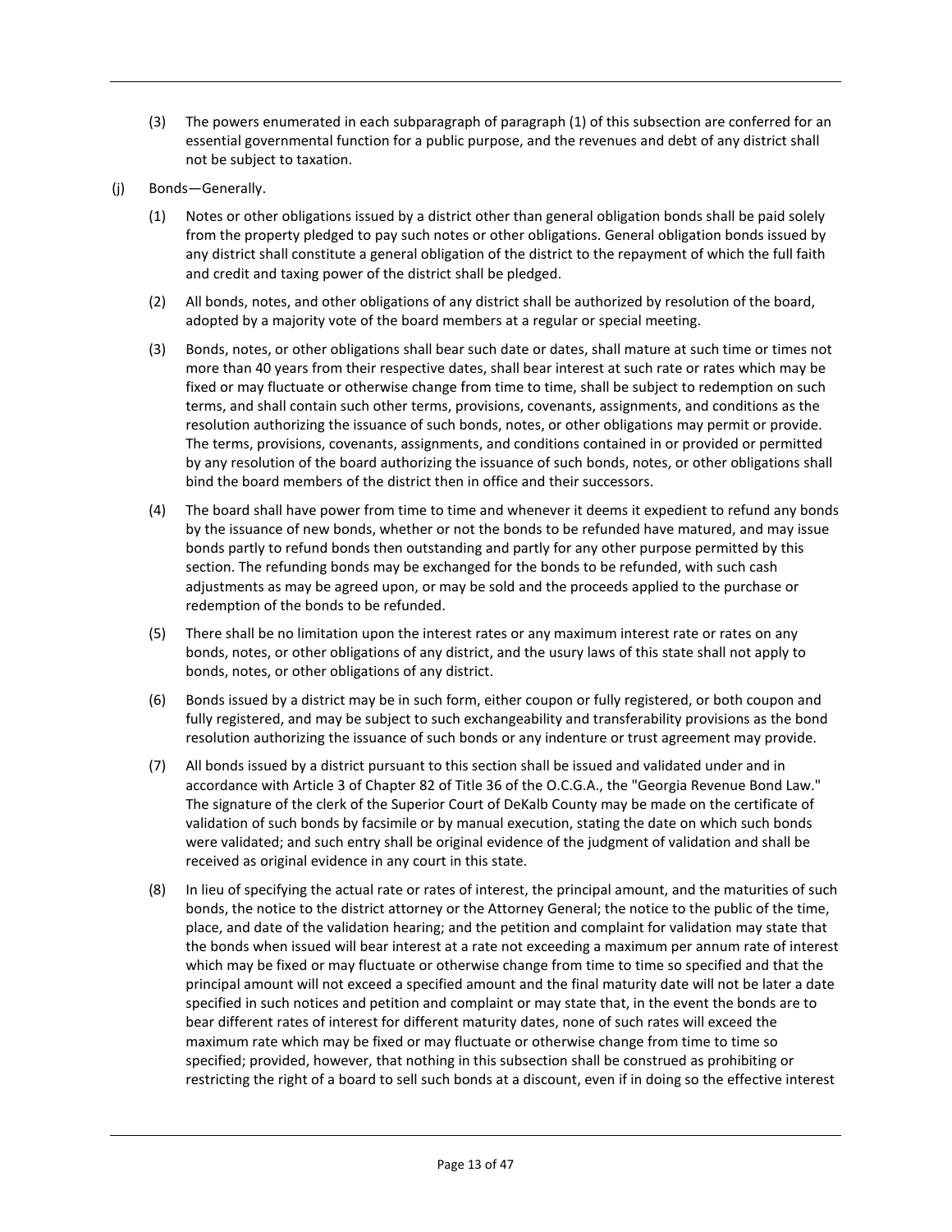(3) The powers enumerated in each subparagraph of paragraph (1) of this subsection are conferred for an essential governmental function for a public purpose, and the revenues and debt of any district shall not be subject to taxation.

(j) Bonds—Generally.

(1) Notes or other obligations issued by a district other than general obligation bonds shall be paid solely from the property pledged to pay such notes or other obligations. General obligation bonds issued by any district shall constitute a general obligation of the district to the repayment of which the full faith and credit and taxing power of the district shall be pledged.

(2) All bonds, notes, and other obligations of any district shall be authorized by resolution of the board, adopted by a majority vote of the board members at a regular or special meeting.

(3) Bonds, notes, or other obligations shall bear such date or dates, shall mature at such time or times not more than 40 years from their respective dates, shall bear interest at such rate or rates which may be fixed or may fluctuate or otherwise change from time to time, shall be subject to redemption on such terms, and shall contain such other terms, provisions, covenants, assignments, and conditions as the resolution authorizing the issuance of such bonds, notes, or other obligations may permit or provide. The terms, provisions, covenants, assignments, and conditions contained in or provided or permitted by any resolution of the board authorizing the issuance of such bonds, notes, or other obligations shall bind the board members of the district then in office and their successors.

(4) The board shall have power from time to time and whenever it deems it expedient to refund any bonds by the issuance of new bonds, whether or not the bonds to be refunded have matured, and may issue bonds partly to refund bonds then outstanding and partly for any other purpose permitted by this section. The refunding bonds may be exchanged for the bonds to be refunded, with such cash adjustments as may be agreed upon, or may be sold and the proceeds applied to the purchase or redemption of the bonds to be refunded.

(5) There shall be no limitation upon the interest rates or any maximum interest rate or rates on any bonds, notes, or other obligations of any district, and the usury laws of this state shall not apply to bonds, notes, or other obligations of any district.

(6) Bonds issued by a district may be in such form, either coupon or fully registered, or both coupon and fully registered, and may be subject to such exchangeability and transferability provisions as the bond resolution authorizing the issuance of such bonds or any indenture or trust agreement may provide.

(7) All bonds issued by a district pursuant to this section shall be issued and validated under and in accordance with Article 3 of Chapter 82 of Title 36 of the O.C.G.A., the "Georgia Revenue Bond Law." The signature of the clerk of the Superior Court of DeKalb County may be made on the certificate of validation of such bonds by facsimile or by manual execution, stating the date on which such bonds were validated; and such entry shall be original evidence of the judgment of validation and shall be received as original evidence in any court in this state.

(8) In lieu of specifying the actual rate or rates of interest, the principal amount, and the maturities of such bonds, the notice to the district attorney or the Attorney General; the notice to the public of the time, place, and date of the validation hearing; and the petition and complaint for validation may state that the bonds when issued will bear interest at a rate not exceeding a maximum per annum rate of interest which may be fixed or may fluctuate or otherwise change from time to time so specified and that the principal amount will not exceed a specified amount and the final maturity date will not be later a date specified in such notices and petition and complaint or may state that, in the event the bonds are to bear different rates of interest for different maturity dates, none of such rates will exceed the maximum rate which may be fixed or may fluctuate or otherwise change from time to time so specified; provided, however, that nothing in this subsection shall be construed as prohibiting or restricting the right of a board to sell such bonds at a discount, even if in doing so the effective interest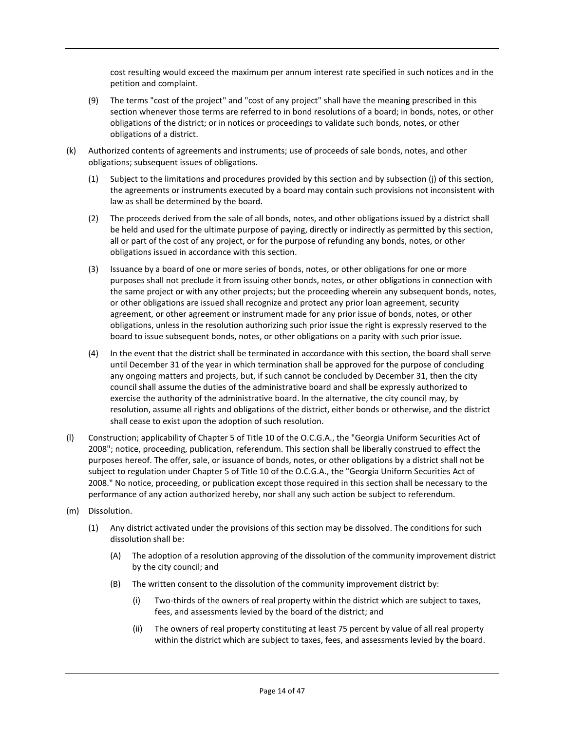cost resulting would exceed the maximum per annum interest rate specified in such notices and in the petition and complaint.

(9) The terms "cost of the project" and "cost of any project" shall have the meaning prescribed in this section whenever those terms are referred to in bond resolutions of a board; in bonds, notes, or other obligations of the district; or in notices or proceedings to validate such bonds, notes, or other obligations of a district.

(k) Authorized contents of agreements and instruments; use of proceeds of sale bonds, notes, and other obligations; subsequent issues of obligations.

(1) Subject to the limitations and procedures provided by this section and by subsection (j) of this section, the agreements or instruments executed by a board may contain such provisions not inconsistent with law as shall be determined by the board.

(2) The proceeds derived from the sale of all bonds, notes, and other obligations issued by a district shall be held and used for the ultimate purpose of paying, directly or indirectly as permitted by this section, all or part of the cost of any project, or for the purpose of refunding any bonds, notes, or other obligations issued in accordance with this section.

(3) Issuance by a board of one or more series of bonds, notes, or other obligations for one or more purposes shall not preclude it from issuing other bonds, notes, or other obligations in connection with the same project or with any other projects; but the proceeding wherein any subsequent bonds, notes, or other obligations are issued shall recognize and protect any prior loan agreement, security agreement, or other agreement or instrument made for any prior issue of bonds, notes, or other obligations, unless in the resolution authorizing such prior issue the right is expressly reserved to the board to issue subsequent bonds, notes, or other obligations on a parity with such prior issue.

(4) In the event that the district shall be terminated in accordance with this section, the board shall serve until December 31 of the year in which termination shall be approved for the purpose of concluding any ongoing matters and projects, but, if such cannot be concluded by December 31, then the city council shall assume the duties of the administrative board and shall be expressly authorized to exercise the authority of the administrative board. In the alternative, the city council may, by resolution, assume all rights and obligations of the district, either bonds or otherwise, and the district shall cease to exist upon the adoption of such resolution.

(l) Construction; applicability of Chapter 5 of Title 10 of the O.C.G.A., the "Georgia Uniform Securities Act of 2008"; notice, proceeding, publication, referendum. This section shall be liberally construed to effect the purposes hereof. The offer, sale, or issuance of bonds, notes, or other obligations by a district shall not be subject to regulation under Chapter 5 of Title 10 of the O.C.G.A., the "Georgia Uniform Securities Act of 2008." No notice, proceeding, or publication except those required in this section shall be necessary to the performance of any action authorized hereby, nor shall any such action be subject to referendum.

(m) Dissolution.

(1) Any district activated under the provisions of this section may be dissolved. The conditions for such dissolution shall be:

(A) The adoption of a resolution approving of the dissolution of the community improvement district by the city council; and

(B) The written consent to the dissolution of the community improvement district by:

(i) Two-thirds of the owners of real property within the district which are subject to taxes, fees, and assessments levied by the board of the district; and

(ii) The owners of real property constituting at least 75 percent by value of all real property within the district which are subject to taxes, fees, and assessments levied by the board.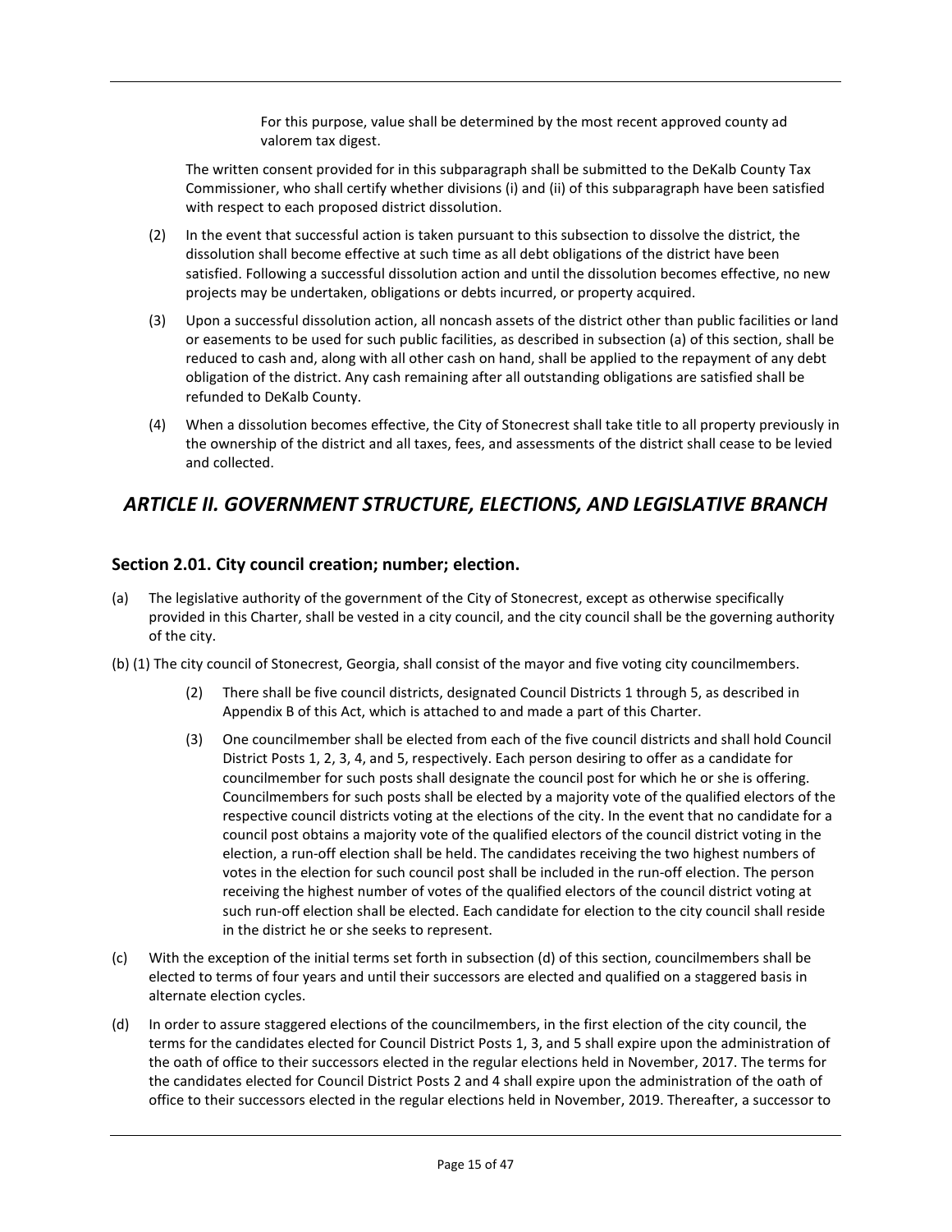For this purpose, value shall be determined by the most recent approved county ad valorem tax digest.

The written consent provided for in this subparagraph shall be submitted to the DeKalb County Tax Commissioner, who shall certify whether divisions (i) and (ii) of this subparagraph have been satisfied with respect to each proposed district dissolution.

(2) In the event that successful action is taken pursuant to this subsection to dissolve the district, the dissolution shall become effective at such time as all debt obligations of the district have been satisfied. Following a successful dissolution action and until the dissolution becomes effective, no new projects may be undertaken, obligations or debts incurred, or property acquired.

(3) Upon a successful dissolution action, all noncash assets of the district other than public facilities or land or easements to be used for such public facilities, as described in subsection (a) of this section, shall be reduced to cash and, along with all other cash on hand, shall be applied to the repayment of any debt obligation of the district. Any cash remaining after all outstanding obligations are satisfied shall be refunded to DeKalb County.

(4) When a dissolution becomes effective, the City of Stonecrest shall take title to all property previously in the ownership of the district and all taxes, fees, and assessments of the district shall cease to be levied and collected.

## *ARTICLE II. GOVERNMENT STRUCTURE, ELECTIONS, AND LEGISLATIVE BRANCH*

### Section 2.01. City council creation; number; election.

(a) The legislative authority of the government of the City of Stonecrest, except as otherwise specifically provided in this Charter, shall be vested in a city council, and the city council shall be the governing authority of the city.

(b) (1) The city council of Stonecrest, Georgia, shall consist of the mayor and five voting city councilmembers.

(2) There shall be five council districts, designated Council Districts 1 through 5, as described in Appendix B of this Act, which is attached to and made a part of this Charter.

(3) One councilmember shall be elected from each of the five council districts and shall hold Council District Posts 1, 2, 3, 4, and 5, respectively. Each person desiring to offer as a candidate for councilmember for such posts shall designate the council post for which he or she is offering. Councilmembers for such posts shall be elected by a majority vote of the qualified electors of the respective council districts voting at the elections of the city. In the event that no candidate for a council post obtains a majority vote of the qualified electors of the council district voting in the election, a run-off election shall be held. The candidates receiving the two highest numbers of votes in the election for such council post shall be included in the run-off election. The person receiving the highest number of votes of the qualified electors of the council district voting at such run-off election shall be elected. Each candidate for election to the city council shall reside in the district he or she seeks to represent.

(c) With the exception of the initial terms set forth in subsection (d) of this section, councilmembers shall be elected to terms of four years and until their successors are elected and qualified on a staggered basis in alternate election cycles.

(d) In order to assure staggered elections of the councilmembers, in the first election of the city council, the terms for the candidates elected for Council District Posts 1, 3, and 5 shall expire upon the administration of the oath of office to their successors elected in the regular elections held in November, 2017. The terms for the candidates elected for Council District Posts 2 and 4 shall expire upon the administration of the oath of office to their successors elected in the regular elections held in November, 2019. Thereafter, a successor to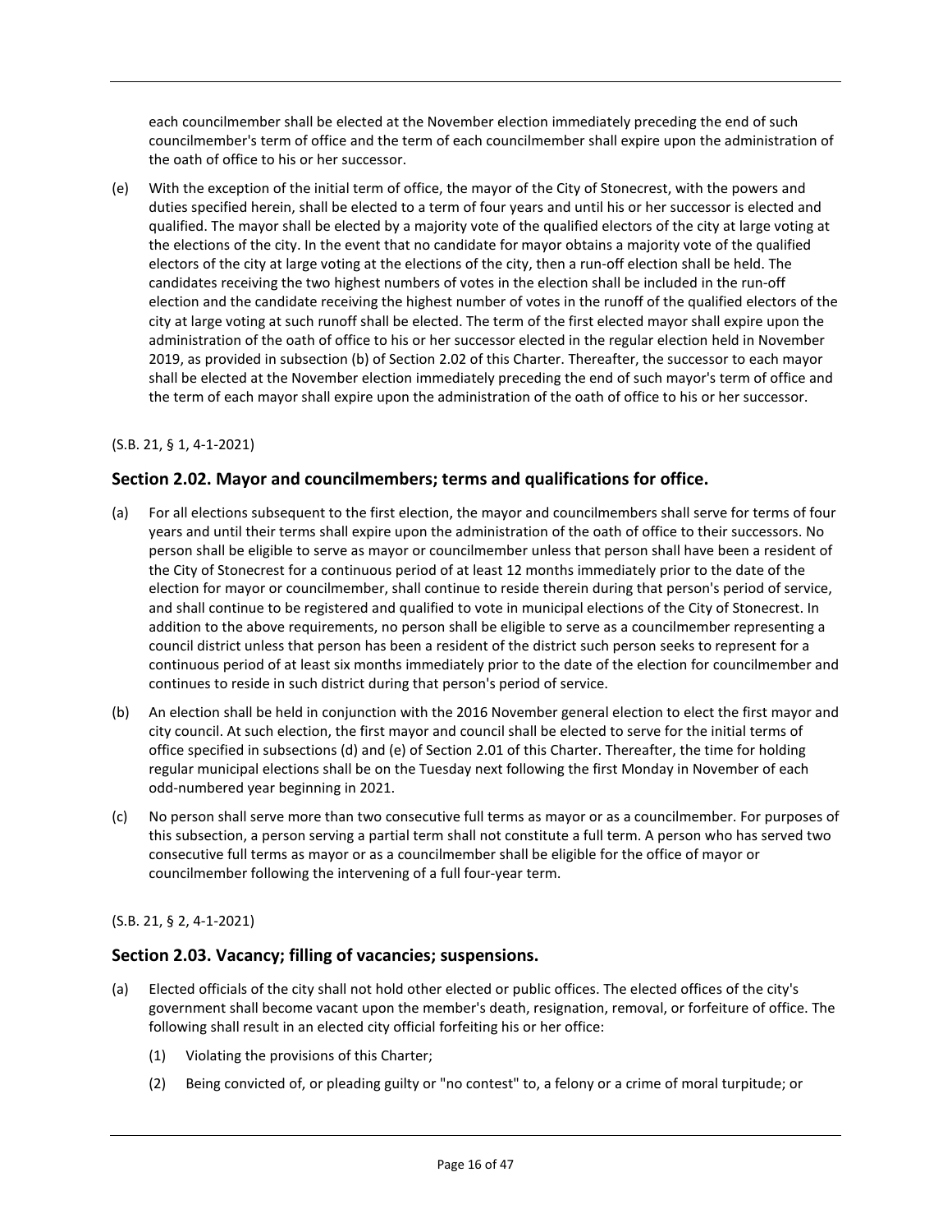each councilmember shall be elected at the November election immediately preceding the end of such councilmember's term of office and the term of each councilmember shall expire upon the administration of the oath of office to his or her successor.

(e) With the exception of the initial term of office, the mayor of the City of Stonecrest, with the powers and duties specified herein, shall be elected to a term of four years and until his or her successor is elected and qualified. The mayor shall be elected by a majority vote of the qualified electors of the city at large voting at the elections of the city. In the event that no candidate for mayor obtains a majority vote of the qualified electors of the city at large voting at the elections of the city, then a run-off election shall be held. The candidates receiving the two highest numbers of votes in the election shall be included in the run-off election and the candidate receiving the highest number of votes in the runoff of the qualified electors of the city at large voting at such runoff shall be elected. The term of the first elected mayor shall expire upon the administration of the oath of office to his or her successor elected in the regular election held in November 2019, as provided in subsection (b) of Section 2.02 of this Charter. Thereafter, the successor to each mayor shall be elected at the November election immediately preceding the end of such mayor's term of office and the term of each mayor shall expire upon the administration of the oath of office to his or her successor.

(S.B. 21, § 1, 4-1-2021)

## Section 2.02. Mayor and councilmembers; terms and qualifications for office.

(a) For all elections subsequent to the first election, the mayor and councilmembers shall serve for terms of four years and until their terms shall expire upon the administration of the oath of office to their successors. No person shall be eligible to serve as mayor or councilmember unless that person shall have been a resident of the City of Stonecrest for a continuous period of at least 12 months immediately prior to the date of the election for mayor or councilmember, shall continue to reside therein during that person's period of service, and shall continue to be registered and qualified to vote in municipal elections of the City of Stonecrest. In addition to the above requirements, no person shall be eligible to serve as a councilmember representing a council district unless that person has been a resident of the district such person seeks to represent for a continuous period of at least six months immediately prior to the date of the election for councilmember and continues to reside in such district during that person's period of service.

(b) An election shall be held in conjunction with the 2016 November general election to elect the first mayor and city council. At such election, the first mayor and council shall be elected to serve for the initial terms of office specified in subsections (d) and (e) of Section 2.01 of this Charter. Thereafter, the time for holding regular municipal elections shall be on the Tuesday next following the first Monday in November of each odd-numbered year beginning in 2021.

(c) No person shall serve more than two consecutive full terms as mayor or as a councilmember. For purposes of this subsection, a person serving a partial term shall not constitute a full term. A person who has served two consecutive full terms as mayor or as a councilmember shall be eligible for the office of mayor or councilmember following the intervening of a full four-year term.

(S.B. 21, § 2, 4-1-2021)

## Section 2.03. Vacancy; filling of vacancies; suspensions.

(a) Elected officials of the city shall not hold other elected or public offices. The elected offices of the city's government shall become vacant upon the member's death, resignation, removal, or forfeiture of office. The following shall result in an elected city official forfeiting his or her office:

  (1) Violating the provisions of this Charter;

  (2) Being convicted of, or pleading guilty or "no contest" to, a felony or a crime of moral turpitude; or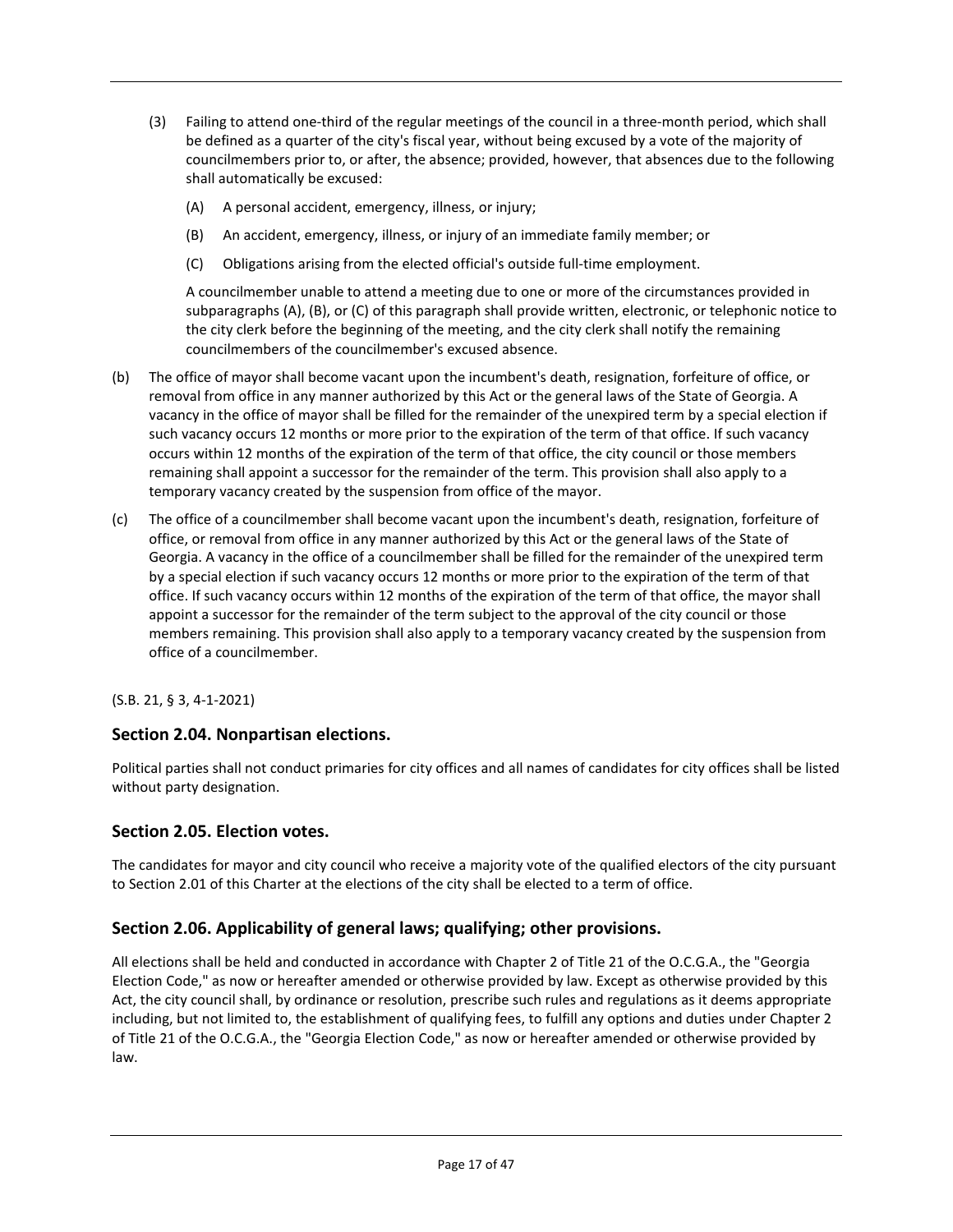(3) Failing to attend one-third of the regular meetings of the council in a three-month period, which shall be defined as a quarter of the city's fiscal year, without being excused by a vote of the majority of councilmembers prior to, or after, the absence; provided, however, that absences due to the following shall automatically be excused:

   (A) A personal accident, emergency, illness, or injury;

   (B) An accident, emergency, illness, or injury of an immediate family member; or

   (C) Obligations arising from the elected official's outside full-time employment.

   A councilmember unable to attend a meeting due to one or more of the circumstances provided in subparagraphs (A), (B), or (C) of this paragraph shall provide written, electronic, or telephonic notice to the city clerk before the beginning of the meeting, and the city clerk shall notify the remaining councilmembers of the councilmember's excused absence.

(b) The office of mayor shall become vacant upon the incumbent's death, resignation, forfeiture of office, or removal from office in any manner authorized by this Act or the general laws of the State of Georgia. A vacancy in the office of mayor shall be filled for the remainder of the unexpired term by a special election if such vacancy occurs 12 months or more prior to the expiration of the term of that office. If such vacancy occurs within 12 months of the expiration of the term of that office, the city council or those members remaining shall appoint a successor for the remainder of the term. This provision shall also apply to a temporary vacancy created by the suspension from office of the mayor.

(c) The office of a councilmember shall become vacant upon the incumbent's death, resignation, forfeiture of office, or removal from office in any manner authorized by this Act or the general laws of the State of Georgia. A vacancy in the office of a councilmember shall be filled for the remainder of the unexpired term by a special election if such vacancy occurs 12 months or more prior to the expiration of the term of that office. If such vacancy occurs within 12 months of the expiration of the term of that office, the mayor shall appoint a successor for the remainder of the term subject to the approval of the city council or those members remaining. This provision shall also apply to a temporary vacancy created by the suspension from office of a councilmember.

(S.B. 21, § 3, 4-1-2021)

## Section 2.04. Nonpartisan elections.

Political parties shall not conduct primaries for city offices and all names of candidates for city offices shall be listed without party designation.

## Section 2.05. Election votes.

The candidates for mayor and city council who receive a majority vote of the qualified electors of the city pursuant to Section 2.01 of this Charter at the elections of the city shall be elected to a term of office.

## Section 2.06. Applicability of general laws; qualifying; other provisions.

All elections shall be held and conducted in accordance with Chapter 2 of Title 21 of the O.C.G.A., the "Georgia Election Code," as now or hereafter amended or otherwise provided by law. Except as otherwise provided by this Act, the city council shall, by ordinance or resolution, prescribe such rules and regulations as it deems appropriate including, but not limited to, the establishment of qualifying fees, to fulfill any options and duties under Chapter 2 of Title 21 of the O.C.G.A., the "Georgia Election Code," as now or hereafter amended or otherwise provided by law.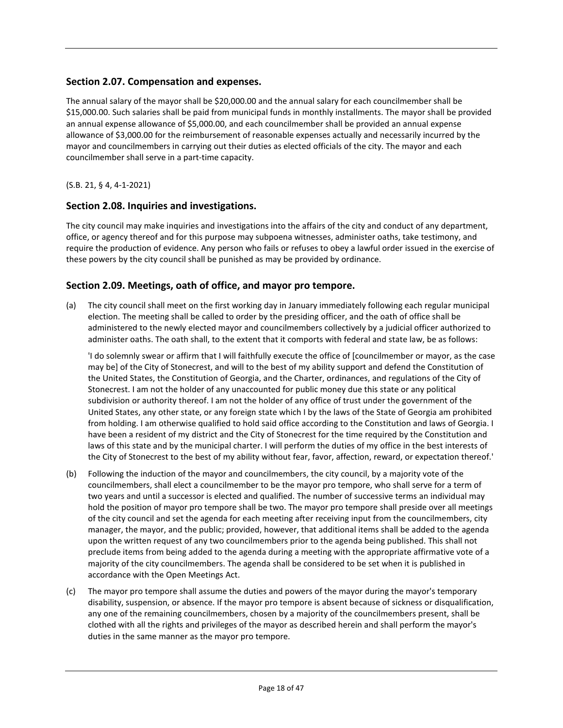## Section 2.07. Compensation and expenses.

The annual salary of the mayor shall be $20,000.00 and the annual salary for each councilmember shall be $15,000.00. Such salaries shall be paid from municipal funds in monthly installments. The mayor shall be provided an annual expense allowance of $5,000.00, and each councilmember shall be provided an annual expense allowance of $3,000.00 for the reimbursement of reasonable expenses actually and necessarily incurred by the mayor and councilmembers in carrying out their duties as elected officials of the city. The mayor and each councilmember shall serve in a part-time capacity.

(S.B. 21, § 4, 4-1-2021)

## Section 2.08. Inquiries and investigations.

The city council may make inquiries and investigations into the affairs of the city and conduct of any department, office, or agency thereof and for this purpose may subpoena witnesses, administer oaths, take testimony, and require the production of evidence. Any person who fails or refuses to obey a lawful order issued in the exercise of these powers by the city council shall be punished as may be provided by ordinance.

## Section 2.09. Meetings, oath of office, and mayor pro tempore.

(a) The city council shall meet on the first working day in January immediately following each regular municipal election. The meeting shall be called to order by the presiding officer, and the oath of office shall be administered to the newly elected mayor and councilmembers collectively by a judicial officer authorized to administer oaths. The oath shall, to the extent that it comports with federal and state law, be as follows:

'I do solemnly swear or affirm that I will faithfully execute the office of [councilmember or mayor, as the case may be] of the City of Stonecrest, and will to the best of my ability support and defend the Constitution of the United States, the Constitution of Georgia, and the Charter, ordinances, and regulations of the City of Stonecrest. I am not the holder of any unaccounted for public money due this state or any political subdivision or authority thereof. I am not the holder of any office of trust under the government of the United States, any other state, or any foreign state which I by the laws of the State of Georgia am prohibited from holding. I am otherwise qualified to hold said office according to the Constitution and laws of Georgia. I have been a resident of my district and the City of Stonecrest for the time required by the Constitution and laws of this state and by the municipal charter. I will perform the duties of my office in the best interests of the City of Stonecrest to the best of my ability without fear, favor, affection, reward, or expectation thereof.'

(b) Following the induction of the mayor and councilmembers, the city council, by a majority vote of the councilmembers, shall elect a councilmember to be the mayor pro tempore, who shall serve for a term of two years and until a successor is elected and qualified. The number of successive terms an individual may hold the position of mayor pro tempore shall be two. The mayor pro tempore shall preside over all meetings of the city council and set the agenda for each meeting after receiving input from the councilmembers, city manager, the mayor, and the public; provided, however, that additional items shall be added to the agenda upon the written request of any two councilmembers prior to the agenda being published. This shall not preclude items from being added to the agenda during a meeting with the appropriate affirmative vote of a majority of the city councilmembers. The agenda shall be considered to be set when it is published in accordance with the Open Meetings Act.

(c) The mayor pro tempore shall assume the duties and powers of the mayor during the mayor's temporary disability, suspension, or absence. If the mayor pro tempore is absent because of sickness or disqualification, any one of the remaining councilmembers, chosen by a majority of the councilmembers present, shall be clothed with all the rights and privileges of the mayor as described herein and shall perform the mayor's duties in the same manner as the mayor pro tempore.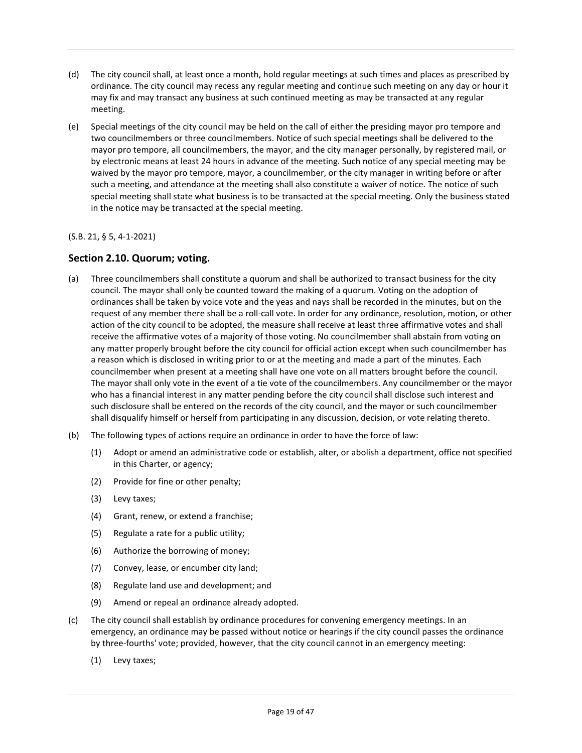(d) The city council shall, at least once a month, hold regular meetings at such times and places as prescribed by ordinance. The city council may recess any regular meeting and continue such meeting on any day or hour it may fix and may transact any business at such continued meeting as may be transacted at any regular meeting.

(e) Special meetings of the city council may be held on the call of either the presiding mayor pro tempore and two councilmembers or three councilmembers. Notice of such special meetings shall be delivered to the mayor pro tempore, all councilmembers, the mayor, and the city manager personally, by registered mail, or by electronic means at least 24 hours in advance of the meeting. Such notice of any special meeting may be waived by the mayor pro tempore, mayor, a councilmember, or the city manager in writing before or after such a meeting, and attendance at the meeting shall also constitute a waiver of notice. The notice of such special meeting shall state what business is to be transacted at the special meeting. Only the business stated in the notice may be transacted at the special meeting.

(S.B. 21, § 5, 4-1-2021)

## Section 2.10. Quorum; voting.

(a) Three councilmembers shall constitute a quorum and shall be authorized to transact business for the city council. The mayor shall only be counted toward the making of a quorum. Voting on the adoption of ordinances shall be taken by voice vote and the yeas and nays shall be recorded in the minutes, but on the request of any member there shall be a roll-call vote. In order for any ordinance, resolution, motion, or other action of the city council to be adopted, the measure shall receive at least three affirmative votes and shall receive the affirmative votes of a majority of those voting. No councilmember shall abstain from voting on any matter properly brought before the city council for official action except when such councilmember has a reason which is disclosed in writing prior to or at the meeting and made a part of the minutes. Each councilmember when present at a meeting shall have one vote on all matters brought before the council. The mayor shall only vote in the event of a tie vote of the councilmembers. Any councilmember or the mayor who has a financial interest in any matter pending before the city council shall disclose such interest and such disclosure shall be entered on the records of the city council, and the mayor or such councilmember shall disqualify himself or herself from participating in any discussion, decision, or vote relating thereto.

(b) The following types of actions require an ordinance in order to have the force of law:

   (1) Adopt or amend an administrative code or establish, alter, or abolish a department, office not specified in this Charter, or agency;

   (2) Provide for fine or other penalty;

   (3) Levy taxes;

   (4) Grant, renew, or extend a franchise;

   (5) Regulate a rate for a public utility;

   (6) Authorize the borrowing of money;

   (7) Convey, lease, or encumber city land;

   (8) Regulate land use and development; and

   (9) Amend or repeal an ordinance already adopted.

(c) The city council shall establish by ordinance procedures for convening emergency meetings. In an emergency, an ordinance may be passed without notice or hearings if the city council passes the ordinance by three-fourths' vote; provided, however, that the city council cannot in an emergency meeting:

   (1) Levy taxes;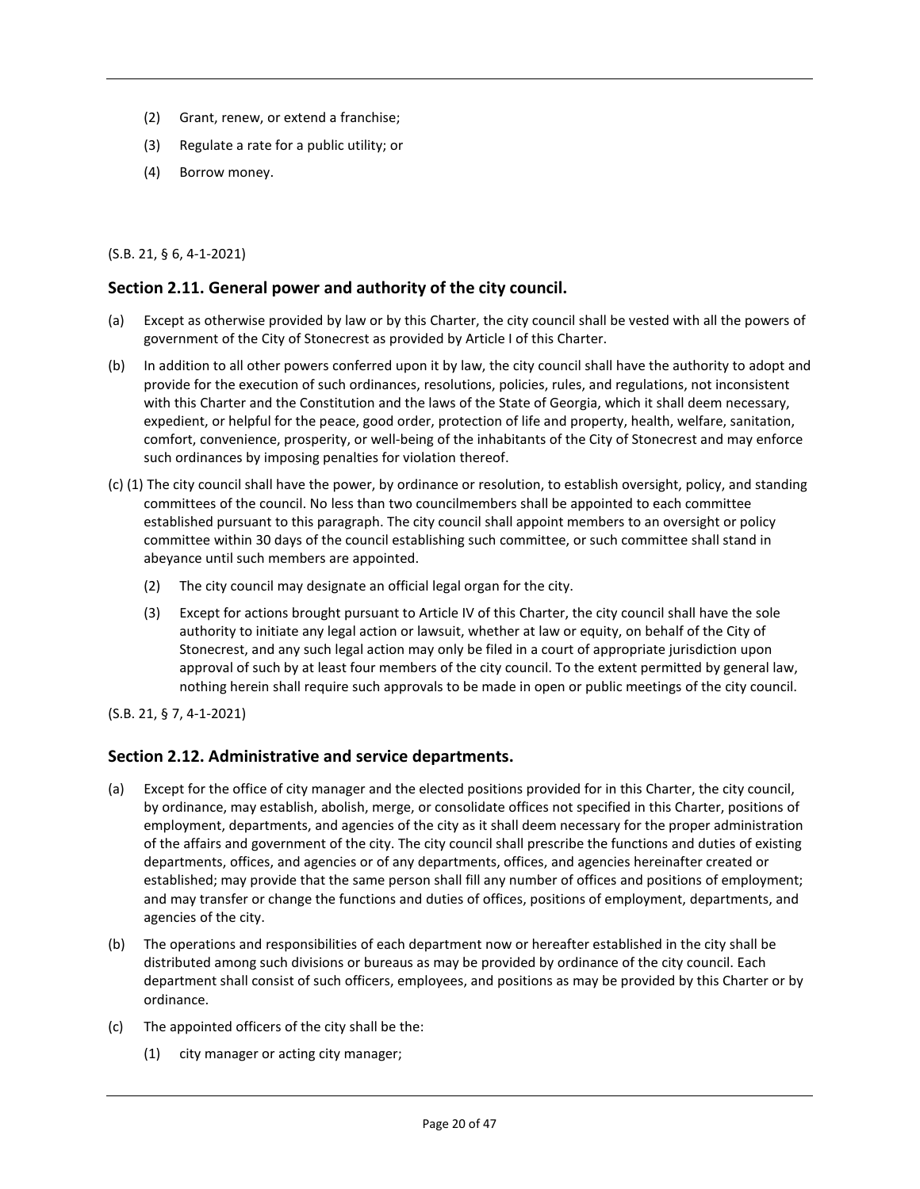(2) Grant, renew, or extend a franchise;

(3) Regulate a rate for a public utility; or

(4) Borrow money.

(S.B. 21, § 6, 4-1-2021)

## Section 2.11. General power and authority of the city council.

(a) Except as otherwise provided by law or by this Charter, the city council shall be vested with all the powers of government of the City of Stonecrest as provided by Article I of this Charter.

(b) In addition to all other powers conferred upon it by law, the city council shall have the authority to adopt and provide for the execution of such ordinances, resolutions, policies, rules, and regulations, not inconsistent with this Charter and the Constitution and the laws of the State of Georgia, which it shall deem necessary, expedient, or helpful for the peace, good order, protection of life and property, health, welfare, sanitation, comfort, convenience, prosperity, or well-being of the inhabitants of the City of Stonecrest and may enforce such ordinances by imposing penalties for violation thereof.

(c) (1) The city council shall have the power, by ordinance or resolution, to establish oversight, policy, and standing committees of the council. No less than two councilmembers shall be appointed to each committee established pursuant to this paragraph. The city council shall appoint members to an oversight or policy committee within 30 days of the council establishing such committee, or such committee shall stand in abeyance until such members are appointed.

(2) The city council may designate an official legal organ for the city.

(3) Except for actions brought pursuant to Article IV of this Charter, the city council shall have the sole authority to initiate any legal action or lawsuit, whether at law or equity, on behalf of the City of Stonecrest, and any such legal action may only be filed in a court of appropriate jurisdiction upon approval of such by at least four members of the city council. To the extent permitted by general law, nothing herein shall require such approvals to be made in open or public meetings of the city council.

(S.B. 21, § 7, 4-1-2021)

## Section 2.12. Administrative and service departments.

(a) Except for the office of city manager and the elected positions provided for in this Charter, the city council, by ordinance, may establish, abolish, merge, or consolidate offices not specified in this Charter, positions of employment, departments, and agencies of the city as it shall deem necessary for the proper administration of the affairs and government of the city. The city council shall prescribe the functions and duties of existing departments, offices, and agencies or of any departments, offices, and agencies hereinafter created or established; may provide that the same person shall fill any number of offices and positions of employment; and may transfer or change the functions and duties of offices, positions of employment, departments, and agencies of the city.

(b) The operations and responsibilities of each department now or hereafter established in the city shall be distributed among such divisions or bureaus as may be provided by ordinance of the city council. Each department shall consist of such officers, employees, and positions as may be provided by this Charter or by ordinance.

(c) The appointed officers of the city shall be the:

(1) city manager or acting city manager;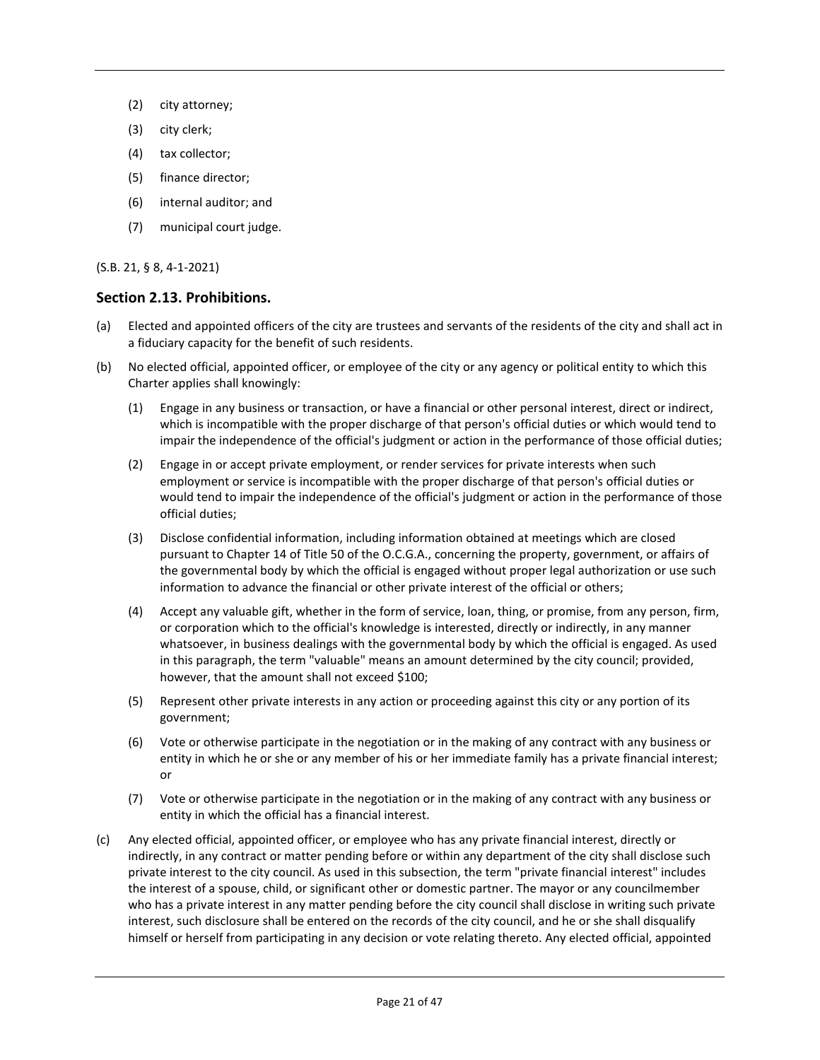(2) city attorney;

(3) city clerk;

(4) tax collector;

(5) finance director;

(6) internal auditor; and

(7) municipal court judge.

(S.B. 21, § 8, 4-1-2021)

## Section 2.13. Prohibitions.

(a) Elected and appointed officers of the city are trustees and servants of the residents of the city and shall act in a fiduciary capacity for the benefit of such residents.

(b) No elected official, appointed officer, or employee of the city or any agency or political entity to which this Charter applies shall knowingly:

(1) Engage in any business or transaction, or have a financial or other personal interest, direct or indirect, which is incompatible with the proper discharge of that person's official duties or which would tend to impair the independence of the official's judgment or action in the performance of those official duties;

(2) Engage in or accept private employment, or render services for private interests when such employment or service is incompatible with the proper discharge of that person's official duties or would tend to impair the independence of the official's judgment or action in the performance of those official duties;

(3) Disclose confidential information, including information obtained at meetings which are closed pursuant to Chapter 14 of Title 50 of the O.C.G.A., concerning the property, government, or affairs of the governmental body by which the official is engaged without proper legal authorization or use such information to advance the financial or other private interest of the official or others;

(4) Accept any valuable gift, whether in the form of service, loan, thing, or promise, from any person, firm, or corporation which to the official's knowledge is interested, directly or indirectly, in any manner whatsoever, in business dealings with the governmental body by which the official is engaged. As used in this paragraph, the term "valuable" means an amount determined by the city council; provided, however, that the amount shall not exceed $100;

(5) Represent other private interests in any action or proceeding against this city or any portion of its government;

(6) Vote or otherwise participate in the negotiation or in the making of any contract with any business or entity in which he or she or any member of his or her immediate family has a private financial interest; or

(7) Vote or otherwise participate in the negotiation or in the making of any contract with any business or entity in which the official has a financial interest.

(c) Any elected official, appointed officer, or employee who has any private financial interest, directly or indirectly, in any contract or matter pending before or within any department of the city shall disclose such private interest to the city council. As used in this subsection, the term "private financial interest" includes the interest of a spouse, child, or significant other or domestic partner. The mayor or any councilmember who has a private interest in any matter pending before the city council shall disclose in writing such private interest, such disclosure shall be entered on the records of the city council, and he or she shall disqualify himself or herself from participating in any decision or vote relating thereto. Any elected official, appointed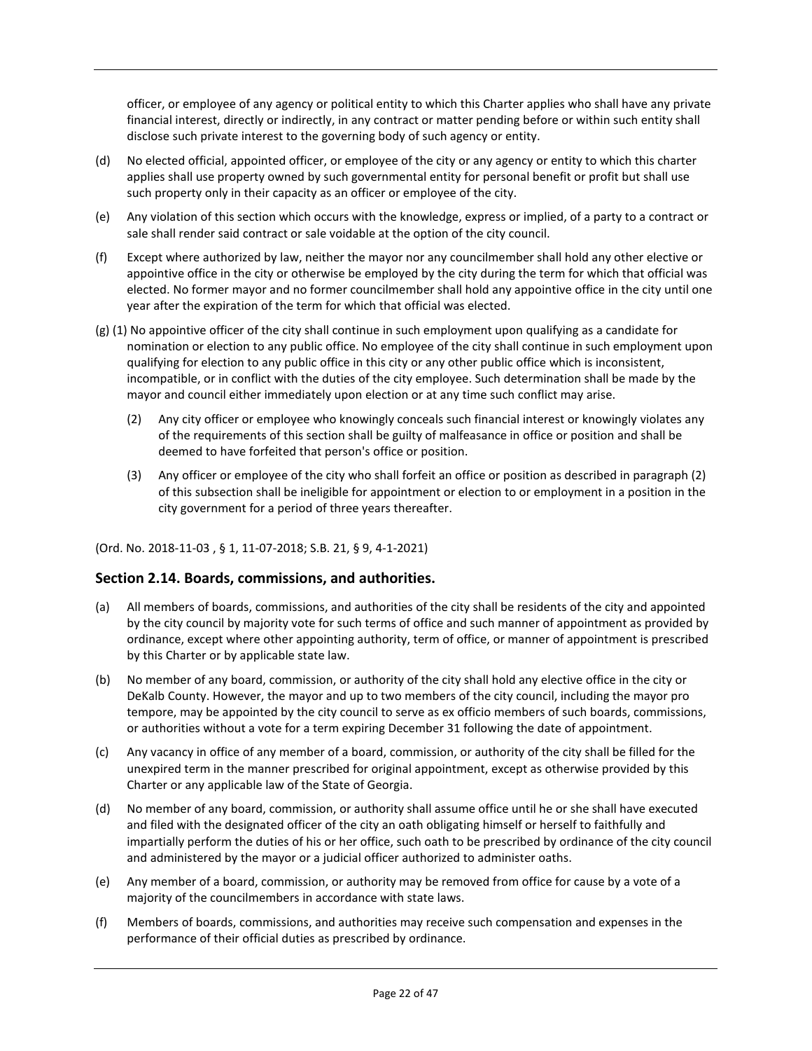officer, or employee of any agency or political entity to which this Charter applies who shall have any private financial interest, directly or indirectly, in any contract or matter pending before or within such entity shall disclose such private interest to the governing body of such agency or entity.

(d) No elected official, appointed officer, or employee of the city or any agency or entity to which this charter applies shall use property owned by such governmental entity for personal benefit or profit but shall use such property only in their capacity as an officer or employee of the city.

(e) Any violation of this section which occurs with the knowledge, express or implied, of a party to a contract or sale shall render said contract or sale voidable at the option of the city council.

(f) Except where authorized by law, neither the mayor nor any councilmember shall hold any other elective or appointive office in the city or otherwise be employed by the city during the term for which that official was elected. No former mayor and no former councilmember shall hold any appointive office in the city until one year after the expiration of the term for which that official was elected.

(g) (1) No appointive officer of the city shall continue in such employment upon qualifying as a candidate for nomination or election to any public office. No employee of the city shall continue in such employment upon qualifying for election to any public office in this city or any other public office which is inconsistent, incompatible, or in conflict with the duties of the city employee. Such determination shall be made by the mayor and council either immediately upon election or at any time such conflict may arise.

(2) Any city officer or employee who knowingly conceals such financial interest or knowingly violates any of the requirements of this section shall be guilty of malfeasance in office or position and shall be deemed to have forfeited that person's office or position.

(3) Any officer or employee of the city who shall forfeit an office or position as described in paragraph (2) of this subsection shall be ineligible for appointment or election to or employment in a position in the city government for a period of three years thereafter.

(Ord. No. 2018-11-03 , § 1, 11-07-2018; S.B. 21, § 9, 4-1-2021)

## Section 2.14. Boards, commissions, and authorities.

(a) All members of boards, commissions, and authorities of the city shall be residents of the city and appointed by the city council by majority vote for such terms of office and such manner of appointment as provided by ordinance, except where other appointing authority, term of office, or manner of appointment is prescribed by this Charter or by applicable state law.

(b) No member of any board, commission, or authority of the city shall hold any elective office in the city or DeKalb County. However, the mayor and up to two members of the city council, including the mayor pro tempore, may be appointed by the city council to serve as ex officio members of such boards, commissions, or authorities without a vote for a term expiring December 31 following the date of appointment.

(c) Any vacancy in office of any member of a board, commission, or authority of the city shall be filled for the unexpired term in the manner prescribed for original appointment, except as otherwise provided by this Charter or any applicable law of the State of Georgia.

(d) No member of any board, commission, or authority shall assume office until he or she shall have executed and filed with the designated officer of the city an oath obligating himself or herself to faithfully and impartially perform the duties of his or her office, such oath to be prescribed by ordinance of the city council and administered by the mayor or a judicial officer authorized to administer oaths.

(e) Any member of a board, commission, or authority may be removed from office for cause by a vote of a majority of the councilmembers in accordance with state laws.

(f) Members of boards, commissions, and authorities may receive such compensation and expenses in the performance of their official duties as prescribed by ordinance.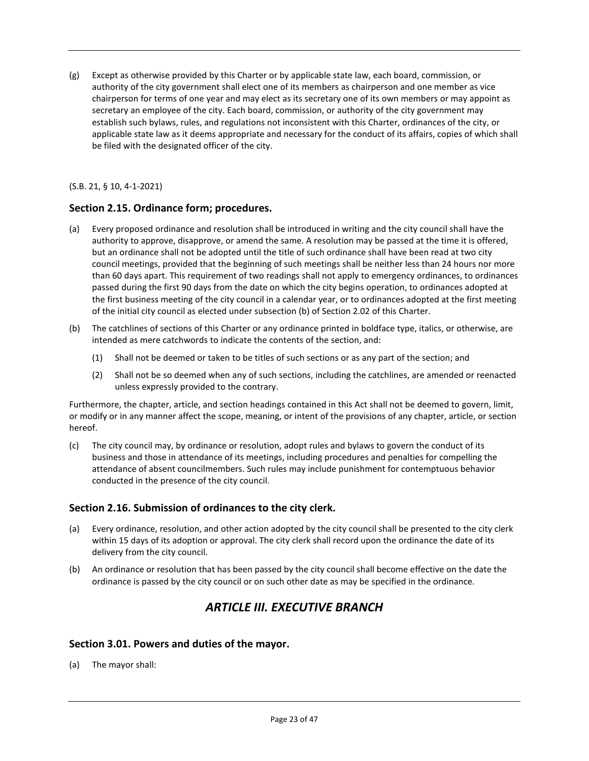(g) Except as otherwise provided by this Charter or by applicable state law, each board, commission, or authority of the city government shall elect one of its members as chairperson and one member as vice chairperson for terms of one year and may elect as its secretary one of its own members or may appoint as secretary an employee of the city. Each board, commission, or authority of the city government may establish such bylaws, rules, and regulations not inconsistent with this Charter, ordinances of the city, or applicable state law as it deems appropriate and necessary for the conduct of its affairs, copies of which shall be filed with the designated officer of the city.

(S.B. 21, § 10, 4-1-2021)

### Section 2.15. Ordinance form; procedures.

(a) Every proposed ordinance and resolution shall be introduced in writing and the city council shall have the authority to approve, disapprove, or amend the same. A resolution may be passed at the time it is offered, but an ordinance shall not be adopted until the title of such ordinance shall have been read at two city council meetings, provided that the beginning of such meetings shall be neither less than 24 hours nor more than 60 days apart. This requirement of two readings shall not apply to emergency ordinances, to ordinances passed during the first 90 days from the date on which the city begins operation, to ordinances adopted at the first business meeting of the city council in a calendar year, or to ordinances adopted at the first meeting of the initial city council as elected under subsection (b) of Section 2.02 of this Charter.

(b) The catchlines of sections of this Charter or any ordinance printed in boldface type, italics, or otherwise, are intended as mere catchwords to indicate the contents of the section, and:

   (1) Shall not be deemed or taken to be titles of such sections or as any part of the section; and

   (2) Shall not be so deemed when any of such sections, including the catchlines, are amended or reenacted unless expressly provided to the contrary.

Furthermore, the chapter, article, and section headings contained in this Act shall not be deemed to govern, limit, or modify or in any manner affect the scope, meaning, or intent of the provisions of any chapter, article, or section hereof.

(c) The city council may, by ordinance or resolution, adopt rules and bylaws to govern the conduct of its business and those in attendance of its meetings, including procedures and penalties for compelling the attendance of absent councilmembers. Such rules may include punishment for contemptuous behavior conducted in the presence of the city council.

### Section 2.16. Submission of ordinances to the city clerk.

(a) Every ordinance, resolution, and other action adopted by the city council shall be presented to the city clerk within 15 days of its adoption or approval. The city clerk shall record upon the ordinance the date of its delivery from the city council.

(b) An ordinance or resolution that has been passed by the city council shall become effective on the date the ordinance is passed by the city council or on such other date as may be specified in the ordinance.

## *ARTICLE III. EXECUTIVE BRANCH*

### Section 3.01. Powers and duties of the mayor.

(a) The mayor shall: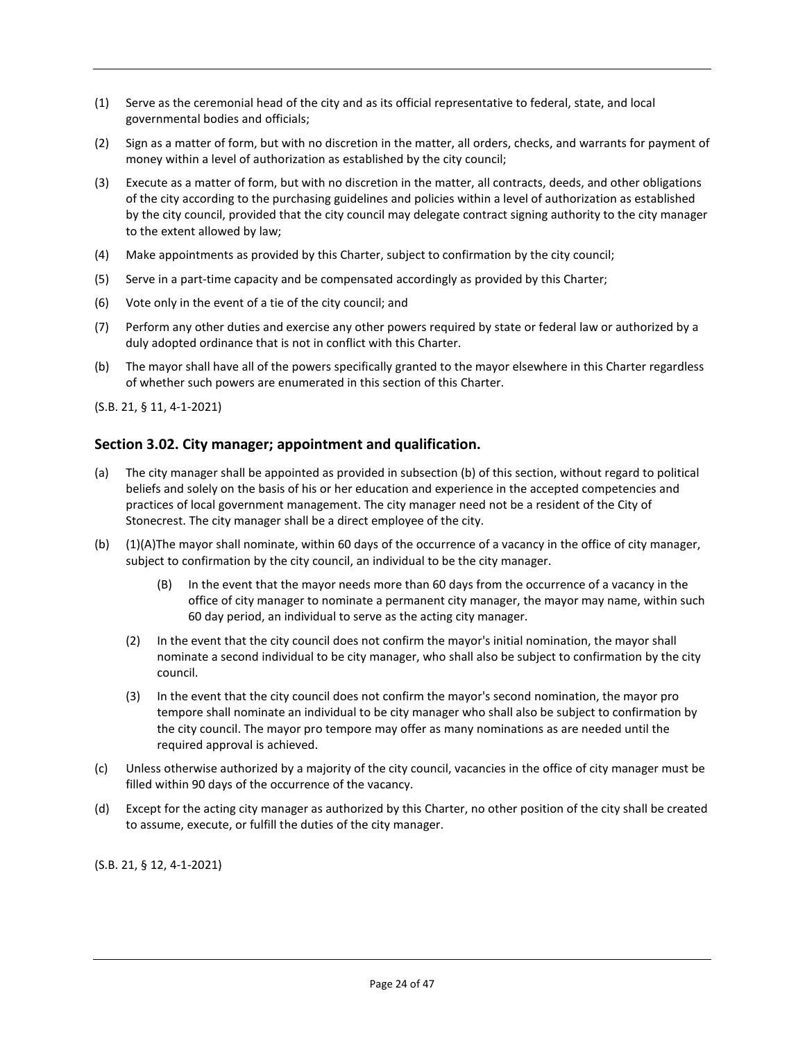(1) Serve as the ceremonial head of the city and as its official representative to federal, state, and local governmental bodies and officials;

(2) Sign as a matter of form, but with no discretion in the matter, all orders, checks, and warrants for payment of money within a level of authorization as established by the city council;

(3) Execute as a matter of form, but with no discretion in the matter, all contracts, deeds, and other obligations of the city according to the purchasing guidelines and policies within a level of authorization as established by the city council, provided that the city council may delegate contract signing authority to the city manager to the extent allowed by law;

(4) Make appointments as provided by this Charter, subject to confirmation by the city council;

(5) Serve in a part-time capacity and be compensated accordingly as provided by this Charter;

(6) Vote only in the event of a tie of the city council; and

(7) Perform any other duties and exercise any other powers required by state or federal law or authorized by a duly adopted ordinance that is not in conflict with this Charter.

(b) The mayor shall have all of the powers specifically granted to the mayor elsewhere in this Charter regardless of whether such powers are enumerated in this section of this Charter.

(S.B. 21, § 11, 4-1-2021)

## Section 3.02. City manager; appointment and qualification.

(a) The city manager shall be appointed as provided in subsection (b) of this section, without regard to political beliefs and solely on the basis of his or her education and experience in the accepted competencies and practices of local government management. The city manager need not be a resident of the City of Stonecrest. The city manager shall be a direct employee of the city.

(b) (1)(A)The mayor shall nominate, within 60 days of the occurrence of a vacancy in the office of city manager, subject to confirmation by the city council, an individual to be the city manager.

  (B) In the event that the mayor needs more than 60 days from the occurrence of a vacancy in the office of city manager to nominate a permanent city manager, the mayor may name, within such 60 day period, an individual to serve as the acting city manager.

  (2) In the event that the city council does not confirm the mayor's initial nomination, the mayor shall nominate a second individual to be city manager, who shall also be subject to confirmation by the city council.

  (3) In the event that the city council does not confirm the mayor's second nomination, the mayor pro tempore shall nominate an individual to be city manager who shall also be subject to confirmation by the city council. The mayor pro tempore may offer as many nominations as are needed until the required approval is achieved.

(c) Unless otherwise authorized by a majority of the city council, vacancies in the office of city manager must be filled within 90 days of the occurrence of the vacancy.

(d) Except for the acting city manager as authorized by this Charter, no other position of the city shall be created to assume, execute, or fulfill the duties of the city manager.

(S.B. 21, § 12, 4-1-2021)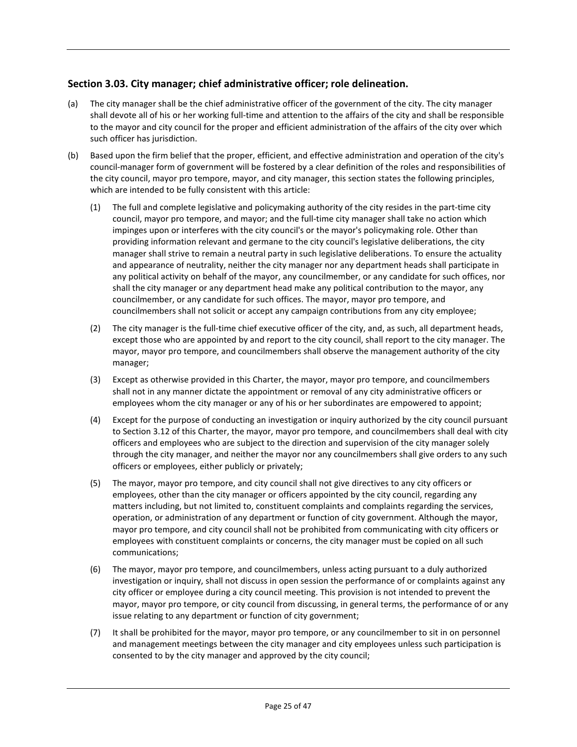## Section 3.03. City manager; chief administrative officer; role delineation.

(a) The city manager shall be the chief administrative officer of the government of the city. The city manager shall devote all of his or her working full-time and attention to the affairs of the city and shall be responsible to the mayor and city council for the proper and efficient administration of the affairs of the city over which such officer has jurisdiction.

(b) Based upon the firm belief that the proper, efficient, and effective administration and operation of the city's council-manager form of government will be fostered by a clear definition of the roles and responsibilities of the city council, mayor pro tempore, mayor, and city manager, this section states the following principles, which are intended to be fully consistent with this article:

(1) The full and complete legislative and policymaking authority of the city resides in the part-time city council, mayor pro tempore, and mayor; and the full-time city manager shall take no action which impinges upon or interferes with the city council's or the mayor's policymaking role. Other than providing information relevant and germane to the city council's legislative deliberations, the city manager shall strive to remain a neutral party in such legislative deliberations. To ensure the actuality and appearance of neutrality, neither the city manager nor any department heads shall participate in any political activity on behalf of the mayor, any councilmember, or any candidate for such offices, nor shall the city manager or any department head make any political contribution to the mayor, any councilmember, or any candidate for such offices. The mayor, mayor pro tempore, and councilmembers shall not solicit or accept any campaign contributions from any city employee;

(2) The city manager is the full-time chief executive officer of the city, and, as such, all department heads, except those who are appointed by and report to the city council, shall report to the city manager. The mayor, mayor pro tempore, and councilmembers shall observe the management authority of the city manager;

(3) Except as otherwise provided in this Charter, the mayor, mayor pro tempore, and councilmembers shall not in any manner dictate the appointment or removal of any city administrative officers or employees whom the city manager or any of his or her subordinates are empowered to appoint;

(4) Except for the purpose of conducting an investigation or inquiry authorized by the city council pursuant to Section 3.12 of this Charter, the mayor, mayor pro tempore, and councilmembers shall deal with city officers and employees who are subject to the direction and supervision of the city manager solely through the city manager, and neither the mayor nor any councilmembers shall give orders to any such officers or employees, either publicly or privately;

(5) The mayor, mayor pro tempore, and city council shall not give directives to any city officers or employees, other than the city manager or officers appointed by the city council, regarding any matters including, but not limited to, constituent complaints and complaints regarding the services, operation, or administration of any department or function of city government. Although the mayor, mayor pro tempore, and city council shall not be prohibited from communicating with city officers or employees with constituent complaints or concerns, the city manager must be copied on all such communications;

(6) The mayor, mayor pro tempore, and councilmembers, unless acting pursuant to a duly authorized investigation or inquiry, shall not discuss in open session the performance of or complaints against any city officer or employee during a city council meeting. This provision is not intended to prevent the mayor, mayor pro tempore, or city council from discussing, in general terms, the performance of or any issue relating to any department or function of city government;

(7) It shall be prohibited for the mayor, mayor pro tempore, or any councilmember to sit in on personnel and management meetings between the city manager and city employees unless such participation is consented to by the city manager and approved by the city council;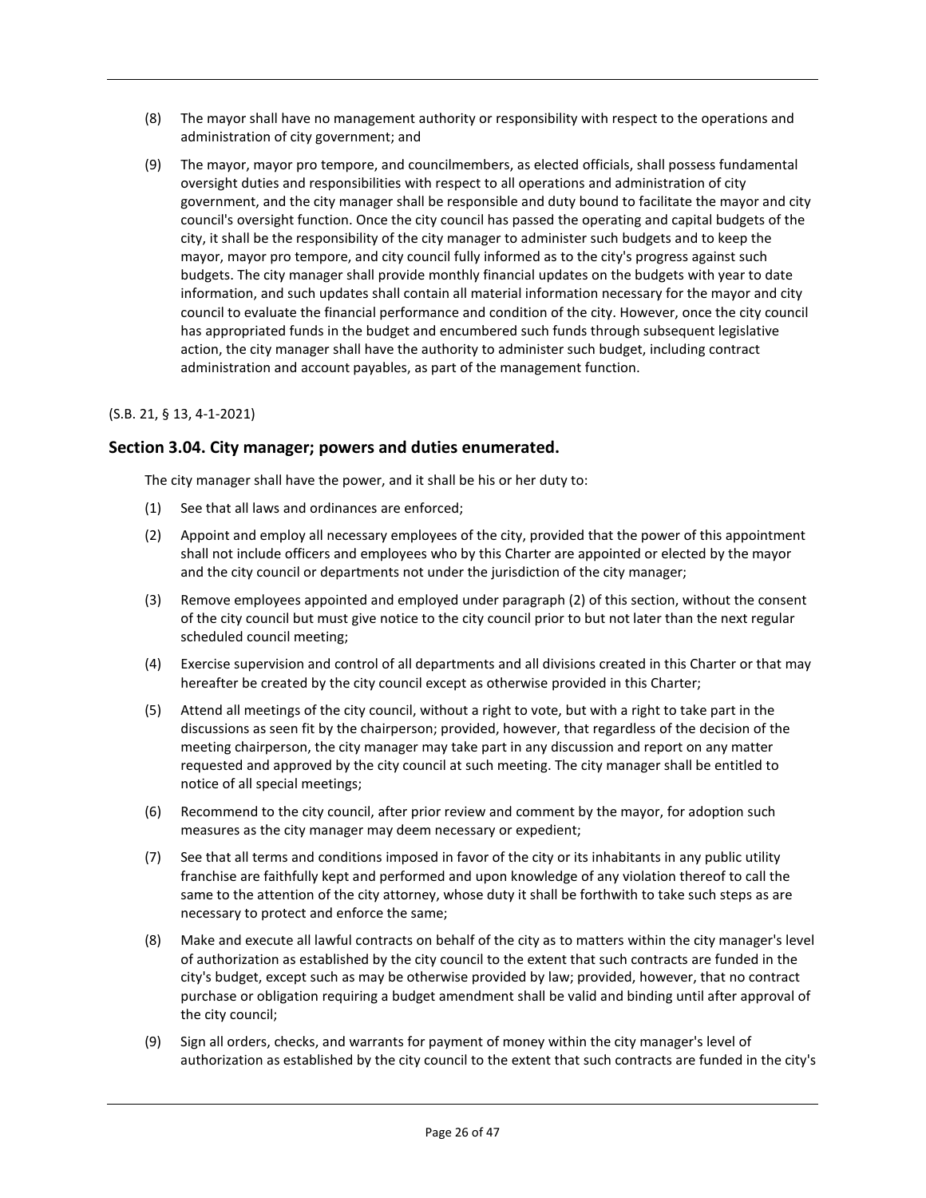(8) The mayor shall have no management authority or responsibility with respect to the operations and administration of city government; and

(9) The mayor, mayor pro tempore, and councilmembers, as elected officials, shall possess fundamental oversight duties and responsibilities with respect to all operations and administration of city government, and the city manager shall be responsible and duty bound to facilitate the mayor and city council's oversight function. Once the city council has passed the operating and capital budgets of the city, it shall be the responsibility of the city manager to administer such budgets and to keep the mayor, mayor pro tempore, and city council fully informed as to the city's progress against such budgets. The city manager shall provide monthly financial updates on the budgets with year to date information, and such updates shall contain all material information necessary for the mayor and city council to evaluate the financial performance and condition of the city. However, once the city council has appropriated funds in the budget and encumbered such funds through subsequent legislative action, the city manager shall have the authority to administer such budget, including contract administration and account payables, as part of the management function.

(S.B. 21, § 13, 4-1-2021)

## Section 3.04. City manager; powers and duties enumerated.

The city manager shall have the power, and it shall be his or her duty to:

(1) See that all laws and ordinances are enforced;

(2) Appoint and employ all necessary employees of the city, provided that the power of this appointment shall not include officers and employees who by this Charter are appointed or elected by the mayor and the city council or departments not under the jurisdiction of the city manager;

(3) Remove employees appointed and employed under paragraph (2) of this section, without the consent of the city council but must give notice to the city council prior to but not later than the next regular scheduled council meeting;

(4) Exercise supervision and control of all departments and all divisions created in this Charter or that may hereafter be created by the city council except as otherwise provided in this Charter;

(5) Attend all meetings of the city council, without a right to vote, but with a right to take part in the discussions as seen fit by the chairperson; provided, however, that regardless of the decision of the meeting chairperson, the city manager may take part in any discussion and report on any matter requested and approved by the city council at such meeting. The city manager shall be entitled to notice of all special meetings;

(6) Recommend to the city council, after prior review and comment by the mayor, for adoption such measures as the city manager may deem necessary or expedient;

(7) See that all terms and conditions imposed in favor of the city or its inhabitants in any public utility franchise are faithfully kept and performed and upon knowledge of any violation thereof to call the same to the attention of the city attorney, whose duty it shall be forthwith to take such steps as are necessary to protect and enforce the same;

(8) Make and execute all lawful contracts on behalf of the city as to matters within the city manager's level of authorization as established by the city council to the extent that such contracts are funded in the city's budget, except such as may be otherwise provided by law; provided, however, that no contract purchase or obligation requiring a budget amendment shall be valid and binding until after approval of the city council;

(9) Sign all orders, checks, and warrants for payment of money within the city manager's level of authorization as established by the city council to the extent that such contracts are funded in the city's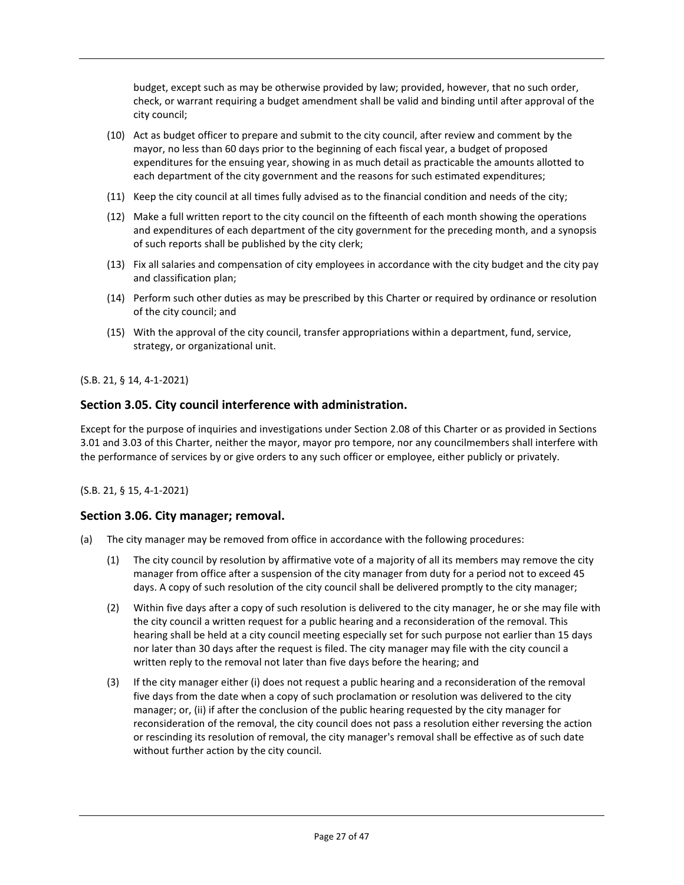budget, except such as may be otherwise provided by law; provided, however, that no such order, check, or warrant requiring a budget amendment shall be valid and binding until after approval of the city council;

(10) Act as budget officer to prepare and submit to the city council, after review and comment by the mayor, no less than 60 days prior to the beginning of each fiscal year, a budget of proposed expenditures for the ensuing year, showing in as much detail as practicable the amounts allotted to each department of the city government and the reasons for such estimated expenditures;

(11) Keep the city council at all times fully advised as to the financial condition and needs of the city;

(12) Make a full written report to the city council on the fifteenth of each month showing the operations and expenditures of each department of the city government for the preceding month, and a synopsis of such reports shall be published by the city clerk;

(13) Fix all salaries and compensation of city employees in accordance with the city budget and the city pay and classification plan;

(14) Perform such other duties as may be prescribed by this Charter or required by ordinance or resolution of the city council; and

(15) With the approval of the city council, transfer appropriations within a department, fund, service, strategy, or organizational unit.

(S.B. 21, § 14, 4-1-2021)

## Section 3.05. City council interference with administration.

Except for the purpose of inquiries and investigations under Section 2.08 of this Charter or as provided in Sections 3.01 and 3.03 of this Charter, neither the mayor, mayor pro tempore, nor any councilmembers shall interfere with the performance of services by or give orders to any such officer or employee, either publicly or privately.

(S.B. 21, § 15, 4-1-2021)

## Section 3.06. City manager; removal.

(a) The city manager may be removed from office in accordance with the following procedures:

(1) The city council by resolution by affirmative vote of a majority of all its members may remove the city manager from office after a suspension of the city manager from duty for a period not to exceed 45 days. A copy of such resolution of the city council shall be delivered promptly to the city manager;

(2) Within five days after a copy of such resolution is delivered to the city manager, he or she may file with the city council a written request for a public hearing and a reconsideration of the removal. This hearing shall be held at a city council meeting especially set for such purpose not earlier than 15 days nor later than 30 days after the request is filed. The city manager may file with the city council a written reply to the removal not later than five days before the hearing; and

(3) If the city manager either (i) does not request a public hearing and a reconsideration of the removal five days from the date when a copy of such proclamation or resolution was delivered to the city manager; or, (ii) if after the conclusion of the public hearing requested by the city manager for reconsideration of the removal, the city council does not pass a resolution either reversing the action or rescinding its resolution of removal, the city manager's removal shall be effective as of such date without further action by the city council.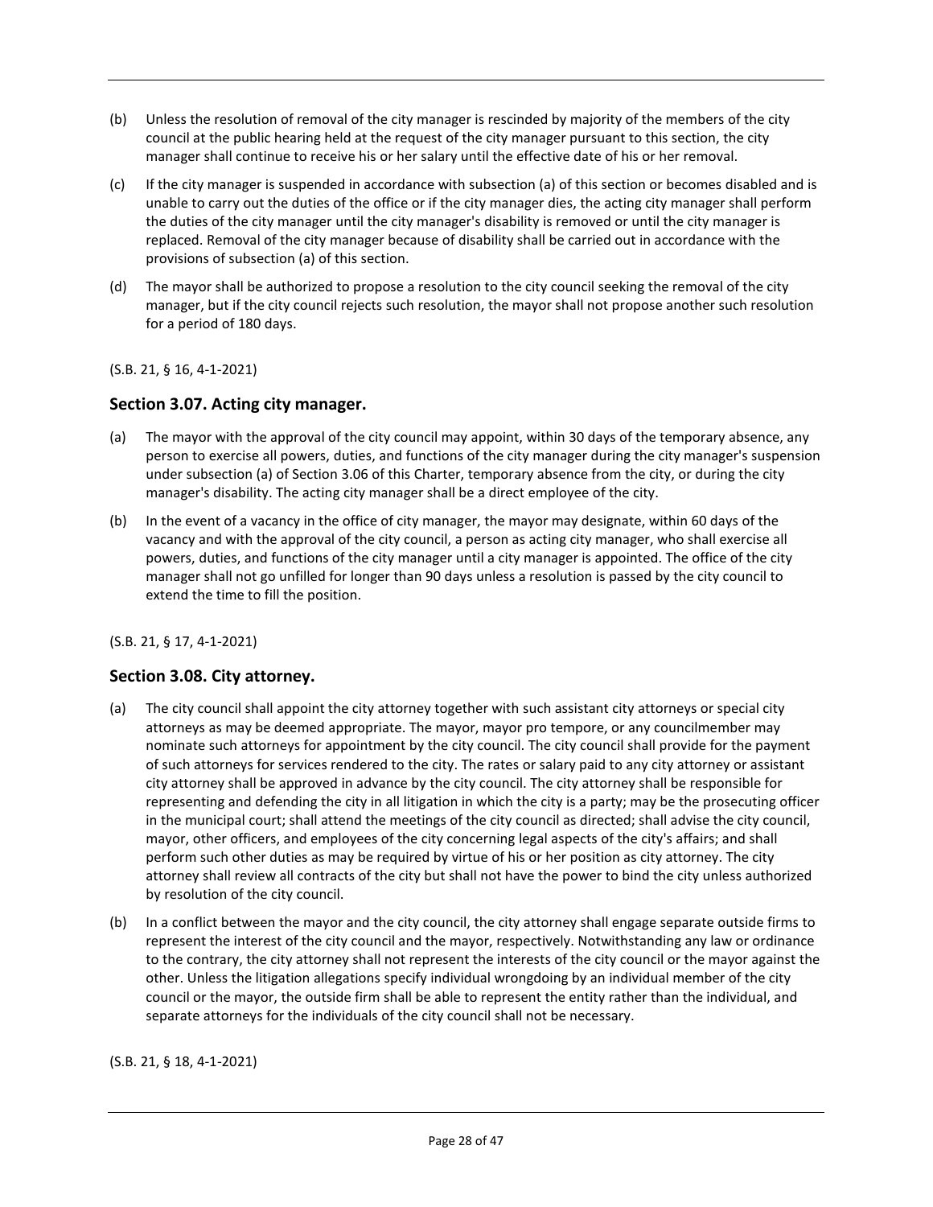(b) Unless the resolution of removal of the city manager is rescinded by majority of the members of the city council at the public hearing held at the request of the city manager pursuant to this section, the city manager shall continue to receive his or her salary until the effective date of his or her removal.

(c) If the city manager is suspended in accordance with subsection (a) of this section or becomes disabled and is unable to carry out the duties of the office or if the city manager dies, the acting city manager shall perform the duties of the city manager until the city manager's disability is removed or until the city manager is replaced. Removal of the city manager because of disability shall be carried out in accordance with the provisions of subsection (a) of this section.

(d) The mayor shall be authorized to propose a resolution to the city council seeking the removal of the city manager, but if the city council rejects such resolution, the mayor shall not propose another such resolution for a period of 180 days.

(S.B. 21, § 16, 4-1-2021)

## Section 3.07. Acting city manager.

(a) The mayor with the approval of the city council may appoint, within 30 days of the temporary absence, any person to exercise all powers, duties, and functions of the city manager during the city manager's suspension under subsection (a) of Section 3.06 of this Charter, temporary absence from the city, or during the city manager's disability. The acting city manager shall be a direct employee of the city.

(b) In the event of a vacancy in the office of city manager, the mayor may designate, within 60 days of the vacancy and with the approval of the city council, a person as acting city manager, who shall exercise all powers, duties, and functions of the city manager until a city manager is appointed. The office of the city manager shall not go unfilled for longer than 90 days unless a resolution is passed by the city council to extend the time to fill the position.

(S.B. 21, § 17, 4-1-2021)

## Section 3.08. City attorney.

(a) The city council shall appoint the city attorney together with such assistant city attorneys or special city attorneys as may be deemed appropriate. The mayor, mayor pro tempore, or any councilmember may nominate such attorneys for appointment by the city council. The city council shall provide for the payment of such attorneys for services rendered to the city. The rates or salary paid to any city attorney or assistant city attorney shall be approved in advance by the city council. The city attorney shall be responsible for representing and defending the city in all litigation in which the city is a party; may be the prosecuting officer in the municipal court; shall attend the meetings of the city council as directed; shall advise the city council, mayor, other officers, and employees of the city concerning legal aspects of the city's affairs; and shall perform such other duties as may be required by virtue of his or her position as city attorney. The city attorney shall review all contracts of the city but shall not have the power to bind the city unless authorized by resolution of the city council.

(b) In a conflict between the mayor and the city council, the city attorney shall engage separate outside firms to represent the interest of the city council and the mayor, respectively. Notwithstanding any law or ordinance to the contrary, the city attorney shall not represent the interests of the city council or the mayor against the other. Unless the litigation allegations specify individual wrongdoing by an individual member of the city council or the mayor, the outside firm shall be able to represent the entity rather than the individual, and separate attorneys for the individuals of the city council shall not be necessary.

(S.B. 21, § 18, 4-1-2021)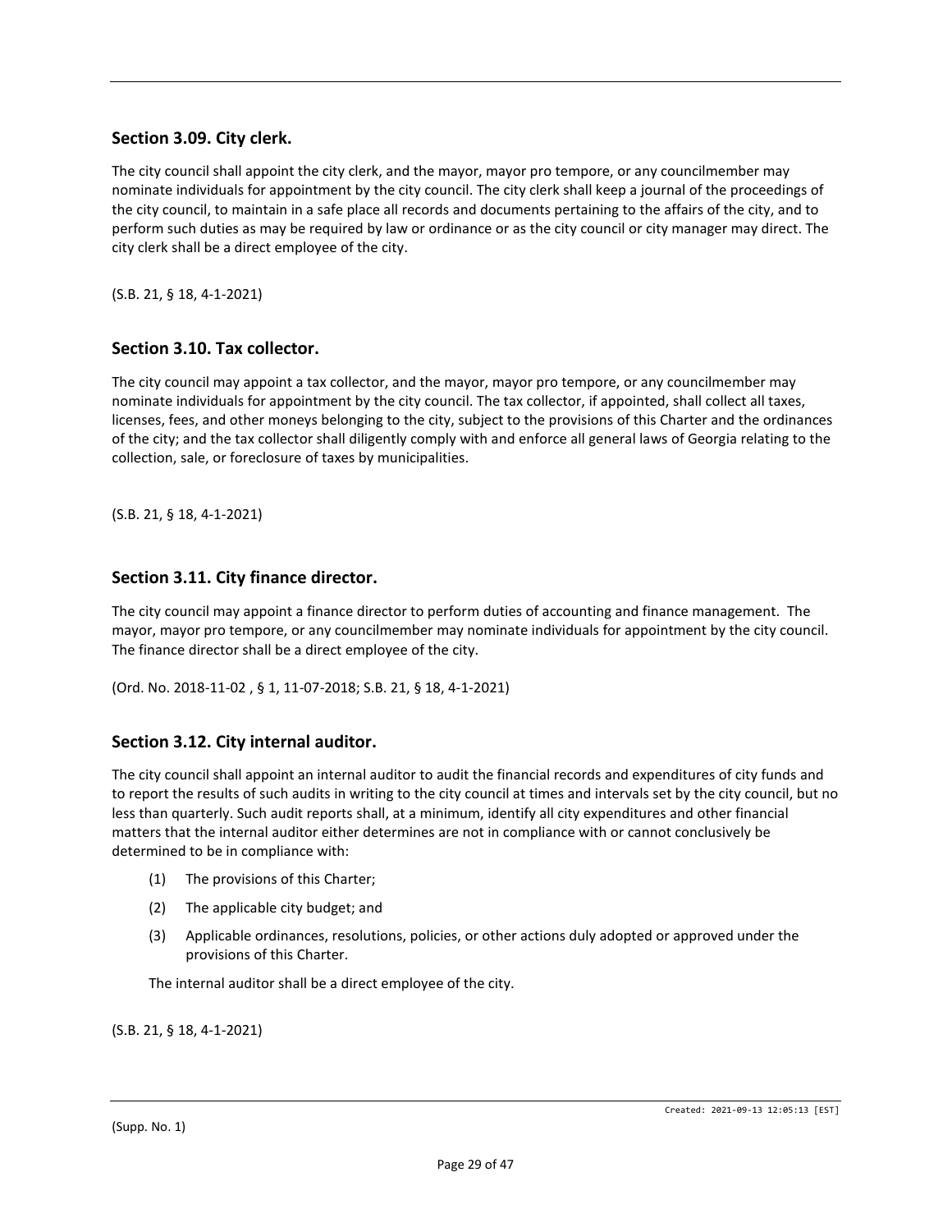## Section 3.09. City clerk.

The city council shall appoint the city clerk, and the mayor, mayor pro tempore, or any councilmember may nominate individuals for appointment by the city council. The city clerk shall keep a journal of the proceedings of the city council, to maintain in a safe place all records and documents pertaining to the affairs of the city, and to perform such duties as may be required by law or ordinance or as the city council or city manager may direct. The city clerk shall be a direct employee of the city.

(S.B. 21, § 18, 4-1-2021)

## Section 3.10. Tax collector.

The city council may appoint a tax collector, and the mayor, mayor pro tempore, or any councilmember may nominate individuals for appointment by the city council. The tax collector, if appointed, shall collect all taxes, licenses, fees, and other moneys belonging to the city, subject to the provisions of this Charter and the ordinances of the city; and the tax collector shall diligently comply with and enforce all general laws of Georgia relating to the collection, sale, or foreclosure of taxes by municipalities.

(S.B. 21, § 18, 4-1-2021)

## Section 3.11. City finance director.

The city council may appoint a finance director to perform duties of accounting and finance management. The mayor, mayor pro tempore, or any councilmember may nominate individuals for appointment by the city council. The finance director shall be a direct employee of the city.

(Ord. No. 2018-11-02 , § 1, 11-07-2018; S.B. 21, § 18, 4-1-2021)

## Section 3.12. City internal auditor.

The city council shall appoint an internal auditor to audit the financial records and expenditures of city funds and to report the results of such audits in writing to the city council at times and intervals set by the city council, but no less than quarterly. Such audit reports shall, at a minimum, identify all city expenditures and other financial matters that the internal auditor either determines are not in compliance with or cannot conclusively be determined to be in compliance with:

(1) The provisions of this Charter;

(2) The applicable city budget; and

(3) Applicable ordinances, resolutions, policies, or other actions duly adopted or approved under the provisions of this Charter.

The internal auditor shall be a direct employee of the city.

(S.B. 21, § 18, 4-1-2021)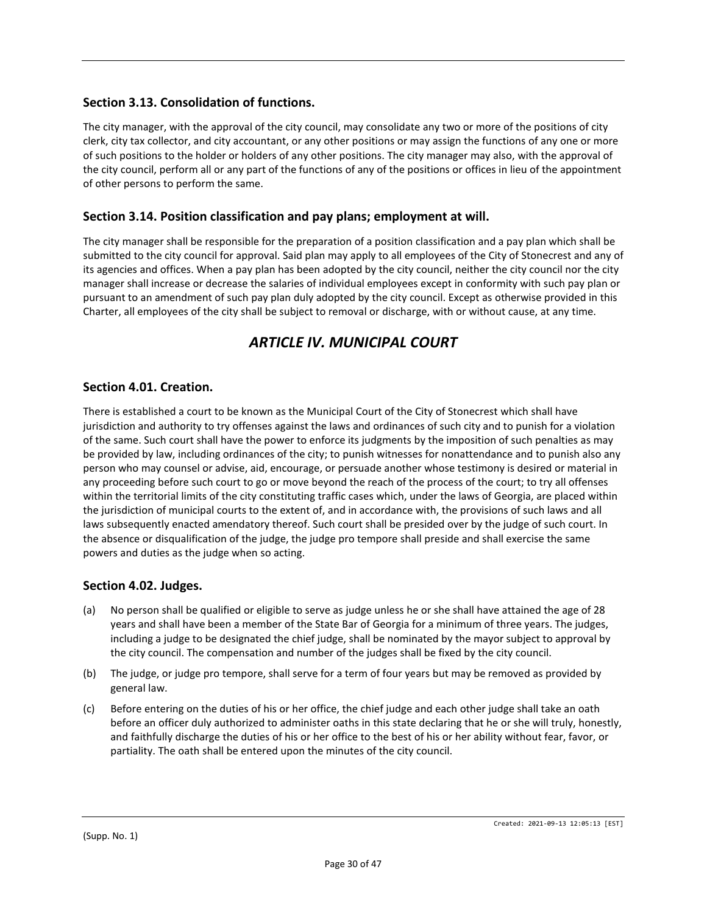### Section 3.13. Consolidation of functions.

The city manager, with the approval of the city council, may consolidate any two or more of the positions of city clerk, city tax collector, and city accountant, or any other positions or may assign the functions of any one or more of such positions to the holder or holders of any other positions. The city manager may also, with the approval of the city council, perform all or any part of the functions of any of the positions or offices in lieu of the appointment of other persons to perform the same.

### Section 3.14. Position classification and pay plans; employment at will.

The city manager shall be responsible for the preparation of a position classification and a pay plan which shall be submitted to the city council for approval. Said plan may apply to all employees of the City of Stonecrest and any of its agencies and offices. When a pay plan has been adopted by the city council, neither the city council nor the city manager shall increase or decrease the salaries of individual employees except in conformity with such pay plan or pursuant to an amendment of such pay plan duly adopted by the city council. Except as otherwise provided in this Charter, all employees of the city shall be subject to removal or discharge, with or without cause, at any time.

## *ARTICLE IV. MUNICIPAL COURT*

### Section 4.01. Creation.

There is established a court to be known as the Municipal Court of the City of Stonecrest which shall have jurisdiction and authority to try offenses against the laws and ordinances of such city and to punish for a violation of the same. Such court shall have the power to enforce its judgments by the imposition of such penalties as may be provided by law, including ordinances of the city; to punish witnesses for nonattendance and to punish also any person who may counsel or advise, aid, encourage, or persuade another whose testimony is desired or material in any proceeding before such court to go or move beyond the reach of the process of the court; to try all offenses within the territorial limits of the city constituting traffic cases which, under the laws of Georgia, are placed within the jurisdiction of municipal courts to the extent of, and in accordance with, the provisions of such laws and all laws subsequently enacted amendatory thereof. Such court shall be presided over by the judge of such court. In the absence or disqualification of the judge, the judge pro tempore shall preside and shall exercise the same powers and duties as the judge when so acting.

### Section 4.02. Judges.

(a) No person shall be qualified or eligible to serve as judge unless he or she shall have attained the age of 28 years and shall have been a member of the State Bar of Georgia for a minimum of three years. The judges, including a judge to be designated the chief judge, shall be nominated by the mayor subject to approval by the city council. The compensation and number of the judges shall be fixed by the city council.

(b) The judge, or judge pro tempore, shall serve for a term of four years but may be removed as provided by general law.

(c) Before entering on the duties of his or her office, the chief judge and each other judge shall take an oath before an officer duly authorized to administer oaths in this state declaring that he or she will truly, honestly, and faithfully discharge the duties of his or her office to the best of his or her ability without fear, favor, or partiality. The oath shall be entered upon the minutes of the city council.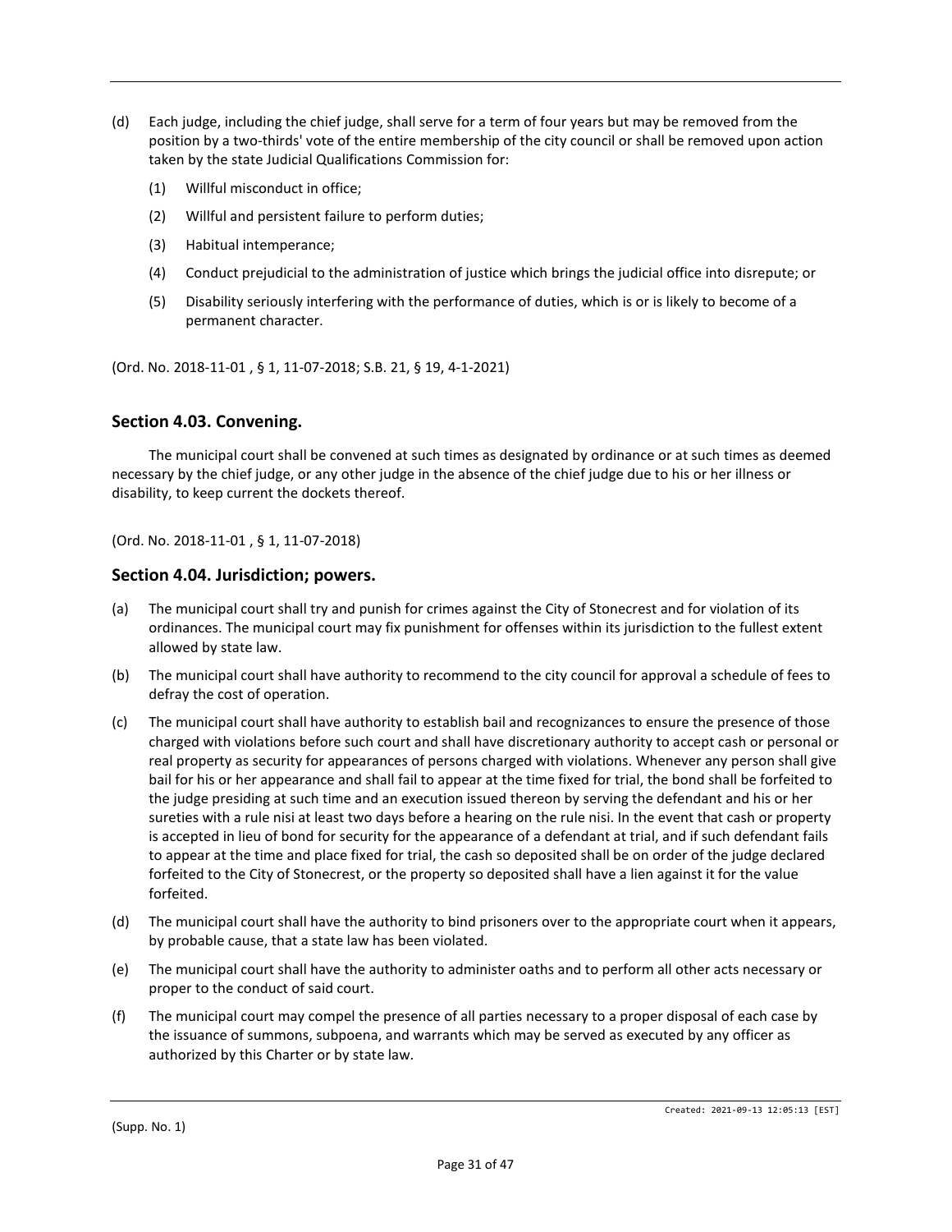(d) Each judge, including the chief judge, shall serve for a term of four years but may be removed from the position by a two-thirds' vote of the entire membership of the city council or shall be removed upon action taken by the state Judicial Qualifications Commission for:

(1) Willful misconduct in office;

(2) Willful and persistent failure to perform duties;

(3) Habitual intemperance;

(4) Conduct prejudicial to the administration of justice which brings the judicial office into disrepute; or

(5) Disability seriously interfering with the performance of duties, which is or is likely to become of a permanent character.

(Ord. No. 2018-11-01 , § 1, 11-07-2018; S.B. 21, § 19, 4-1-2021)

## Section 4.03. Convening.

The municipal court shall be convened at such times as designated by ordinance or at such times as deemed necessary by the chief judge, or any other judge in the absence of the chief judge due to his or her illness or disability, to keep current the dockets thereof.

(Ord. No. 2018-11-01 , § 1, 11-07-2018)

## Section 4.04. Jurisdiction; powers.

(a) The municipal court shall try and punish for crimes against the City of Stonecrest and for violation of its ordinances. The municipal court may fix punishment for offenses within its jurisdiction to the fullest extent allowed by state law.

(b) The municipal court shall have authority to recommend to the city council for approval a schedule of fees to defray the cost of operation.

(c) The municipal court shall have authority to establish bail and recognizances to ensure the presence of those charged with violations before such court and shall have discretionary authority to accept cash or personal or real property as security for appearances of persons charged with violations. Whenever any person shall give bail for his or her appearance and shall fail to appear at the time fixed for trial, the bond shall be forfeited to the judge presiding at such time and an execution issued thereon by serving the defendant and his or her sureties with a rule nisi at least two days before a hearing on the rule nisi. In the event that cash or property is accepted in lieu of bond for security for the appearance of a defendant at trial, and if such defendant fails to appear at the time and place fixed for trial, the cash so deposited shall be on order of the judge declared forfeited to the City of Stonecrest, or the property so deposited shall have a lien against it for the value forfeited.

(d) The municipal court shall have the authority to bind prisoners over to the appropriate court when it appears, by probable cause, that a state law has been violated.

(e) The municipal court shall have the authority to administer oaths and to perform all other acts necessary or proper to the conduct of said court.

(f) The municipal court may compel the presence of all parties necessary to a proper disposal of each case by the issuance of summons, subpoena, and warrants which may be served as executed by any officer as authorized by this Charter or by state law.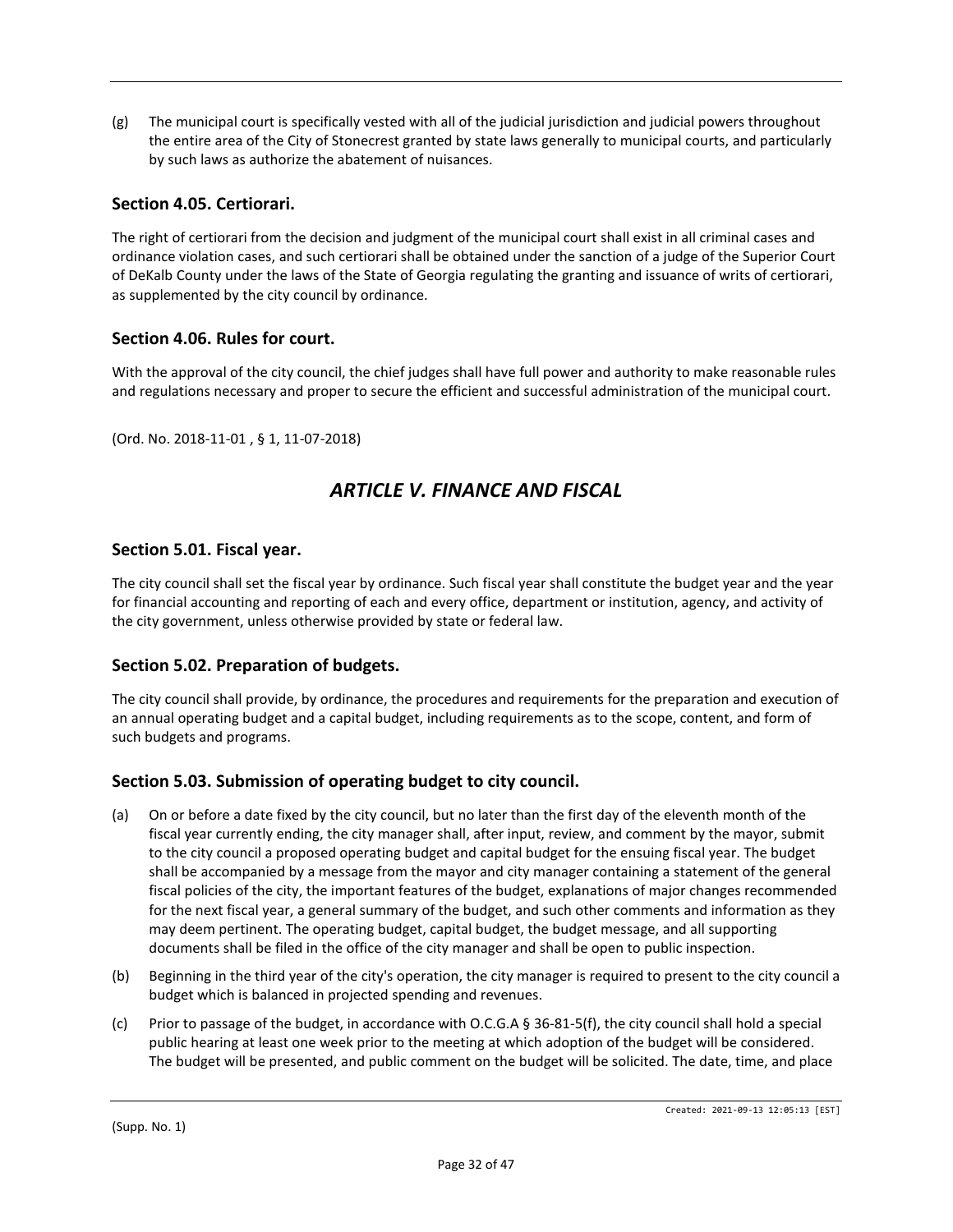(g) The municipal court is specifically vested with all of the judicial jurisdiction and judicial powers throughout the entire area of the City of Stonecrest granted by state laws generally to municipal courts, and particularly by such laws as authorize the abatement of nuisances.

### Section 4.05. Certiorari.

The right of certiorari from the decision and judgment of the municipal court shall exist in all criminal cases and ordinance violation cases, and such certiorari shall be obtained under the sanction of a judge of the Superior Court of DeKalb County under the laws of the State of Georgia regulating the granting and issuance of writs of certiorari, as supplemented by the city council by ordinance.

### Section 4.06. Rules for court.

With the approval of the city council, the chief judges shall have full power and authority to make reasonable rules and regulations necessary and proper to secure the efficient and successful administration of the municipal court.

(Ord. No. 2018-11-01 , § 1, 11-07-2018)

## *ARTICLE V. FINANCE AND FISCAL*

### Section 5.01. Fiscal year.

The city council shall set the fiscal year by ordinance. Such fiscal year shall constitute the budget year and the year for financial accounting and reporting of each and every office, department or institution, agency, and activity of the city government, unless otherwise provided by state or federal law.

### Section 5.02. Preparation of budgets.

The city council shall provide, by ordinance, the procedures and requirements for the preparation and execution of an annual operating budget and a capital budget, including requirements as to the scope, content, and form of such budgets and programs.

### Section 5.03. Submission of operating budget to city council.

(a) On or before a date fixed by the city council, but no later than the first day of the eleventh month of the fiscal year currently ending, the city manager shall, after input, review, and comment by the mayor, submit to the city council a proposed operating budget and capital budget for the ensuing fiscal year. The budget shall be accompanied by a message from the mayor and city manager containing a statement of the general fiscal policies of the city, the important features of the budget, explanations of major changes recommended for the next fiscal year, a general summary of the budget, and such other comments and information as they may deem pertinent. The operating budget, capital budget, the budget message, and all supporting documents shall be filed in the office of the city manager and shall be open to public inspection.

(b) Beginning in the third year of the city's operation, the city manager is required to present to the city council a budget which is balanced in projected spending and revenues.

(c) Prior to passage of the budget, in accordance with O.C.G.A § 36-81-5(f), the city council shall hold a special public hearing at least one week prior to the meeting at which adoption of the budget will be considered. The budget will be presented, and public comment on the budget will be solicited. The date, time, and place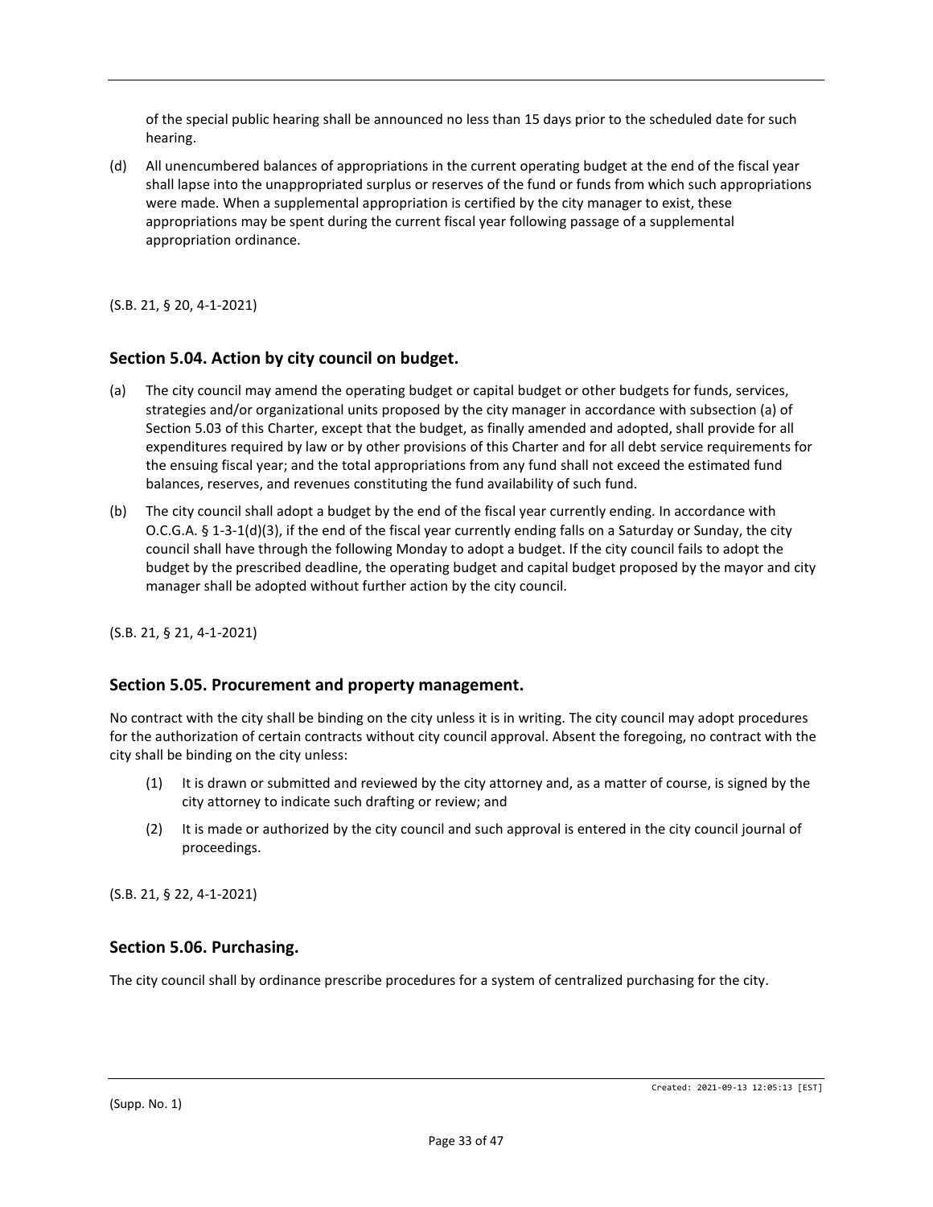of the special public hearing shall be announced no less than 15 days prior to the scheduled date for such hearing.

(d) All unencumbered balances of appropriations in the current operating budget at the end of the fiscal year shall lapse into the unappropriated surplus or reserves of the fund or funds from which such appropriations were made. When a supplemental appropriation is certified by the city manager to exist, these appropriations may be spent during the current fiscal year following passage of a supplemental appropriation ordinance.

(S.B. 21, § 20, 4-1-2021)

## Section 5.04. Action by city council on budget.

(a) The city council may amend the operating budget or capital budget or other budgets for funds, services, strategies and/or organizational units proposed by the city manager in accordance with subsection (a) of Section 5.03 of this Charter, except that the budget, as finally amended and adopted, shall provide for all expenditures required by law or by other provisions of this Charter and for all debt service requirements for the ensuing fiscal year; and the total appropriations from any fund shall not exceed the estimated fund balances, reserves, and revenues constituting the fund availability of such fund.

(b) The city council shall adopt a budget by the end of the fiscal year currently ending. In accordance with O.C.G.A. § 1-3-1(d)(3), if the end of the fiscal year currently ending falls on a Saturday or Sunday, the city council shall have through the following Monday to adopt a budget. If the city council fails to adopt the budget by the prescribed deadline, the operating budget and capital budget proposed by the mayor and city manager shall be adopted without further action by the city council.

(S.B. 21, § 21, 4-1-2021)

## Section 5.05. Procurement and property management.

No contract with the city shall be binding on the city unless it is in writing. The city council may adopt procedures for the authorization of certain contracts without city council approval. Absent the foregoing, no contract with the city shall be binding on the city unless:

(1) It is drawn or submitted and reviewed by the city attorney and, as a matter of course, is signed by the city attorney to indicate such drafting or review; and

(2) It is made or authorized by the city council and such approval is entered in the city council journal of proceedings.

(S.B. 21, § 22, 4-1-2021)

## Section 5.06. Purchasing.

The city council shall by ordinance prescribe procedures for a system of centralized purchasing for the city.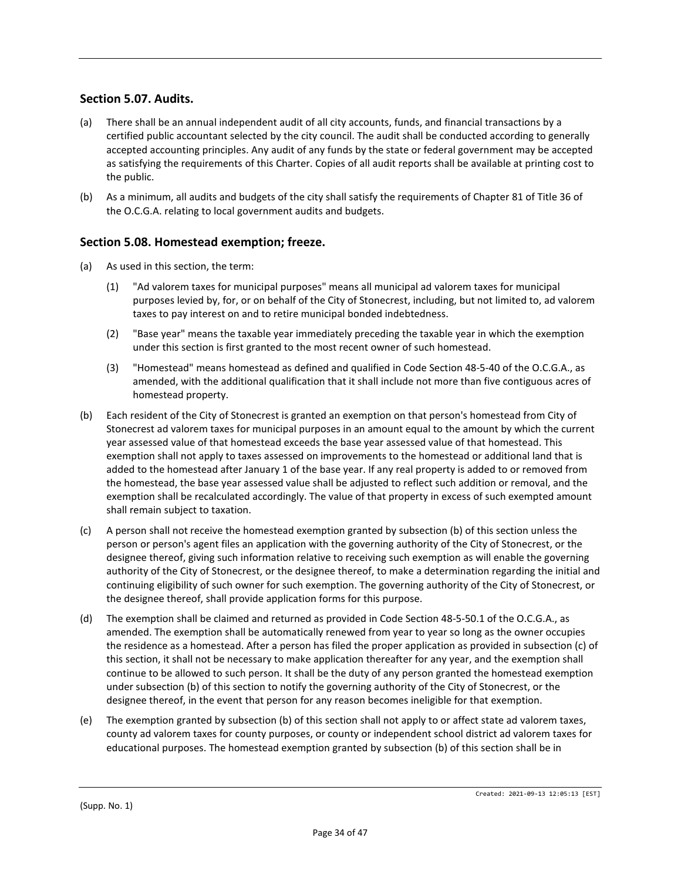## Section 5.07. Audits.

(a) There shall be an annual independent audit of all city accounts, funds, and financial transactions by a certified public accountant selected by the city council. The audit shall be conducted according to generally accepted accounting principles. Any audit of any funds by the state or federal government may be accepted as satisfying the requirements of this Charter. Copies of all audit reports shall be available at printing cost to the public.

(b) As a minimum, all audits and budgets of the city shall satisfy the requirements of Chapter 81 of Title 36 of the O.C.G.A. relating to local government audits and budgets.

## Section 5.08. Homestead exemption; freeze.

(a) As used in this section, the term:

(1) "Ad valorem taxes for municipal purposes" means all municipal ad valorem taxes for municipal purposes levied by, for, or on behalf of the City of Stonecrest, including, but not limited to, ad valorem taxes to pay interest on and to retire municipal bonded indebtedness.

(2) "Base year" means the taxable year immediately preceding the taxable year in which the exemption under this section is first granted to the most recent owner of such homestead.

(3) "Homestead" means homestead as defined and qualified in Code Section 48-5-40 of the O.C.G.A., as amended, with the additional qualification that it shall include not more than five contiguous acres of homestead property.

(b) Each resident of the City of Stonecrest is granted an exemption on that person's homestead from City of Stonecrest ad valorem taxes for municipal purposes in an amount equal to the amount by which the current year assessed value of that homestead exceeds the base year assessed value of that homestead. This exemption shall not apply to taxes assessed on improvements to the homestead or additional land that is added to the homestead after January 1 of the base year. If any real property is added to or removed from the homestead, the base year assessed value shall be adjusted to reflect such addition or removal, and the exemption shall be recalculated accordingly. The value of that property in excess of such exempted amount shall remain subject to taxation.

(c) A person shall not receive the homestead exemption granted by subsection (b) of this section unless the person or person's agent files an application with the governing authority of the City of Stonecrest, or the designee thereof, giving such information relative to receiving such exemption as will enable the governing authority of the City of Stonecrest, or the designee thereof, to make a determination regarding the initial and continuing eligibility of such owner for such exemption. The governing authority of the City of Stonecrest, or the designee thereof, shall provide application forms for this purpose.

(d) The exemption shall be claimed and returned as provided in Code Section 48-5-50.1 of the O.C.G.A., as amended. The exemption shall be automatically renewed from year to year so long as the owner occupies the residence as a homestead. After a person has filed the proper application as provided in subsection (c) of this section, it shall not be necessary to make application thereafter for any year, and the exemption shall continue to be allowed to such person. It shall be the duty of any person granted the homestead exemption under subsection (b) of this section to notify the governing authority of the City of Stonecrest, or the designee thereof, in the event that person for any reason becomes ineligible for that exemption.

(e) The exemption granted by subsection (b) of this section shall not apply to or affect state ad valorem taxes, county ad valorem taxes for county purposes, or county or independent school district ad valorem taxes for educational purposes. The homestead exemption granted by subsection (b) of this section shall be in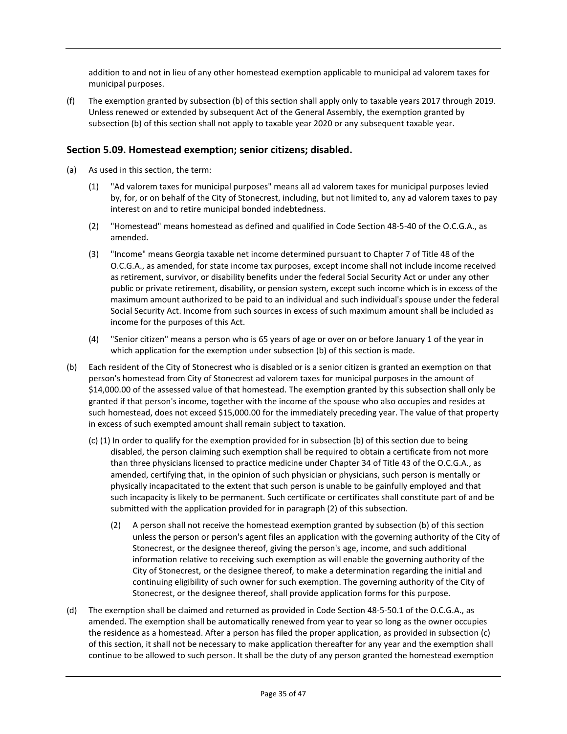addition to and not in lieu of any other homestead exemption applicable to municipal ad valorem taxes for municipal purposes.

(f) The exemption granted by subsection (b) of this section shall apply only to taxable years 2017 through 2019. Unless renewed or extended by subsequent Act of the General Assembly, the exemption granted by subsection (b) of this section shall not apply to taxable year 2020 or any subsequent taxable year.

## Section 5.09. Homestead exemption; senior citizens; disabled.

(a) As used in this section, the term:

  (1) "Ad valorem taxes for municipal purposes" means all ad valorem taxes for municipal purposes levied by, for, or on behalf of the City of Stonecrest, including, but not limited to, any ad valorem taxes to pay interest on and to retire municipal bonded indebtedness.

  (2) "Homestead" means homestead as defined and qualified in Code Section 48-5-40 of the O.C.G.A., as amended.

  (3) "Income" means Georgia taxable net income determined pursuant to Chapter 7 of Title 48 of the O.C.G.A., as amended, for state income tax purposes, except income shall not include income received as retirement, survivor, or disability benefits under the federal Social Security Act or under any other public or private retirement, disability, or pension system, except such income which is in excess of the maximum amount authorized to be paid to an individual and such individual's spouse under the federal Social Security Act. Income from such sources in excess of such maximum amount shall be included as income for the purposes of this Act.

  (4) "Senior citizen" means a person who is 65 years of age or over on or before January 1 of the year in which application for the exemption under subsection (b) of this section is made.

(b) Each resident of the City of Stonecrest who is disabled or is a senior citizen is granted an exemption on that person's homestead from City of Stonecrest ad valorem taxes for municipal purposes in the amount of $14,000.00 of the assessed value of that homestead. The exemption granted by this subsection shall only be granted if that person's income, together with the income of the spouse who also occupies and resides at such homestead, does not exceed $15,000.00 for the immediately preceding year. The value of that property in excess of such exempted amount shall remain subject to taxation.

(c) (1) In order to qualify for the exemption provided for in subsection (b) of this section due to being disabled, the person claiming such exemption shall be required to obtain a certificate from not more than three physicians licensed to practice medicine under Chapter 34 of Title 43 of the O.C.G.A., as amended, certifying that, in the opinion of such physician or physicians, such person is mentally or physically incapacitated to the extent that such person is unable to be gainfully employed and that such incapacity is likely to be permanent. Such certificate or certificates shall constitute part of and be submitted with the application provided for in paragraph (2) of this subsection.

  (2) A person shall not receive the homestead exemption granted by subsection (b) of this section unless the person or person's agent files an application with the governing authority of the City of Stonecrest, or the designee thereof, giving the person's age, income, and such additional information relative to receiving such exemption as will enable the governing authority of the City of Stonecrest, or the designee thereof, to make a determination regarding the initial and continuing eligibility of such owner for such exemption. The governing authority of the City of Stonecrest, or the designee thereof, shall provide application forms for this purpose.

(d) The exemption shall be claimed and returned as provided in Code Section 48-5-50.1 of the O.C.G.A., as amended. The exemption shall be automatically renewed from year to year so long as the owner occupies the residence as a homestead. After a person has filed the proper application, as provided in subsection (c) of this section, it shall not be necessary to make application thereafter for any year and the exemption shall continue to be allowed to such person. It shall be the duty of any person granted the homestead exemption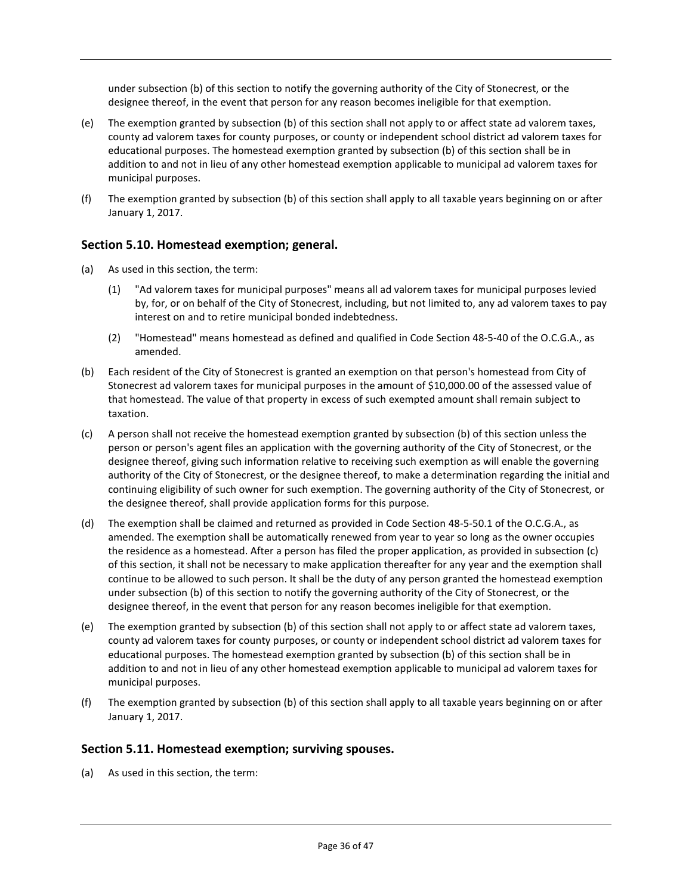under subsection (b) of this section to notify the governing authority of the City of Stonecrest, or the designee thereof, in the event that person for any reason becomes ineligible for that exemption.

(e) The exemption granted by subsection (b) of this section shall not apply to or affect state ad valorem taxes, county ad valorem taxes for county purposes, or county or independent school district ad valorem taxes for educational purposes. The homestead exemption granted by subsection (b) of this section shall be in addition to and not in lieu of any other homestead exemption applicable to municipal ad valorem taxes for municipal purposes.

(f) The exemption granted by subsection (b) of this section shall apply to all taxable years beginning on or after January 1, 2017.

## Section 5.10. Homestead exemption; general.

(a) As used in this section, the term:

    (1) "Ad valorem taxes for municipal purposes" means all ad valorem taxes for municipal purposes levied by, for, or on behalf of the City of Stonecrest, including, but not limited to, any ad valorem taxes to pay interest on and to retire municipal bonded indebtedness.

    (2) "Homestead" means homestead as defined and qualified in Code Section 48-5-40 of the O.C.G.A., as amended.

(b) Each resident of the City of Stonecrest is granted an exemption on that person's homestead from City of Stonecrest ad valorem taxes for municipal purposes in the amount of $10,000.00 of the assessed value of that homestead. The value of that property in excess of such exempted amount shall remain subject to taxation.

(c) A person shall not receive the homestead exemption granted by subsection (b) of this section unless the person or person's agent files an application with the governing authority of the City of Stonecrest, or the designee thereof, giving such information relative to receiving such exemption as will enable the governing authority of the City of Stonecrest, or the designee thereof, to make a determination regarding the initial and continuing eligibility of such owner for such exemption. The governing authority of the City of Stonecrest, or the designee thereof, shall provide application forms for this purpose.

(d) The exemption shall be claimed and returned as provided in Code Section 48-5-50.1 of the O.C.G.A., as amended. The exemption shall be automatically renewed from year to year so long as the owner occupies the residence as a homestead. After a person has filed the proper application, as provided in subsection (c) of this section, it shall not be necessary to make application thereafter for any year and the exemption shall continue to be allowed to such person. It shall be the duty of any person granted the homestead exemption under subsection (b) of this section to notify the governing authority of the City of Stonecrest, or the designee thereof, in the event that person for any reason becomes ineligible for that exemption.

(e) The exemption granted by subsection (b) of this section shall not apply to or affect state ad valorem taxes, county ad valorem taxes for county purposes, or county or independent school district ad valorem taxes for educational purposes. The homestead exemption granted by subsection (b) of this section shall be in addition to and not in lieu of any other homestead exemption applicable to municipal ad valorem taxes for municipal purposes.

(f) The exemption granted by subsection (b) of this section shall apply to all taxable years beginning on or after January 1, 2017.

## Section 5.11. Homestead exemption; surviving spouses.

(a) As used in this section, the term: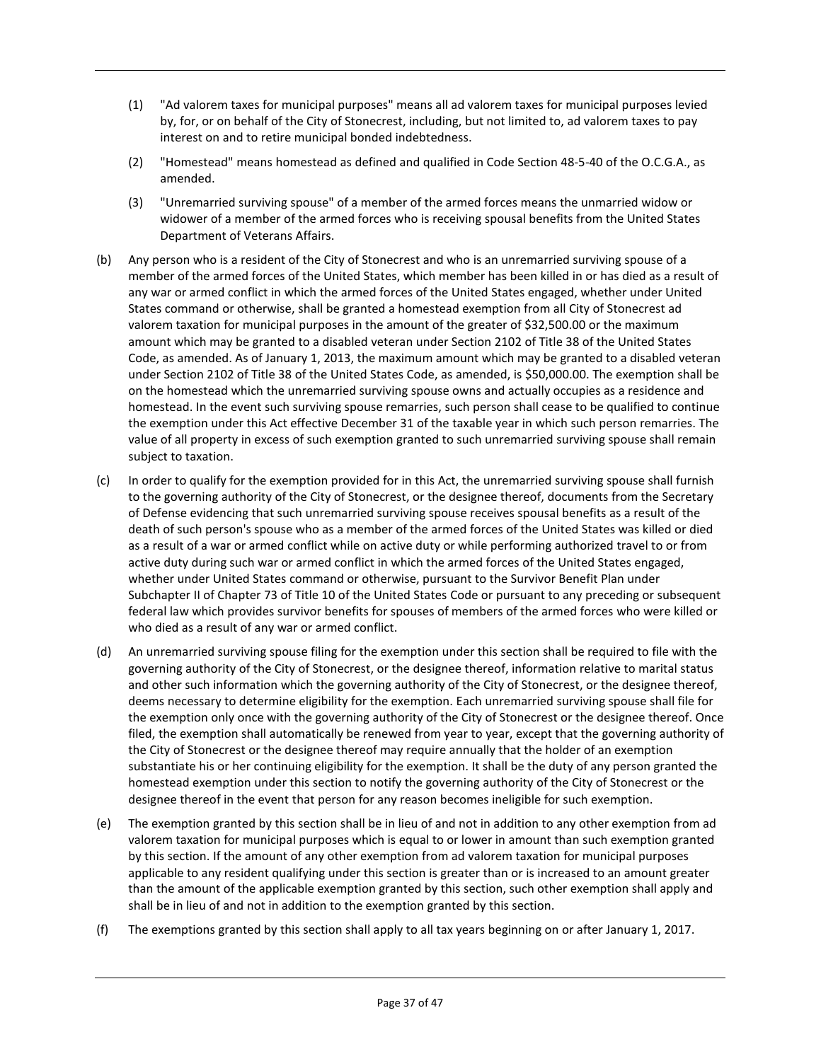(1) "Ad valorem taxes for municipal purposes" means all ad valorem taxes for municipal purposes levied by, for, or on behalf of the City of Stonecrest, including, but not limited to, ad valorem taxes to pay interest on and to retire municipal bonded indebtedness.

(2) "Homestead" means homestead as defined and qualified in Code Section 48-5-40 of the O.C.G.A., as amended.

(3) "Unremarried surviving spouse" of a member of the armed forces means the unmarried widow or widower of a member of the armed forces who is receiving spousal benefits from the United States Department of Veterans Affairs.

(b) Any person who is a resident of the City of Stonecrest and who is an unremarried surviving spouse of a member of the armed forces of the United States, which member has been killed in or has died as a result of any war or armed conflict in which the armed forces of the United States engaged, whether under United States command or otherwise, shall be granted a homestead exemption from all City of Stonecrest ad valorem taxation for municipal purposes in the amount of the greater of $32,500.00 or the maximum amount which may be granted to a disabled veteran under Section 2102 of Title 38 of the United States Code, as amended. As of January 1, 2013, the maximum amount which may be granted to a disabled veteran under Section 2102 of Title 38 of the United States Code, as amended, is $50,000.00. The exemption shall be on the homestead which the unremarried surviving spouse owns and actually occupies as a residence and homestead. In the event such surviving spouse remarries, such person shall cease to be qualified to continue the exemption under this Act effective December 31 of the taxable year in which such person remarries. The value of all property in excess of such exemption granted to such unremarried surviving spouse shall remain subject to taxation.

(c) In order to qualify for the exemption provided for in this Act, the unremarried surviving spouse shall furnish to the governing authority of the City of Stonecrest, or the designee thereof, documents from the Secretary of Defense evidencing that such unremarried surviving spouse receives spousal benefits as a result of the death of such person's spouse who as a member of the armed forces of the United States was killed or died as a result of a war or armed conflict while on active duty or while performing authorized travel to or from active duty during such war or armed conflict in which the armed forces of the United States engaged, whether under United States command or otherwise, pursuant to the Survivor Benefit Plan under Subchapter II of Chapter 73 of Title 10 of the United States Code or pursuant to any preceding or subsequent federal law which provides survivor benefits for spouses of members of the armed forces who were killed or who died as a result of any war or armed conflict.

(d) An unremarried surviving spouse filing for the exemption under this section shall be required to file with the governing authority of the City of Stonecrest, or the designee thereof, information relative to marital status and other such information which the governing authority of the City of Stonecrest, or the designee thereof, deems necessary to determine eligibility for the exemption. Each unremarried surviving spouse shall file for the exemption only once with the governing authority of the City of Stonecrest or the designee thereof. Once filed, the exemption shall automatically be renewed from year to year, except that the governing authority of the City of Stonecrest or the designee thereof may require annually that the holder of an exemption substantiate his or her continuing eligibility for the exemption. It shall be the duty of any person granted the homestead exemption under this section to notify the governing authority of the City of Stonecrest or the designee thereof in the event that person for any reason becomes ineligible for such exemption.

(e) The exemption granted by this section shall be in lieu of and not in addition to any other exemption from ad valorem taxation for municipal purposes which is equal to or lower in amount than such exemption granted by this section. If the amount of any other exemption from ad valorem taxation for municipal purposes applicable to any resident qualifying under this section is greater than or is increased to an amount greater than the amount of the applicable exemption granted by this section, such other exemption shall apply and shall be in lieu of and not in addition to the exemption granted by this section.

(f) The exemptions granted by this section shall apply to all tax years beginning on or after January 1, 2017.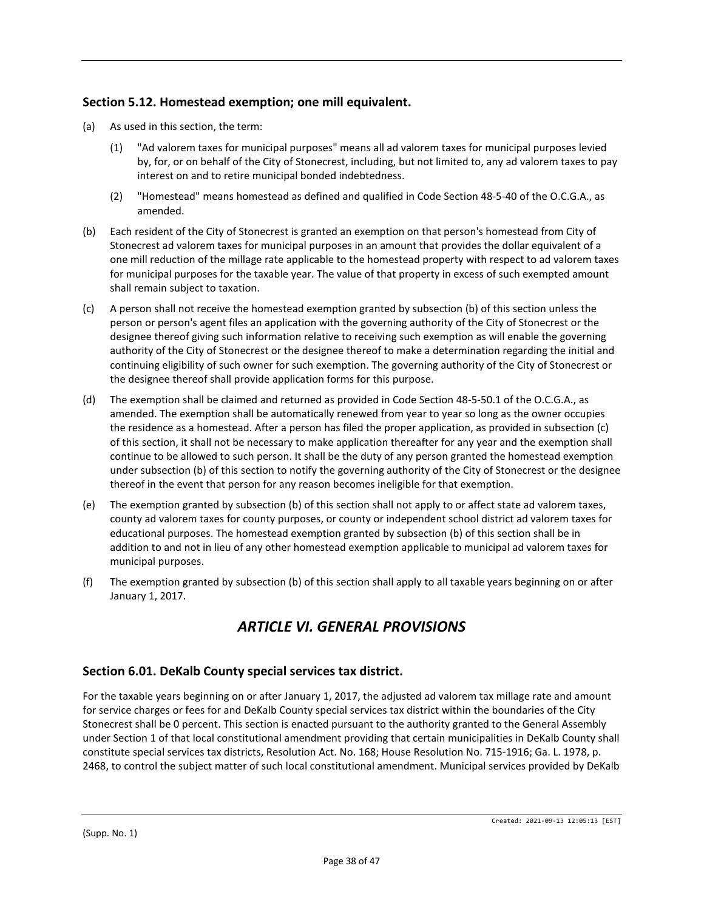## Section 5.12. Homestead exemption; one mill equivalent.

(a) As used in this section, the term:

(1) "Ad valorem taxes for municipal purposes" means all ad valorem taxes for municipal purposes levied by, for, or on behalf of the City of Stonecrest, including, but not limited to, any ad valorem taxes to pay interest on and to retire municipal bonded indebtedness.

(2) "Homestead" means homestead as defined and qualified in Code Section 48-5-40 of the O.C.G.A., as amended.

(b) Each resident of the City of Stonecrest is granted an exemption on that person's homestead from City of Stonecrest ad valorem taxes for municipal purposes in an amount that provides the dollar equivalent of a one mill reduction of the millage rate applicable to the homestead property with respect to ad valorem taxes for municipal purposes for the taxable year. The value of that property in excess of such exempted amount shall remain subject to taxation.

(c) A person shall not receive the homestead exemption granted by subsection (b) of this section unless the person or person's agent files an application with the governing authority of the City of Stonecrest or the designee thereof giving such information relative to receiving such exemption as will enable the governing authority of the City of Stonecrest or the designee thereof to make a determination regarding the initial and continuing eligibility of such owner for such exemption. The governing authority of the City of Stonecrest or the designee thereof shall provide application forms for this purpose.

(d) The exemption shall be claimed and returned as provided in Code Section 48-5-50.1 of the O.C.G.A., as amended. The exemption shall be automatically renewed from year to year so long as the owner occupies the residence as a homestead. After a person has filed the proper application, as provided in subsection (c) of this section, it shall not be necessary to make application thereafter for any year and the exemption shall continue to be allowed to such person. It shall be the duty of any person granted the homestead exemption under subsection (b) of this section to notify the governing authority of the City of Stonecrest or the designee thereof in the event that person for any reason becomes ineligible for that exemption.

(e) The exemption granted by subsection (b) of this section shall not apply to or affect state ad valorem taxes, county ad valorem taxes for county purposes, or county or independent school district ad valorem taxes for educational purposes. The homestead exemption granted by subsection (b) of this section shall be in addition to and not in lieu of any other homestead exemption applicable to municipal ad valorem taxes for municipal purposes.

(f) The exemption granted by subsection (b) of this section shall apply to all taxable years beginning on or after January 1, 2017.

# *ARTICLE VI. GENERAL PROVISIONS*

## Section 6.01. DeKalb County special services tax district.

For the taxable years beginning on or after January 1, 2017, the adjusted ad valorem tax millage rate and amount for service charges or fees for and DeKalb County special services tax district within the boundaries of the City Stonecrest shall be 0 percent. This section is enacted pursuant to the authority granted to the General Assembly under Section 1 of that local constitutional amendment providing that certain municipalities in DeKalb County shall constitute special services tax districts, Resolution Act. No. 168; House Resolution No. 715-1916; Ga. L. 1978, p. 2468, to control the subject matter of such local constitutional amendment. Municipal services provided by DeKalb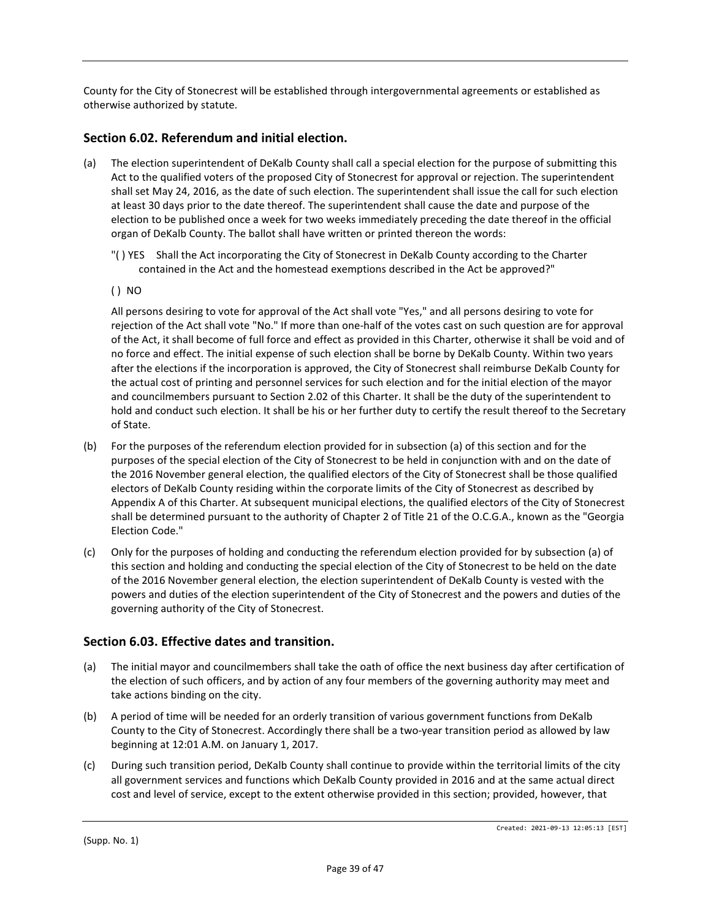County for the City of Stonecrest will be established through intergovernmental agreements or established as otherwise authorized by statute.

## Section 6.02. Referendum and initial election.

(a) The election superintendent of DeKalb County shall call a special election for the purpose of submitting this Act to the qualified voters of the proposed City of Stonecrest for approval or rejection. The superintendent shall set May 24, 2016, as the date of such election. The superintendent shall issue the call for such election at least 30 days prior to the date thereof. The superintendent shall cause the date and purpose of the election to be published once a week for two weeks immediately preceding the date thereof in the official organ of DeKalb County. The ballot shall have written or printed thereon the words:

"( ) YES Shall the Act incorporating the City of Stonecrest in DeKalb County according to the Charter contained in the Act and the homestead exemptions described in the Act be approved?"

( ) NO

All persons desiring to vote for approval of the Act shall vote "Yes," and all persons desiring to vote for rejection of the Act shall vote "No." If more than one-half of the votes cast on such question are for approval of the Act, it shall become of full force and effect as provided in this Charter, otherwise it shall be void and of no force and effect. The initial expense of such election shall be borne by DeKalb County. Within two years after the elections if the incorporation is approved, the City of Stonecrest shall reimburse DeKalb County for the actual cost of printing and personnel services for such election and for the initial election of the mayor and councilmembers pursuant to Section 2.02 of this Charter. It shall be the duty of the superintendent to hold and conduct such election. It shall be his or her further duty to certify the result thereof to the Secretary of State.

(b) For the purposes of the referendum election provided for in subsection (a) of this section and for the purposes of the special election of the City of Stonecrest to be held in conjunction with and on the date of the 2016 November general election, the qualified electors of the City of Stonecrest shall be those qualified electors of DeKalb County residing within the corporate limits of the City of Stonecrest as described by Appendix A of this Charter. At subsequent municipal elections, the qualified electors of the City of Stonecrest shall be determined pursuant to the authority of Chapter 2 of Title 21 of the O.C.G.A., known as the "Georgia Election Code."

(c) Only for the purposes of holding and conducting the referendum election provided for by subsection (a) of this section and holding and conducting the special election of the City of Stonecrest to be held on the date of the 2016 November general election, the election superintendent of DeKalb County is vested with the powers and duties of the election superintendent of the City of Stonecrest and the powers and duties of the governing authority of the City of Stonecrest.

## Section 6.03. Effective dates and transition.

(a) The initial mayor and councilmembers shall take the oath of office the next business day after certification of the election of such officers, and by action of any four members of the governing authority may meet and take actions binding on the city.

(b) A period of time will be needed for an orderly transition of various government functions from DeKalb County to the City of Stonecrest. Accordingly there shall be a two-year transition period as allowed by law beginning at 12:01 A.M. on January 1, 2017.

(c) During such transition period, DeKalb County shall continue to provide within the territorial limits of the city all government services and functions which DeKalb County provided in 2016 and at the same actual direct cost and level of service, except to the extent otherwise provided in this section; provided, however, that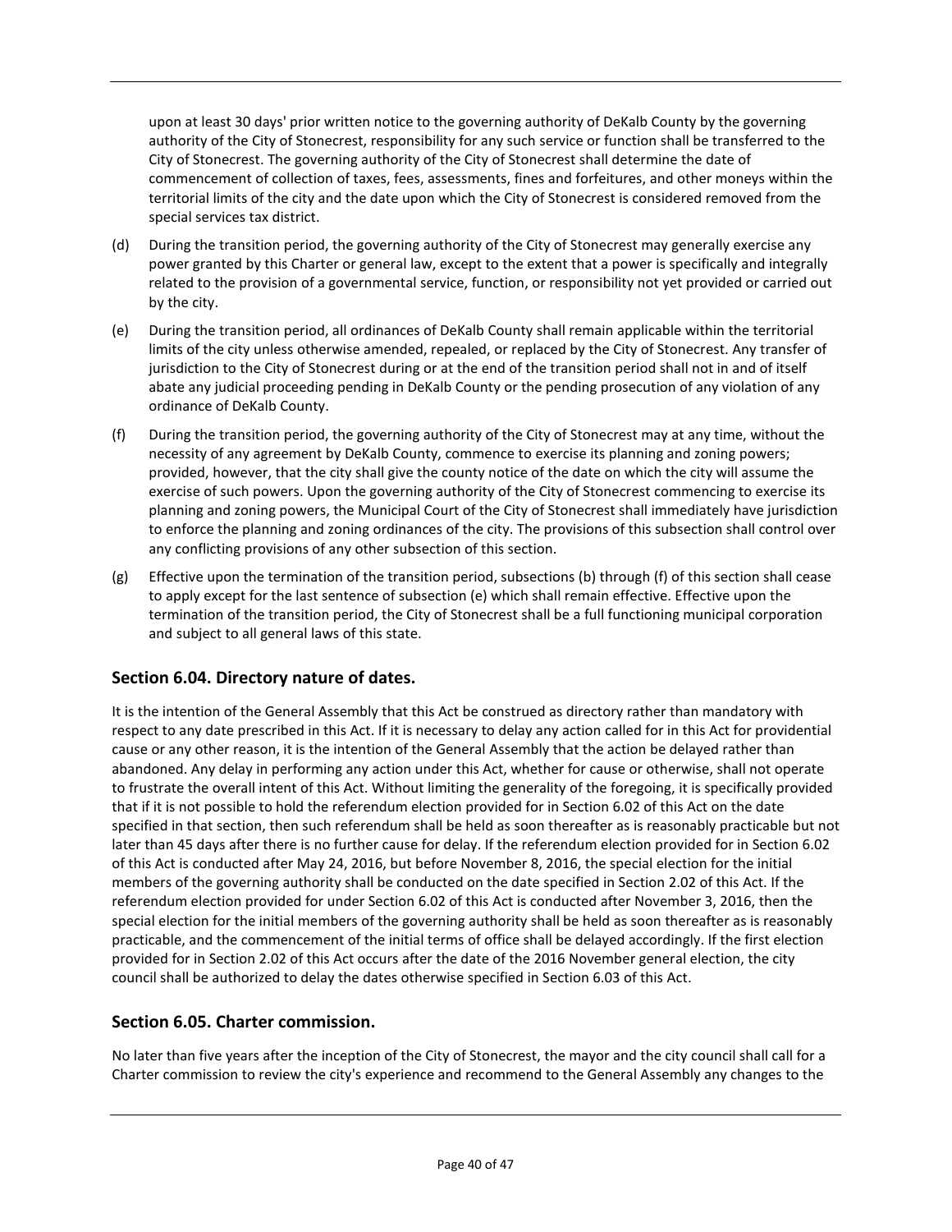upon at least 30 days' prior written notice to the governing authority of DeKalb County by the governing authority of the City of Stonecrest, responsibility for any such service or function shall be transferred to the City of Stonecrest. The governing authority of the City of Stonecrest shall determine the date of commencement of collection of taxes, fees, assessments, fines and forfeitures, and other moneys within the territorial limits of the city and the date upon which the City of Stonecrest is considered removed from the special services tax district.

(d) During the transition period, the governing authority of the City of Stonecrest may generally exercise any power granted by this Charter or general law, except to the extent that a power is specifically and integrally related to the provision of a governmental service, function, or responsibility not yet provided or carried out by the city.

(e) During the transition period, all ordinances of DeKalb County shall remain applicable within the territorial limits of the city unless otherwise amended, repealed, or replaced by the City of Stonecrest. Any transfer of jurisdiction to the City of Stonecrest during or at the end of the transition period shall not in and of itself abate any judicial proceeding pending in DeKalb County or the pending prosecution of any violation of any ordinance of DeKalb County.

(f) During the transition period, the governing authority of the City of Stonecrest may at any time, without the necessity of any agreement by DeKalb County, commence to exercise its planning and zoning powers; provided, however, that the city shall give the county notice of the date on which the city will assume the exercise of such powers. Upon the governing authority of the City of Stonecrest commencing to exercise its planning and zoning powers, the Municipal Court of the City of Stonecrest shall immediately have jurisdiction to enforce the planning and zoning ordinances of the city. The provisions of this subsection shall control over any conflicting provisions of any other subsection of this section.

(g) Effective upon the termination of the transition period, subsections (b) through (f) of this section shall cease to apply except for the last sentence of subsection (e) which shall remain effective. Effective upon the termination of the transition period, the City of Stonecrest shall be a full functioning municipal corporation and subject to all general laws of this state.

## Section 6.04. Directory nature of dates.

It is the intention of the General Assembly that this Act be construed as directory rather than mandatory with respect to any date prescribed in this Act. If it is necessary to delay any action called for in this Act for providential cause or any other reason, it is the intention of the General Assembly that the action be delayed rather than abandoned. Any delay in performing any action under this Act, whether for cause or otherwise, shall not operate to frustrate the overall intent of this Act. Without limiting the generality of the foregoing, it is specifically provided that if it is not possible to hold the referendum election provided for in Section 6.02 of this Act on the date specified in that section, then such referendum shall be held as soon thereafter as is reasonably practicable but not later than 45 days after there is no further cause for delay. If the referendum election provided for in Section 6.02 of this Act is conducted after May 24, 2016, but before November 8, 2016, the special election for the initial members of the governing authority shall be conducted on the date specified in Section 2.02 of this Act. If the referendum election provided for under Section 6.02 of this Act is conducted after November 3, 2016, then the special election for the initial members of the governing authority shall be held as soon thereafter as is reasonably practicable, and the commencement of the initial terms of office shall be delayed accordingly. If the first election provided for in Section 2.02 of this Act occurs after the date of the 2016 November general election, the city council shall be authorized to delay the dates otherwise specified in Section 6.03 of this Act.

## Section 6.05. Charter commission.

No later than five years after the inception of the City of Stonecrest, the mayor and the city council shall call for a Charter commission to review the city's experience and recommend to the General Assembly any changes to the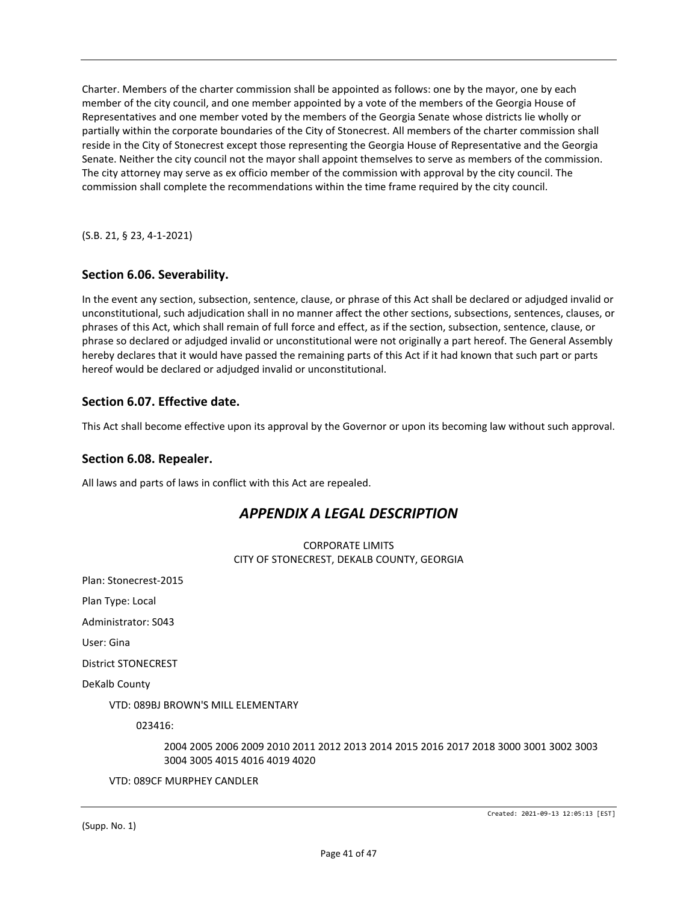Charter. Members of the charter commission shall be appointed as follows: one by the mayor, one by each member of the city council, and one member appointed by a vote of the members of the Georgia House of Representatives and one member voted by the members of the Georgia Senate whose districts lie wholly or partially within the corporate boundaries of the City of Stonecrest. All members of the charter commission shall reside in the City of Stonecrest except those representing the Georgia House of Representative and the Georgia Senate. Neither the city council not the mayor shall appoint themselves to serve as members of the commission. The city attorney may serve as ex officio member of the commission with approval by the city council. The commission shall complete the recommendations within the time frame required by the city council.

(S.B. 21, § 23, 4-1-2021)

### Section 6.06. Severability.

In the event any section, subsection, sentence, clause, or phrase of this Act shall be declared or adjudged invalid or unconstitutional, such adjudication shall in no manner affect the other sections, subsections, sentences, clauses, or phrases of this Act, which shall remain of full force and effect, as if the section, subsection, sentence, clause, or phrase so declared or adjudged invalid or unconstitutional were not originally a part hereof. The General Assembly hereby declares that it would have passed the remaining parts of this Act if it had known that such part or parts hereof would be declared or adjudged invalid or unconstitutional.

### Section 6.07. Effective date.

This Act shall become effective upon its approval by the Governor or upon its becoming law without such approval.

### Section 6.08. Repealer.

All laws and parts of laws in conflict with this Act are repealed.

## *APPENDIX A LEGAL DESCRIPTION*

CORPORATE LIMITS
CITY OF STONECREST, DEKALB COUNTY, GEORGIA

Plan: Stonecrest-2015

Plan Type: Local

Administrator: S043

User: Gina

District STONECREST

DeKalb County

VTD: 089BJ BROWN'S MILL ELEMENTARY

023416:

2004 2005 2006 2009 2010 2011 2012 2013 2014 2015 2016 2017 2018 3000 3001 3002 3003 3004 3005 4015 4016 4019 4020

VTD: 089CF MURPHEY CANDLER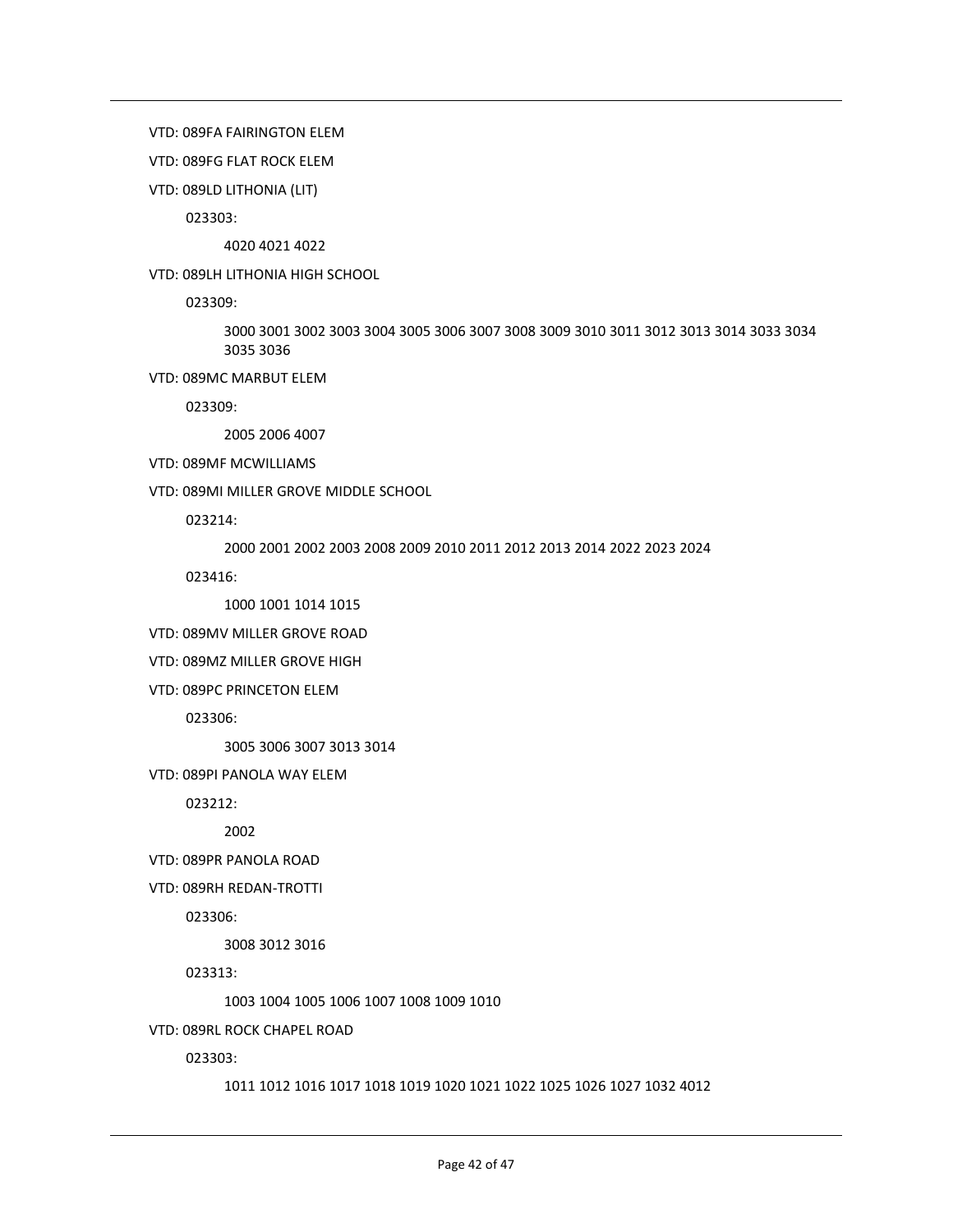VTD: 089FA FAIRINGTON ELEM

VTD: 089FG FLAT ROCK ELEM

VTD: 089LD LITHONIA (LIT)

023303:

4020 4021 4022

VTD: 089LH LITHONIA HIGH SCHOOL

023309:

3000 3001 3002 3003 3004 3005 3006 3007 3008 3009 3010 3011 3012 3013 3014 3033 3034 3035 3036

VTD: 089MC MARBUT ELEM

023309:

2005 2006 4007

VTD: 089MF MCWILLIAMS

VTD: 089MI MILLER GROVE MIDDLE SCHOOL

023214:

2000 2001 2002 2003 2008 2009 2010 2011 2012 2013 2014 2022 2023 2024

023416:

1000 1001 1014 1015

VTD: 089MV MILLER GROVE ROAD

VTD: 089MZ MILLER GROVE HIGH

VTD: 089PC PRINCETON ELEM

023306:

3005 3006 3007 3013 3014

VTD: 089PI PANOLA WAY ELEM

023212:

2002

VTD: 089PR PANOLA ROAD

VTD: 089RH REDAN-TROTTI

023306:

3008 3012 3016

023313:

1003 1004 1005 1006 1007 1008 1009 1010

VTD: 089RL ROCK CHAPEL ROAD

023303:

1011 1012 1016 1017 1018 1019 1020 1021 1022 1025 1026 1027 1032 4012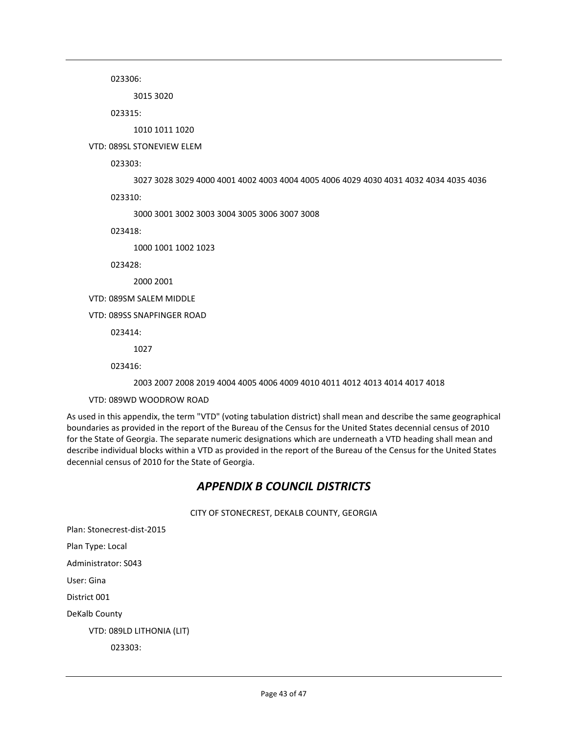023306:

3015 3020

023315:

1010 1011 1020

VTD: 089SL STONEVIEW ELEM

023303:

3027 3028 3029 4000 4001 4002 4003 4004 4005 4006 4029 4030 4031 4032 4034 4035 4036

023310:

3000 3001 3002 3003 3004 3005 3006 3007 3008

023418:

1000 1001 1002 1023

023428:

2000 2001

VTD: 089SM SALEM MIDDLE

VTD: 089SS SNAPFINGER ROAD

023414:

1027

023416:

2003 2007 2008 2019 4004 4005 4006 4009 4010 4011 4012 4013 4014 4017 4018

VTD: 089WD WOODROW ROAD

As used in this appendix, the term "VTD" (voting tabulation district) shall mean and describe the same geographical boundaries as provided in the report of the Bureau of the Census for the United States decennial census of 2010 for the State of Georgia. The separate numeric designations which are underneath a VTD heading shall mean and describe individual blocks within a VTD as provided in the report of the Bureau of the Census for the United States decennial census of 2010 for the State of Georgia.

## *APPENDIX B COUNCIL DISTRICTS*

CITY OF STONECREST, DEKALB COUNTY, GEORGIA

Plan: Stonecrest-dist-2015

Plan Type: Local

Administrator: S043

User: Gina

District 001

DeKalb County

VTD: 089LD LITHONIA (LIT)

023303: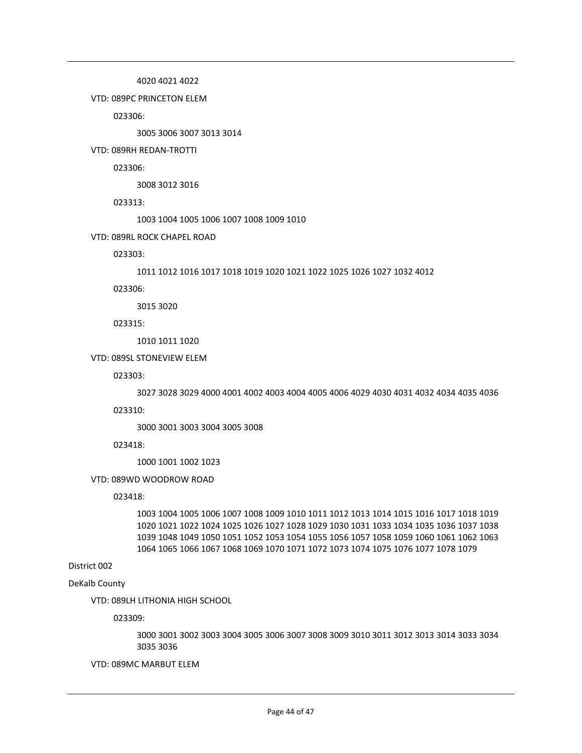4020 4021 4022

VTD: 089PC PRINCETON ELEM

023306:

3005 3006 3007 3013 3014

VTD: 089RH REDAN-TROTTI

023306:

3008 3012 3016

023313:

1003 1004 1005 1006 1007 1008 1009 1010

VTD: 089RL ROCK CHAPEL ROAD

023303:

1011 1012 1016 1017 1018 1019 1020 1021 1022 1025 1026 1027 1032 4012

023306:

3015 3020

023315:

1010 1011 1020

VTD: 089SL STONEVIEW ELEM

023303:

3027 3028 3029 4000 4001 4002 4003 4004 4005 4006 4029 4030 4031 4032 4034 4035 4036

023310:

3000 3001 3003 3004 3005 3008

023418:

1000 1001 1002 1023

VTD: 089WD WOODROW ROAD

023418:

1003 1004 1005 1006 1007 1008 1009 1010 1011 1012 1013 1014 1015 1016 1017 1018 1019 1020 1021 1022 1024 1025 1026 1027 1028 1029 1030 1031 1033 1034 1035 1036 1037 1038 1039 1048 1049 1050 1051 1052 1053 1054 1055 1056 1057 1058 1059 1060 1061 1062 1063 1064 1065 1066 1067 1068 1069 1070 1071 1072 1073 1074 1075 1076 1077 1078 1079

District 002

DeKalb County

VTD: 089LH LITHONIA HIGH SCHOOL

023309:

3000 3001 3002 3003 3004 3005 3006 3007 3008 3009 3010 3011 3012 3013 3014 3033 3034 3035 3036

VTD: 089MC MARBUT ELEM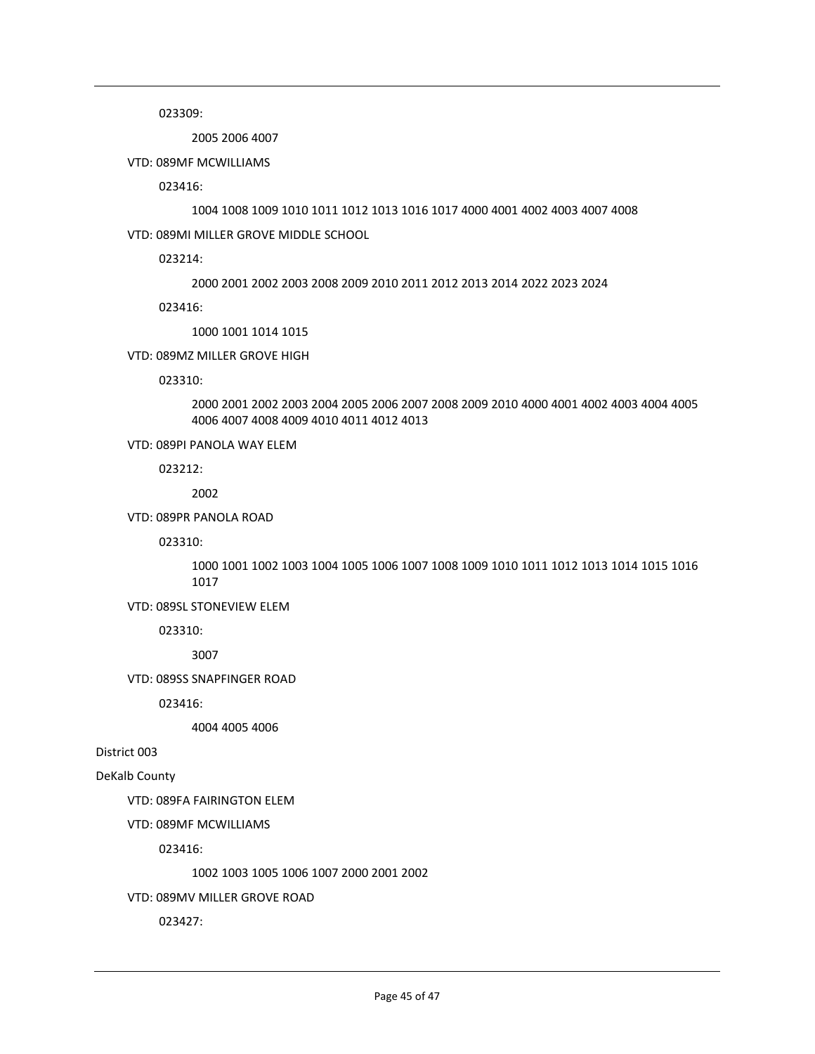023309:

2005 2006 4007

VTD: 089MF MCWILLIAMS

023416:

1004 1008 1009 1010 1011 1012 1013 1016 1017 4000 4001 4002 4003 4007 4008

VTD: 089MI MILLER GROVE MIDDLE SCHOOL

023214:

2000 2001 2002 2003 2008 2009 2010 2011 2012 2013 2014 2022 2023 2024

023416:

1000 1001 1014 1015

VTD: 089MZ MILLER GROVE HIGH

023310:

2000 2001 2002 2003 2004 2005 2006 2007 2008 2009 2010 4000 4001 4002 4003 4004 4005 4006 4007 4008 4009 4010 4011 4012 4013

VTD: 089PI PANOLA WAY ELEM

023212:

2002

VTD: 089PR PANOLA ROAD

023310:

1000 1001 1002 1003 1004 1005 1006 1007 1008 1009 1010 1011 1012 1013 1014 1015 1016 1017

VTD: 089SL STONEVIEW ELEM

023310:

3007

VTD: 089SS SNAPFINGER ROAD

023416:

4004 4005 4006

District 003

DeKalb County

VTD: 089FA FAIRINGTON ELEM

VTD: 089MF MCWILLIAMS

023416:

1002 1003 1005 1006 1007 2000 2001 2002

VTD: 089MV MILLER GROVE ROAD

023427: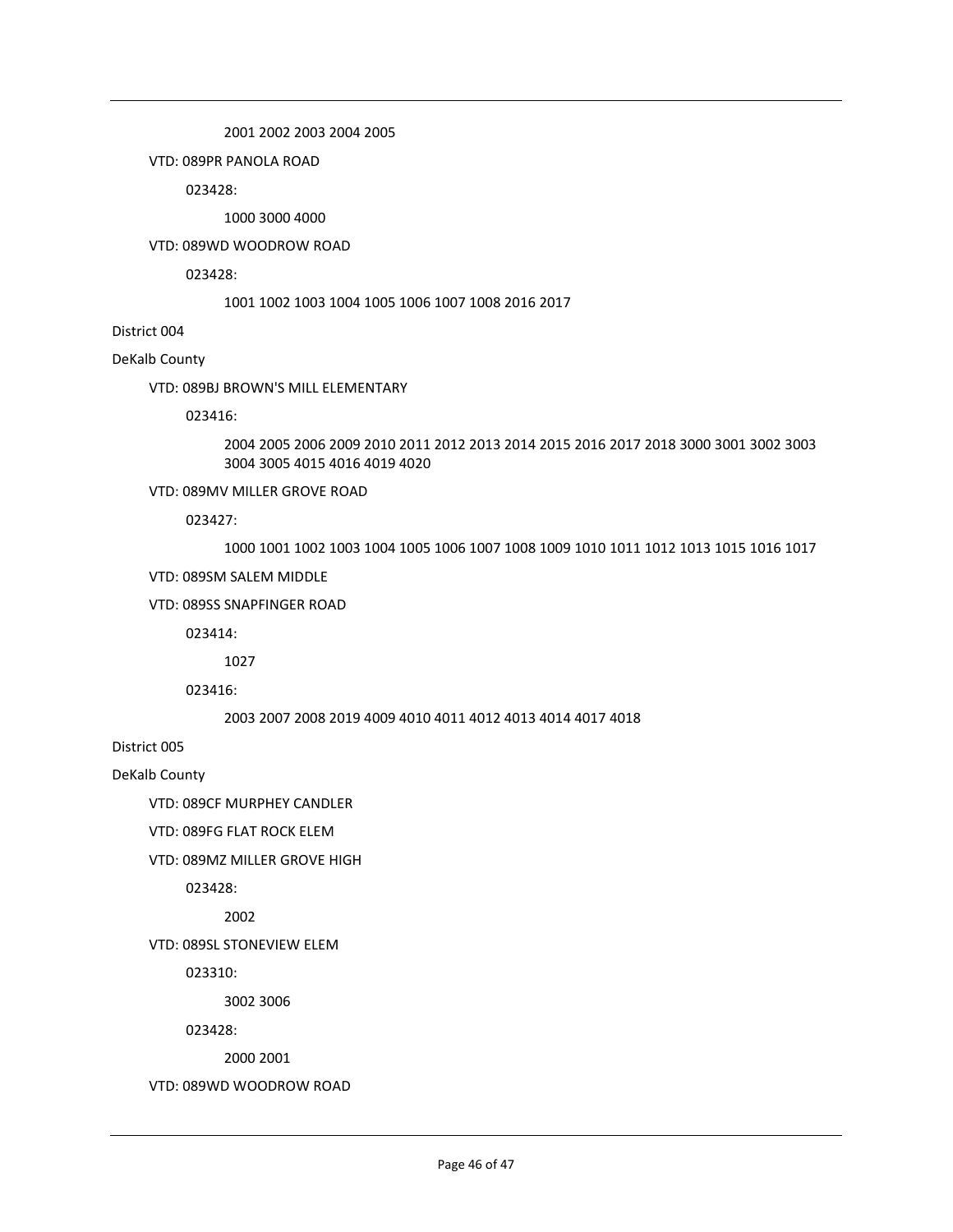2001 2002 2003 2004 2005

VTD: 089PR PANOLA ROAD

023428:

1000 3000 4000

VTD: 089WD WOODROW ROAD

023428:

1001 1002 1003 1004 1005 1006 1007 1008 2016 2017

District 004

DeKalb County

VTD: 089BJ BROWN'S MILL ELEMENTARY

023416:

2004 2005 2006 2009 2010 2011 2012 2013 2014 2015 2016 2017 2018 3000 3001 3002 3003 3004 3005 4015 4016 4019 4020

VTD: 089MV MILLER GROVE ROAD

023427:

1000 1001 1002 1003 1004 1005 1006 1007 1008 1009 1010 1011 1012 1013 1015 1016 1017

VTD: 089SM SALEM MIDDLE

VTD: 089SS SNAPFINGER ROAD

023414:

1027

023416:

2003 2007 2008 2019 4009 4010 4011 4012 4013 4014 4017 4018

District 005

DeKalb County

VTD: 089CF MURPHEY CANDLER

VTD: 089FG FLAT ROCK ELEM

VTD: 089MZ MILLER GROVE HIGH

023428:

2002

VTD: 089SL STONEVIEW ELEM

023310:

3002 3006

023428:

2000 2001

VTD: 089WD WOODROW ROAD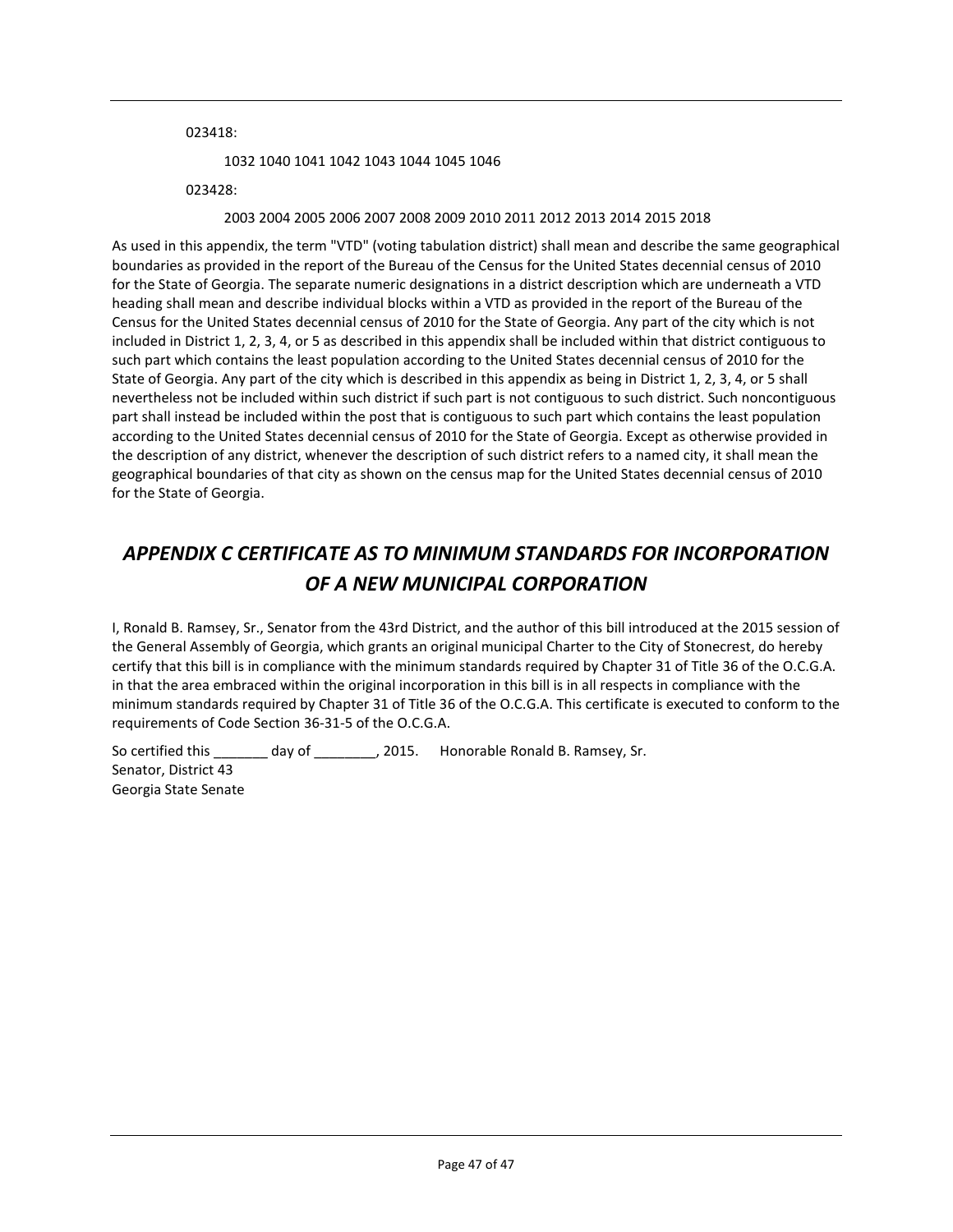023418:

1032 1040 1041 1042 1043 1044 1045 1046

023428:

2003 2004 2005 2006 2007 2008 2009 2010 2011 2012 2013 2014 2015 2018

As used in this appendix, the term "VTD" (voting tabulation district) shall mean and describe the same geographical boundaries as provided in the report of the Bureau of the Census for the United States decennial census of 2010 for the State of Georgia. The separate numeric designations in a district description which are underneath a VTD heading shall mean and describe individual blocks within a VTD as provided in the report of the Bureau of the Census for the United States decennial census of 2010 for the State of Georgia. Any part of the city which is not included in District 1, 2, 3, 4, or 5 as described in this appendix shall be included within that district contiguous to such part which contains the least population according to the United States decennial census of 2010 for the State of Georgia. Any part of the city which is described in this appendix as being in District 1, 2, 3, 4, or 5 shall nevertheless not be included within such district if such part is not contiguous to such district. Such noncontiguous part shall instead be included within the post that is contiguous to such part which contains the least population according to the United States decennial census of 2010 for the State of Georgia. Except as otherwise provided in the description of any district, whenever the description of such district refers to a named city, it shall mean the geographical boundaries of that city as shown on the census map for the United States decennial census of 2010 for the State of Georgia.

## *APPENDIX C CERTIFICATE AS TO MINIMUM STANDARDS FOR INCORPORATION OF A NEW MUNICIPAL CORPORATION*

I, Ronald B. Ramsey, Sr., Senator from the 43rd District, and the author of this bill introduced at the 2015 session of the General Assembly of Georgia, which grants an original municipal Charter to the City of Stonecrest, do hereby certify that this bill is in compliance with the minimum standards required by Chapter 31 of Title 36 of the O.C.G.A. in that the area embraced within the original incorporation in this bill is in all respects in compliance with the minimum standards required by Chapter 31 of Title 36 of the O.C.G.A. This certificate is executed to conform to the requirements of Code Section 36-31-5 of the O.C.G.A.

So certified this _______ day of ________, 2015. Honorable Ronald B. Ramsey, Sr.
Senator, District 43
Georgia State Senate